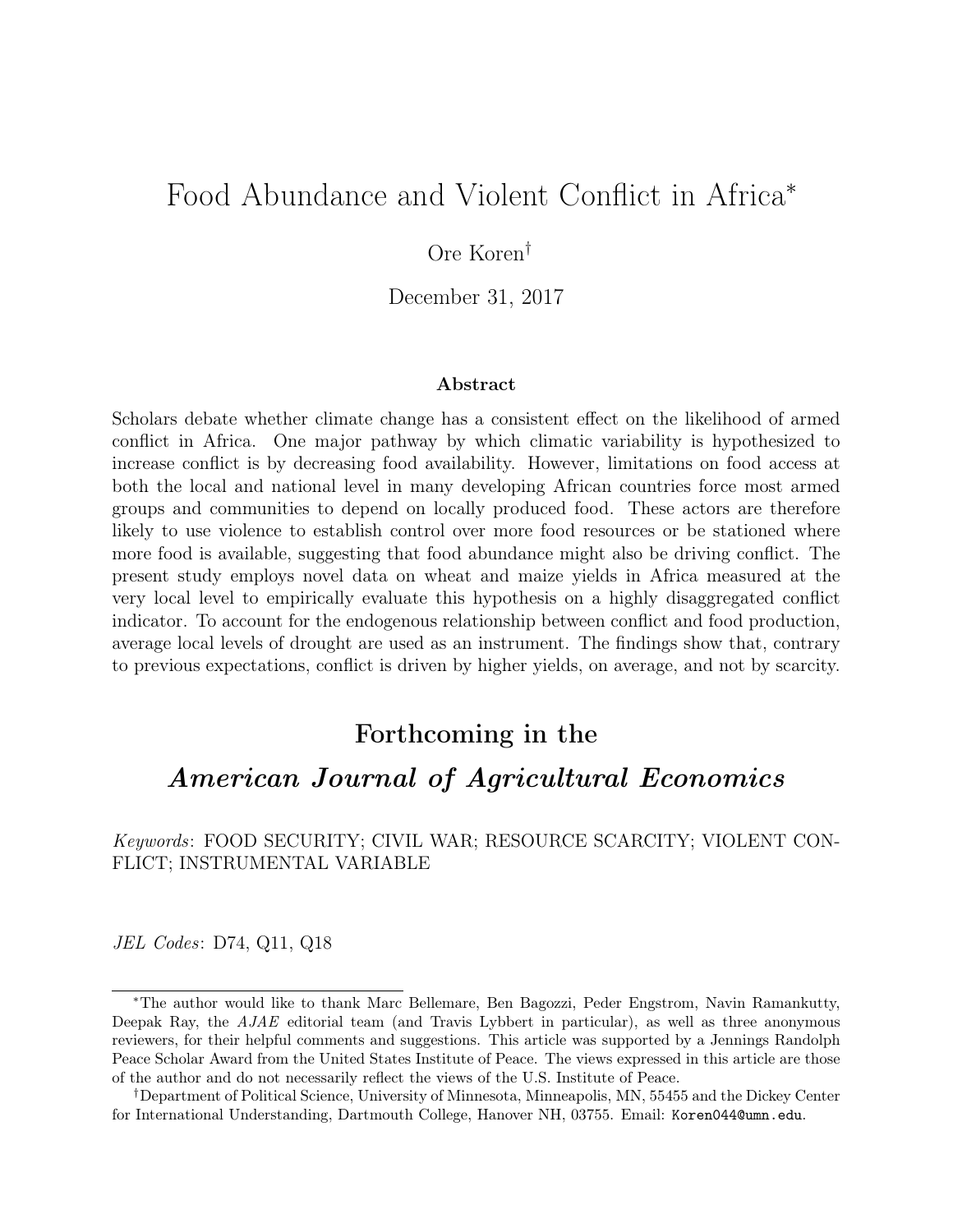# Food Abundance and Violent Conflict in Africa[*]

Ore Koren[†]

December 31, 2017

### Abstract

Scholars debate whether climate change has a consistent effect on the likelihood of armed conflict in Africa. One major pathway by which climatic variability is hypothesized to increase conflict is by decreasing food availability. However, limitations on food access at both the local and national level in many developing African countries force most armed groups and communities to depend on locally produced food. These actors are therefore likely to use violence to establish control over more food resources or be stationed where more food is available, suggesting that food abundance might also be driving conflict. The present study employs novel data on wheat and maize yields in Africa measured at the very local level to empirically evaluate this hypothesis on a highly disaggregated conflict indicator. To account for the endogenous relationship between conflict and food production, average local levels of drought are used as an instrument. The findings show that, contrary to previous expectations, conflict is driven by higher yields, on average, and not by scarcity.

## Forthcoming in the

## *American Journal of Agricultural Economics*

*Keywords*: FOOD SECURITY; CIVIL WAR; RESOURCE SCARCITY; VIOLENT CONFLICT; INSTRUMENTAL VARIABLE

*JEL Codes*: D74, Q11, Q18

[*]The author would like to thank Marc Bellemare, Ben Bagozzi, Peder Engstrom, Navin Ramankutty, Deepak Ray, the *AJAE* editorial team (and Travis Lybbert in particular), as well as three anonymous reviewers, for their helpful comments and suggestions. This article was supported by a Jennings Randolph Peace Scholar Award from the United States Institute of Peace. The views expressed in this article are those of the author and do not necessarily reflect the views of the U.S. Institute of Peace.

[†]Department of Political Science, University of Minnesota, Minneapolis, MN, 55455 and the Dickey Center for International Understanding, Dartmouth College, Hanover NH, 03755. Email: Koren044@umn.edu.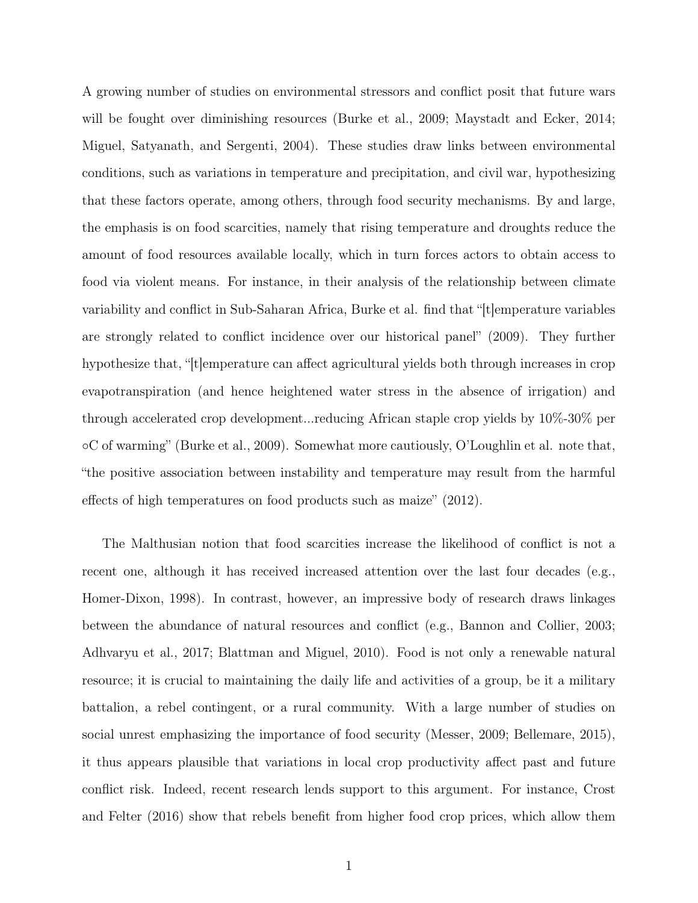A growing number of studies on environmental stressors and conflict posit that future wars will be fought over diminishing resources (Burke et al., 2009; Maystadt and Ecker, 2014; Miguel, Satyanath, and Sergenti, 2004). These studies draw links between environmental conditions, such as variations in temperature and precipitation, and civil war, hypothesizing that these factors operate, among others, through food security mechanisms. By and large, the emphasis is on food scarcities, namely that rising temperature and droughts reduce the amount of food resources available locally, which in turn forces actors to obtain access to food via violent means. For instance, in their analysis of the relationship between climate variability and conflict in Sub-Saharan Africa, Burke et al. find that "[t]emperature variables are strongly related to conflict incidence over our historical panel" (2009). They further hypothesize that, "[t]emperature can affect agricultural yields both through increases in crop evapotranspiration (and hence heightened water stress in the absence of irrigation) and through accelerated crop development...reducing African staple crop yields by 10%-30% per ◦C of warming" (Burke et al., 2009). Somewhat more cautiously, O'Loughlin et al. note that, "the positive association between instability and temperature may result from the harmful effects of high temperatures on food products such as maize" (2012).

The Malthusian notion that food scarcities increase the likelihood of conflict is not a recent one, although it has received increased attention over the last four decades (e.g., Homer-Dixon, 1998). In contrast, however, an impressive body of research draws linkages between the abundance of natural resources and conflict (e.g., Bannon and Collier, 2003; Adhvaryu et al., 2017; Blattman and Miguel, 2010). Food is not only a renewable natural resource; it is crucial to maintaining the daily life and activities of a group, be it a military battalion, a rebel contingent, or a rural community. With a large number of studies on social unrest emphasizing the importance of food security (Messer, 2009; Bellemare, 2015), it thus appears plausible that variations in local crop productivity affect past and future conflict risk. Indeed, recent research lends support to this argument. For instance, Crost and Felter (2016) show that rebels benefit from higher food crop prices, which allow them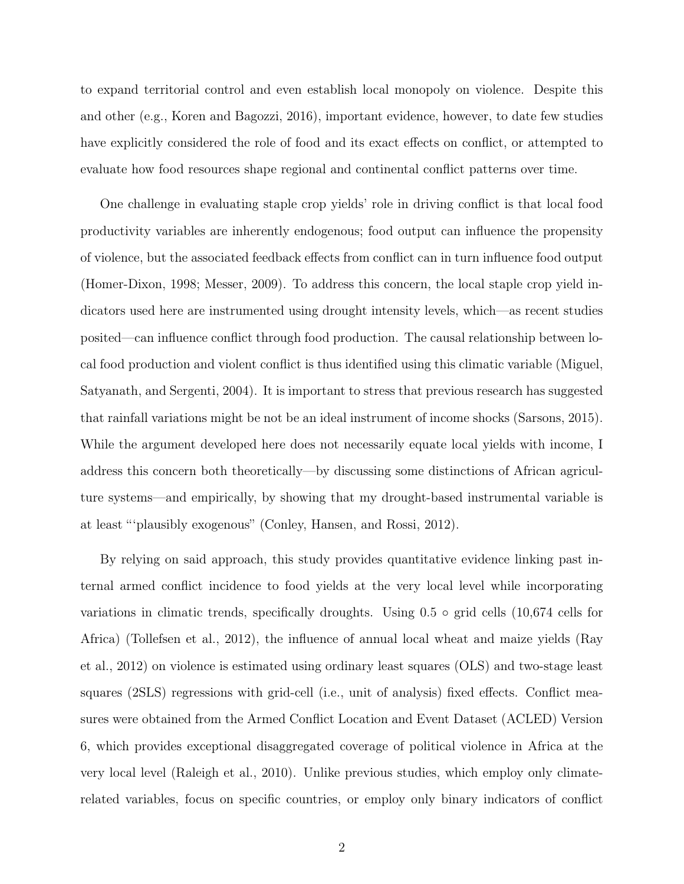to expand territorial control and even establish local monopoly on violence. Despite this and other (e.g., Koren and Bagozzi, 2016), important evidence, however, to date few studies have explicitly considered the role of food and its exact effects on conflict, or attempted to evaluate how food resources shape regional and continental conflict patterns over time.

One challenge in evaluating staple crop yields' role in driving conflict is that local food productivity variables are inherently endogenous; food output can influence the propensity of violence, but the associated feedback effects from conflict can in turn influence food output (Homer-Dixon, 1998; Messer, 2009). To address this concern, the local staple crop yield indicators used here are instrumented using drought intensity levels, which—as recent studies posited—can influence conflict through food production. The causal relationship between local food production and violent conflict is thus identified using this climatic variable (Miguel, Satyanath, and Sergenti, 2004). It is important to stress that previous research has suggested that rainfall variations might be not be an ideal instrument of income shocks (Sarsons, 2015). While the argument developed here does not necessarily equate local yields with income, I address this concern both theoretically—by discussing some distinctions of African agriculture systems—and empirically, by showing that my drought-based instrumental variable is at least "'plausibly exogenous" (Conley, Hansen, and Rossi, 2012).

By relying on said approach, this study provides quantitative evidence linking past internal armed conflict incidence to food yields at the very local level while incorporating variations in climatic trends, specifically droughts. Using $0.5 \circ$ grid cells (10,674 cells for Africa) (Tollefsen et al., 2012), the influence of annual local wheat and maize yields (Ray et al., 2012) on violence is estimated using ordinary least squares (OLS) and two-stage least squares (2SLS) regressions with grid-cell (i.e., unit of analysis) fixed effects. Conflict measures were obtained from the Armed Conflict Location and Event Dataset (ACLED) Version 6, which provides exceptional disaggregated coverage of political violence in Africa at the very local level (Raleigh et al., 2010). Unlike previous studies, which employ only climate-related variables, focus on specific countries, or employ only binary indicators of conflict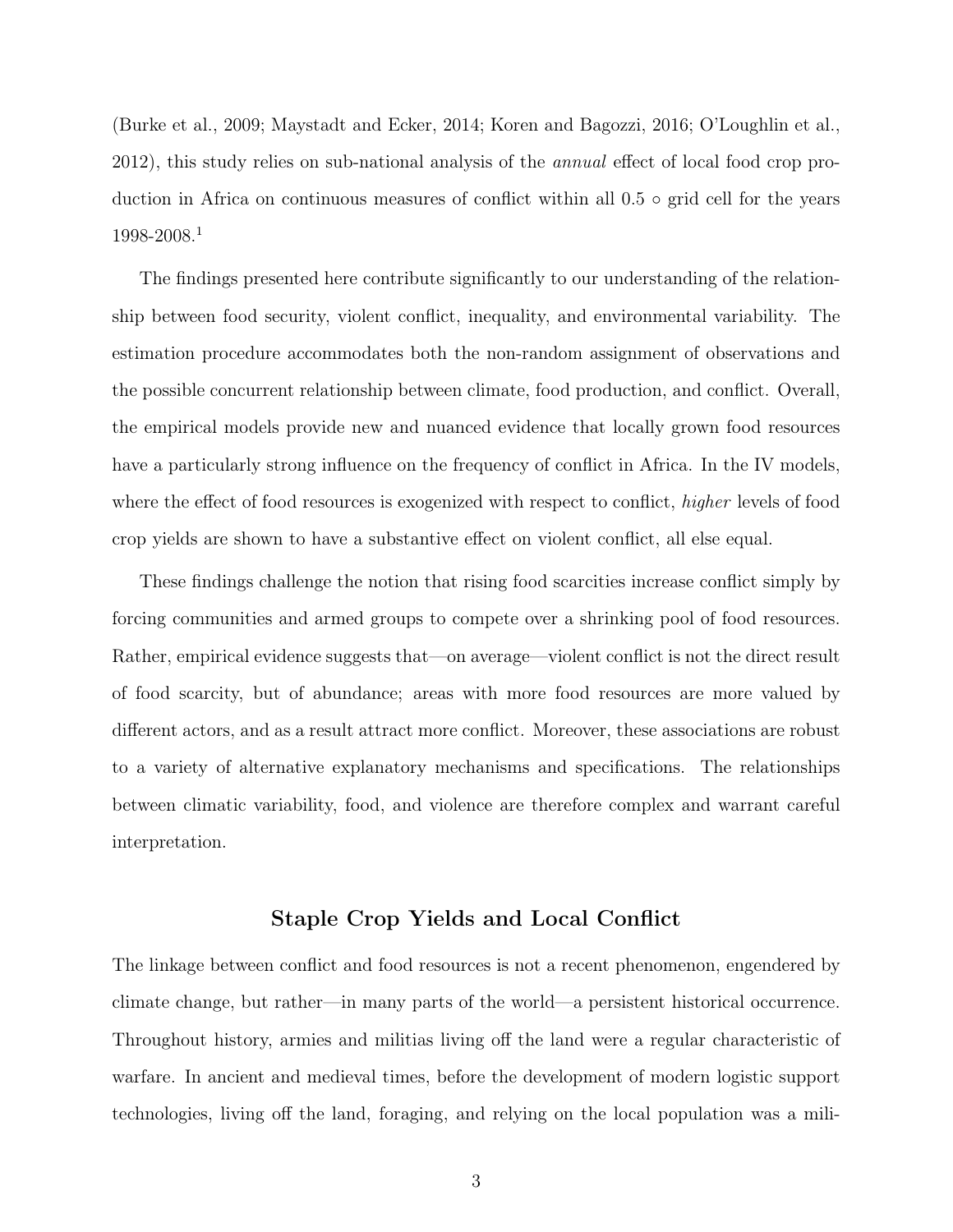(Burke et al., 2009; Maystadt and Ecker, 2014; Koren and Bagozzi, 2016; O'Loughlin et al., 2012), this study relies on sub-national analysis of the *annual* effect of local food crop production in Africa on continuous measures of conflict within all 0.5 $\circ$ grid cell for the years 1998-2008.[1]

The findings presented here contribute significantly to our understanding of the relationship between food security, violent conflict, inequality, and environmental variability. The estimation procedure accommodates both the non-random assignment of observations and the possible concurrent relationship between climate, food production, and conflict. Overall, the empirical models provide new and nuanced evidence that locally grown food resources have a particularly strong influence on the frequency of conflict in Africa. In the IV models, where the effect of food resources is exogenized with respect to conflict, *higher* levels of food crop yields are shown to have a substantive effect on violent conflict, all else equal.

These findings challenge the notion that rising food scarcities increase conflict simply by forcing communities and armed groups to compete over a shrinking pool of food resources. Rather, empirical evidence suggests that—on average—violent conflict is not the direct result of food scarcity, but of abundance; areas with more food resources are more valued by different actors, and as a result attract more conflict. Moreover, these associations are robust to a variety of alternative explanatory mechanisms and specifications. The relationships between climatic variability, food, and violence are therefore complex and warrant careful interpretation.

## Staple Crop Yields and Local Conflict

The linkage between conflict and food resources is not a recent phenomenon, engendered by climate change, but rather—in many parts of the world—a persistent historical occurrence. Throughout history, armies and militias living off the land were a regular characteristic of warfare. In ancient and medieval times, before the development of modern logistic support technologies, living off the land, foraging, and relying on the local population was a mili-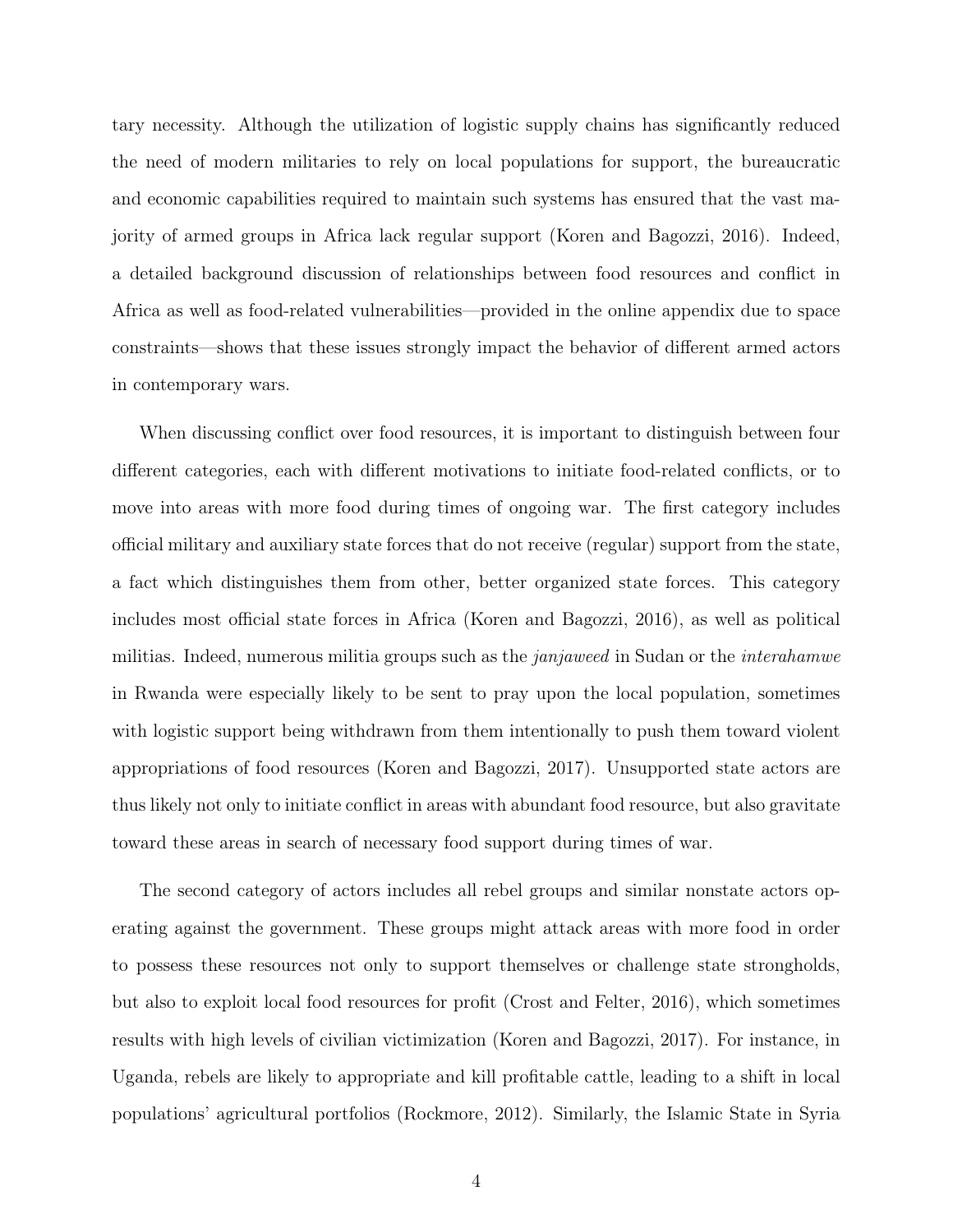tary necessity. Although the utilization of logistic supply chains has significantly reduced the need of modern militaries to rely on local populations for support, the bureaucratic and economic capabilities required to maintain such systems has ensured that the vast majority of armed groups in Africa lack regular support (Koren and Bagozzi, 2016). Indeed, a detailed background discussion of relationships between food resources and conflict in Africa as well as food-related vulnerabilities—provided in the online appendix due to space constraints—shows that these issues strongly impact the behavior of different armed actors in contemporary wars.

When discussing conflict over food resources, it is important to distinguish between four different categories, each with different motivations to initiate food-related conflicts, or to move into areas with more food during times of ongoing war. The first category includes official military and auxiliary state forces that do not receive (regular) support from the state, a fact which distinguishes them from other, better organized state forces. This category includes most official state forces in Africa (Koren and Bagozzi, 2016), as well as political militias. Indeed, numerous militia groups such as the *janjaweed* in Sudan or the *interahamwe* in Rwanda were especially likely to be sent to pray upon the local population, sometimes with logistic support being withdrawn from them intentionally to push them toward violent appropriations of food resources (Koren and Bagozzi, 2017). Unsupported state actors are thus likely not only to initiate conflict in areas with abundant food resource, but also gravitate toward these areas in search of necessary food support during times of war.

The second category of actors includes all rebel groups and similar nonstate actors operating against the government. These groups might attack areas with more food in order to possess these resources not only to support themselves or challenge state strongholds, but also to exploit local food resources for profit (Crost and Felter, 2016), which sometimes results with high levels of civilian victimization (Koren and Bagozzi, 2017). For instance, in Uganda, rebels are likely to appropriate and kill profitable cattle, leading to a shift in local populations' agricultural portfolios (Rockmore, 2012). Similarly, the Islamic State in Syria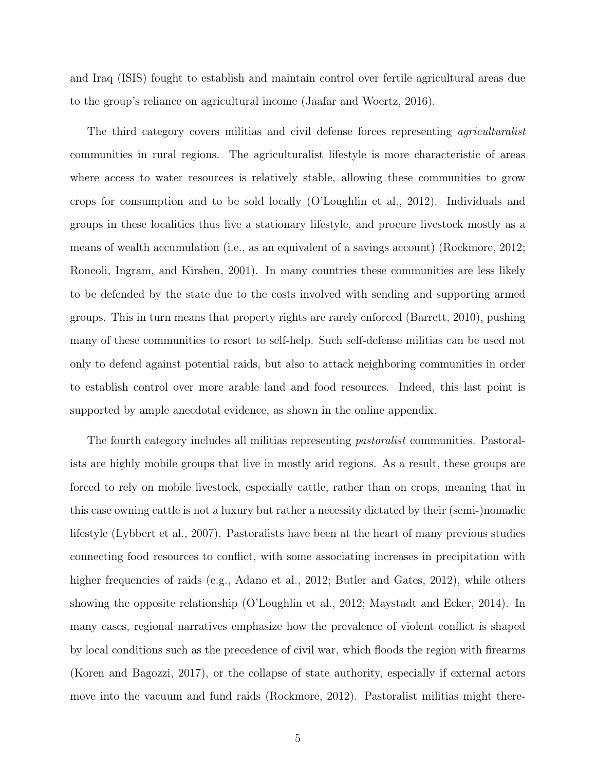and Iraq (ISIS) fought to establish and maintain control over fertile agricultural areas due to the group's reliance on agricultural income (Jaafar and Woertz, 2016).

The third category covers militias and civil defense forces representing *agriculturalist* communities in rural regions. The agriculturalist lifestyle is more characteristic of areas where access to water resources is relatively stable, allowing these communities to grow crops for consumption and to be sold locally (O'Loughlin et al., 2012). Individuals and groups in these localities thus live a stationary lifestyle, and procure livestock mostly as a means of wealth accumulation (i.e., as an equivalent of a savings account) (Rockmore, 2012; Roncoli, Ingram, and Kirshen, 2001). In many countries these communities are less likely to be defended by the state due to the costs involved with sending and supporting armed groups. This in turn means that property rights are rarely enforced (Barrett, 2010), pushing many of these communities to resort to self-help. Such self-defense militias can be used not only to defend against potential raids, but also to attack neighboring communities in order to establish control over more arable land and food resources. Indeed, this last point is supported by ample anecdotal evidence, as shown in the online appendix.

The fourth category includes all militias representing *pastoralist* communities. Pastoralists are highly mobile groups that live in mostly arid regions. As a result, these groups are forced to rely on mobile livestock, especially cattle, rather than on crops, meaning that in this case owning cattle is not a luxury but rather a necessity dictated by their (semi-)nomadic lifestyle (Lybbert et al., 2007). Pastoralists have been at the heart of many previous studies connecting food resources to conflict, with some associating increases in precipitation with higher frequencies of raids (e.g., Adano et al., 2012; Butler and Gates, 2012), while others showing the opposite relationship (O'Loughlin et al., 2012; Maystadt and Ecker, 2014). In many cases, regional narratives emphasize how the prevalence of violent conflict is shaped by local conditions such as the precedence of civil war, which floods the region with firearms (Koren and Bagozzi, 2017), or the collapse of state authority, especially if external actors move into the vacuum and fund raids (Rockmore, 2012). Pastoralist militias might there-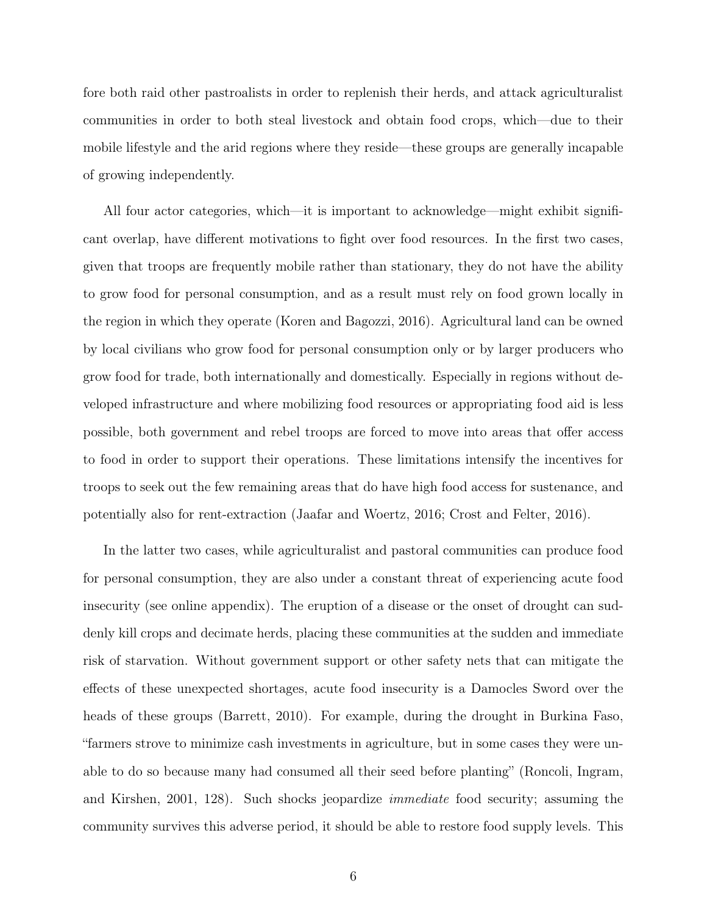fore both raid other pastroalists in order to replenish their herds, and attack agriculturalist communities in order to both steal livestock and obtain food crops, which—due to their mobile lifestyle and the arid regions where they reside—these groups are generally incapable of growing independently.

All four actor categories, which—it is important to acknowledge—might exhibit significant overlap, have different motivations to fight over food resources. In the first two cases, given that troops are frequently mobile rather than stationary, they do not have the ability to grow food for personal consumption, and as a result must rely on food grown locally in the region in which they operate (Koren and Bagozzi, 2016). Agricultural land can be owned by local civilians who grow food for personal consumption only or by larger producers who grow food for trade, both internationally and domestically. Especially in regions without developed infrastructure and where mobilizing food resources or appropriating food aid is less possible, both government and rebel troops are forced to move into areas that offer access to food in order to support their operations. These limitations intensify the incentives for troops to seek out the few remaining areas that do have high food access for sustenance, and potentially also for rent-extraction (Jaafar and Woertz, 2016; Crost and Felter, 2016).

In the latter two cases, while agriculturalist and pastoral communities can produce food for personal consumption, they are also under a constant threat of experiencing acute food insecurity (see online appendix). The eruption of a disease or the onset of drought can suddenly kill crops and decimate herds, placing these communities at the sudden and immediate risk of starvation. Without government support or other safety nets that can mitigate the effects of these unexpected shortages, acute food insecurity is a Damocles Sword over the heads of these groups (Barrett, 2010). For example, during the drought in Burkina Faso, "farmers strove to minimize cash investments in agriculture, but in some cases they were unable to do so because many had consumed all their seed before planting" (Roncoli, Ingram, and Kirshen, 2001, 128). Such shocks jeopardize *immediate* food security; assuming the community survives this adverse period, it should be able to restore food supply levels. This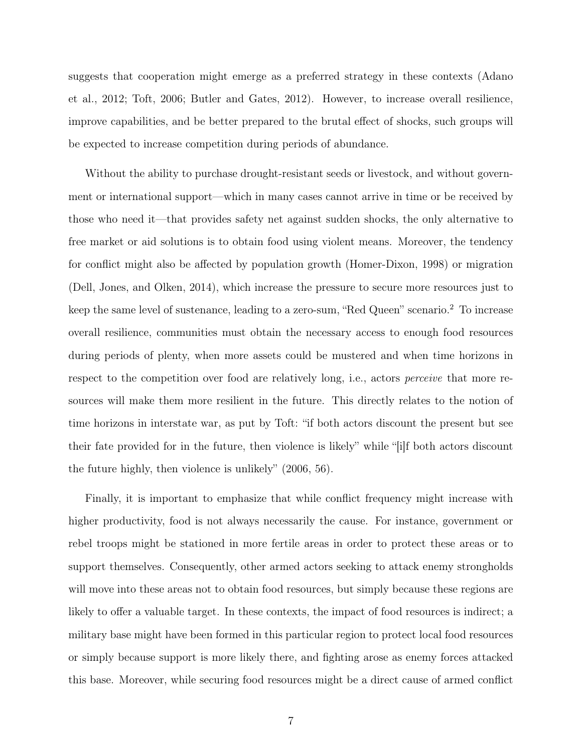suggests that cooperation might emerge as a preferred strategy in these contexts (Adano et al., 2012; Toft, 2006; Butler and Gates, 2012). However, to increase overall resilience, improve capabilities, and be better prepared to the brutal effect of shocks, such groups will be expected to increase competition during periods of abundance.

Without the ability to purchase drought-resistant seeds or livestock, and without government or international support—which in many cases cannot arrive in time or be received by those who need it—that provides safety net against sudden shocks, the only alternative to free market or aid solutions is to obtain food using violent means. Moreover, the tendency for conflict might also be affected by population growth (Homer-Dixon, 1998) or migration (Dell, Jones, and Olken, 2014), which increase the pressure to secure more resources just to keep the same level of sustenance, leading to a zero-sum, "Red Queen" scenario.[2] To increase overall resilience, communities must obtain the necessary access to enough food resources during periods of plenty, when more assets could be mustered and when time horizons in respect to the competition over food are relatively long, i.e., actors *perceive* that more resources will make them more resilient in the future. This directly relates to the notion of time horizons in interstate war, as put by Toft: "if both actors discount the present but see their fate provided for in the future, then violence is likely" while "[i]f both actors discount the future highly, then violence is unlikely" (2006, 56).

Finally, it is important to emphasize that while conflict frequency might increase with higher productivity, food is not always necessarily the cause. For instance, government or rebel troops might be stationed in more fertile areas in order to protect these areas or to support themselves. Consequently, other armed actors seeking to attack enemy strongholds will move into these areas not to obtain food resources, but simply because these regions are likely to offer a valuable target. In these contexts, the impact of food resources is indirect; a military base might have been formed in this particular region to protect local food resources or simply because support is more likely there, and fighting arose as enemy forces attacked this base. Moreover, while securing food resources might be a direct cause of armed conflict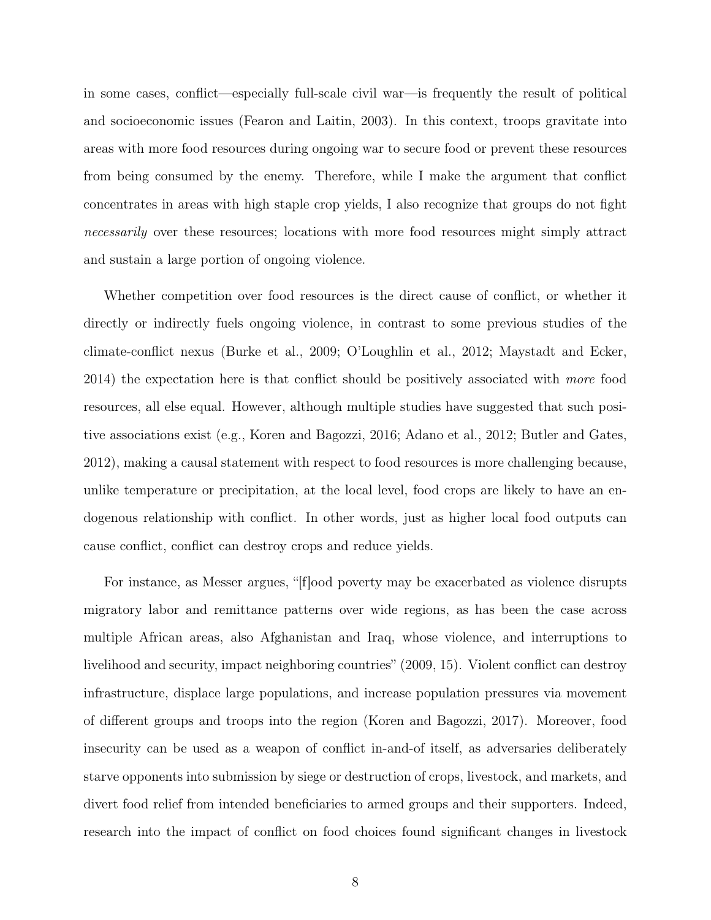in some cases, conflict—especially full-scale civil war—is frequently the result of political and socioeconomic issues (Fearon and Laitin, 2003). In this context, troops gravitate into areas with more food resources during ongoing war to secure food or prevent these resources from being consumed by the enemy. Therefore, while I make the argument that conflict concentrates in areas with high staple crop yields, I also recognize that groups do not fight *necessarily* over these resources; locations with more food resources might simply attract and sustain a large portion of ongoing violence.

Whether competition over food resources is the direct cause of conflict, or whether it directly or indirectly fuels ongoing violence, in contrast to some previous studies of the climate-conflict nexus (Burke et al., 2009; O'Loughlin et al., 2012; Maystadt and Ecker, 2014) the expectation here is that conflict should be positively associated with *more* food resources, all else equal. However, although multiple studies have suggested that such positive associations exist (e.g., Koren and Bagozzi, 2016; Adano et al., 2012; Butler and Gates, 2012), making a causal statement with respect to food resources is more challenging because, unlike temperature or precipitation, at the local level, food crops are likely to have an endogenous relationship with conflict. In other words, just as higher local food outputs can cause conflict, conflict can destroy crops and reduce yields.

For instance, as Messer argues, "[f]ood poverty may be exacerbated as violence disrupts migratory labor and remittance patterns over wide regions, as has been the case across multiple African areas, also Afghanistan and Iraq, whose violence, and interruptions to livelihood and security, impact neighboring countries" (2009, 15). Violent conflict can destroy infrastructure, displace large populations, and increase population pressures via movement of different groups and troops into the region (Koren and Bagozzi, 2017). Moreover, food insecurity can be used as a weapon of conflict in-and-of itself, as adversaries deliberately starve opponents into submission by siege or destruction of crops, livestock, and markets, and divert food relief from intended beneficiaries to armed groups and their supporters. Indeed, research into the impact of conflict on food choices found significant changes in livestock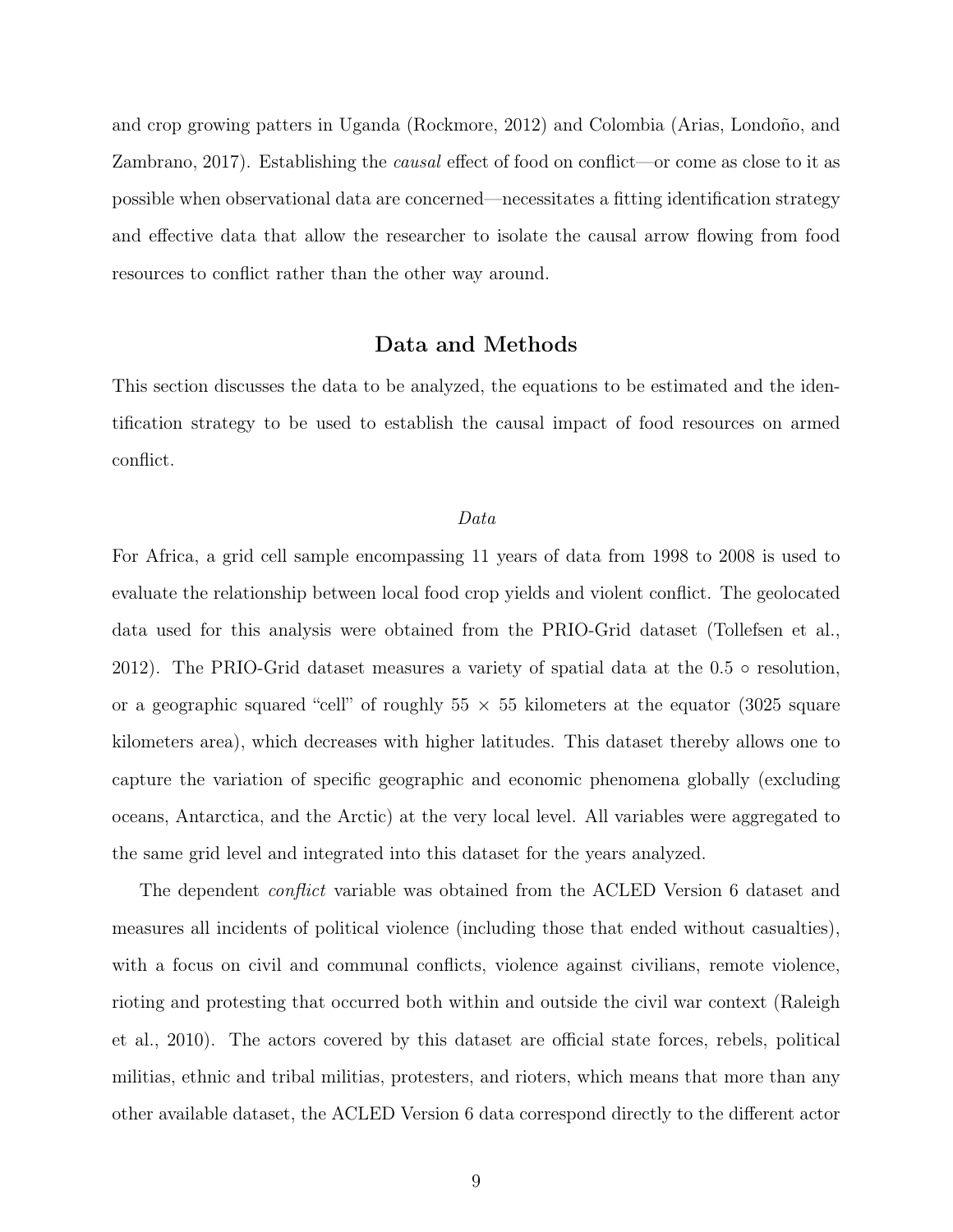and crop growing patters in Uganda (Rockmore, 2012) and Colombia (Arias, Londoño, and Zambrano, 2017). Establishing the *causal* effect of food on conflict—or come as close to it as possible when observational data are concerned—necessitates a fitting identification strategy and effective data that allow the researcher to isolate the causal arrow flowing from food resources to conflict rather than the other way around.

## Data and Methods

This section discusses the data to be analyzed, the equations to be estimated and the identification strategy to be used to establish the causal impact of food resources on armed conflict.

### *Data*

For Africa, a grid cell sample encompassing 11 years of data from 1998 to 2008 is used to evaluate the relationship between local food crop yields and violent conflict. The geolocated data used for this analysis were obtained from the PRIO-Grid dataset (Tollefsen et al., 2012). The PRIO-Grid dataset measures a variety of spatial data at the 0.5 ∘ resolution, or a geographic squared "cell" of roughly 55 × 55 kilometers at the equator (3025 square kilometers area), which decreases with higher latitudes. This dataset thereby allows one to capture the variation of specific geographic and economic phenomena globally (excluding oceans, Antarctica, and the Arctic) at the very local level. All variables were aggregated to the same grid level and integrated into this dataset for the years analyzed.

The dependent *conflict* variable was obtained from the ACLED Version 6 dataset and measures all incidents of political violence (including those that ended without casualties), with a focus on civil and communal conflicts, violence against civilians, remote violence, rioting and protesting that occurred both within and outside the civil war context (Raleigh et al., 2010). The actors covered by this dataset are official state forces, rebels, political militias, ethnic and tribal militias, protesters, and rioters, which means that more than any other available dataset, the ACLED Version 6 data correspond directly to the different actor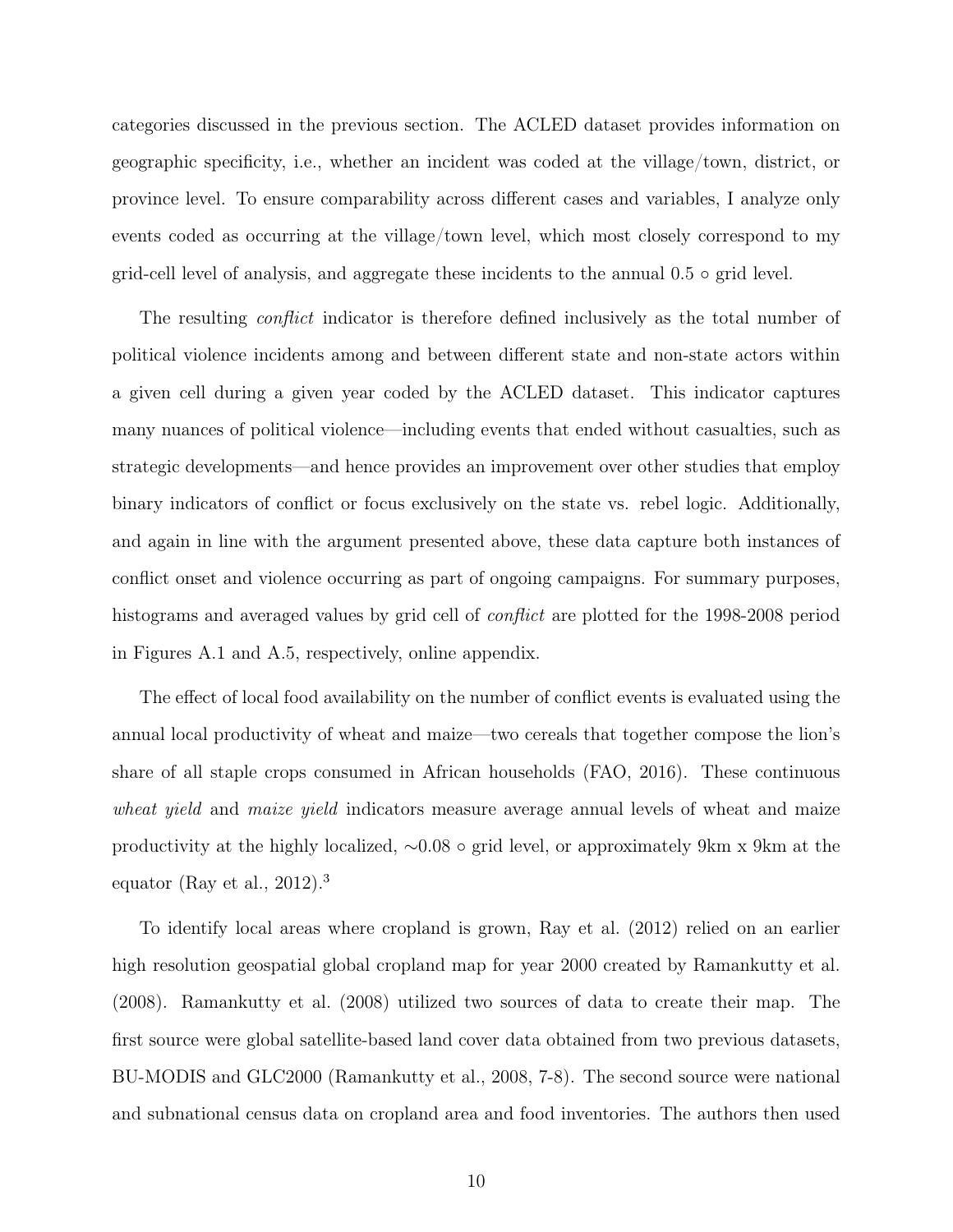categories discussed in the previous section. The ACLED dataset provides information on geographic specificity, i.e., whether an incident was coded at the village/town, district, or province level. To ensure comparability across different cases and variables, I analyze only events coded as occurring at the village/town level, which most closely correspond to my grid-cell level of analysis, and aggregate these incidents to the annual $0.5 \circ$ grid level.

The resulting *conflict* indicator is therefore defined inclusively as the total number of political violence incidents among and between different state and non-state actors within a given cell during a given year coded by the ACLED dataset. This indicator captures many nuances of political violence—including events that ended without casualties, such as strategic developments—and hence provides an improvement over other studies that employ binary indicators of conflict or focus exclusively on the state vs. rebel logic. Additionally, and again in line with the argument presented above, these data capture both instances of conflict onset and violence occurring as part of ongoing campaigns. For summary purposes, histograms and averaged values by grid cell of *conflict* are plotted for the 1998-2008 period in Figures A.1 and A.5, respectively, online appendix.

The effect of local food availability on the number of conflict events is evaluated using the annual local productivity of wheat and maize—two cereals that together compose the lion's share of all staple crops consumed in African households (FAO, 2016). These continuous *wheat yield* and *maize yield* indicators measure average annual levels of wheat and maize productivity at the highly localized, $\sim 0.08 \circ$ grid level, or approximately 9km x 9km at the equator (Ray et al., 2012).[3]

To identify local areas where cropland is grown, Ray et al. (2012) relied on an earlier high resolution geospatial global cropland map for year 2000 created by Ramankutty et al. (2008). Ramankutty et al. (2008) utilized two sources of data to create their map. The first source were global satellite-based land cover data obtained from two previous datasets, BU-MODIS and GLC2000 (Ramankutty et al., 2008, 7-8). The second source were national and subnational census data on cropland area and food inventories. The authors then used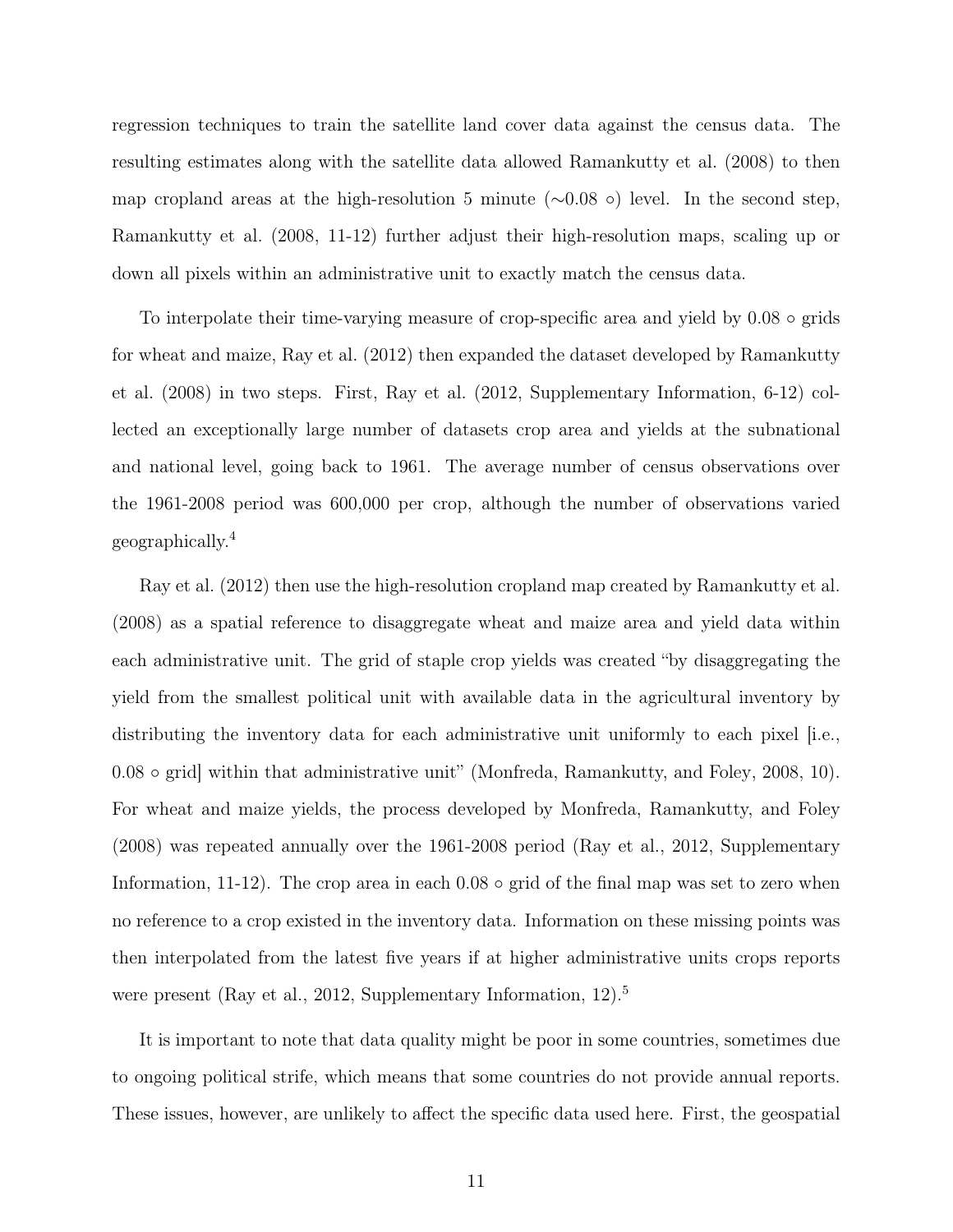regression techniques to train the satellite land cover data against the census data. The resulting estimates along with the satellite data allowed Ramankutty et al. (2008) to then map cropland areas at the high-resolution 5 minute (∼0.08 ∘) level. In the second step, Ramankutty et al. (2008, 11-12) further adjust their high-resolution maps, scaling up or down all pixels within an administrative unit to exactly match the census data.

To interpolate their time-varying measure of crop-specific area and yield by 0.08 ∘ grids for wheat and maize, Ray et al. (2012) then expanded the dataset developed by Ramankutty et al. (2008) in two steps. First, Ray et al. (2012, Supplementary Information, 6-12) collected an exceptionally large number of datasets crop area and yields at the subnational and national level, going back to 1961. The average number of census observations over the 1961-2008 period was 600,000 per crop, although the number of observations varied geographically.[4]

Ray et al. (2012) then use the high-resolution cropland map created by Ramankutty et al. (2008) as a spatial reference to disaggregate wheat and maize area and yield data within each administrative unit. The grid of staple crop yields was created "by disaggregating the yield from the smallest political unit with available data in the agricultural inventory by distributing the inventory data for each administrative unit uniformly to each pixel [i.e., 0.08 ∘ grid] within that administrative unit" (Monfreda, Ramankutty, and Foley, 2008, 10). For wheat and maize yields, the process developed by Monfreda, Ramankutty, and Foley (2008) was repeated annually over the 1961-2008 period (Ray et al., 2012, Supplementary Information, 11-12). The crop area in each 0.08 ∘ grid of the final map was set to zero when no reference to a crop existed in the inventory data. Information on these missing points was then interpolated from the latest five years if at higher administrative units crops reports were present (Ray et al., 2012, Supplementary Information, 12).[5]

It is important to note that data quality might be poor in some countries, sometimes due to ongoing political strife, which means that some countries do not provide annual reports. These issues, however, are unlikely to affect the specific data used here. First, the geospatial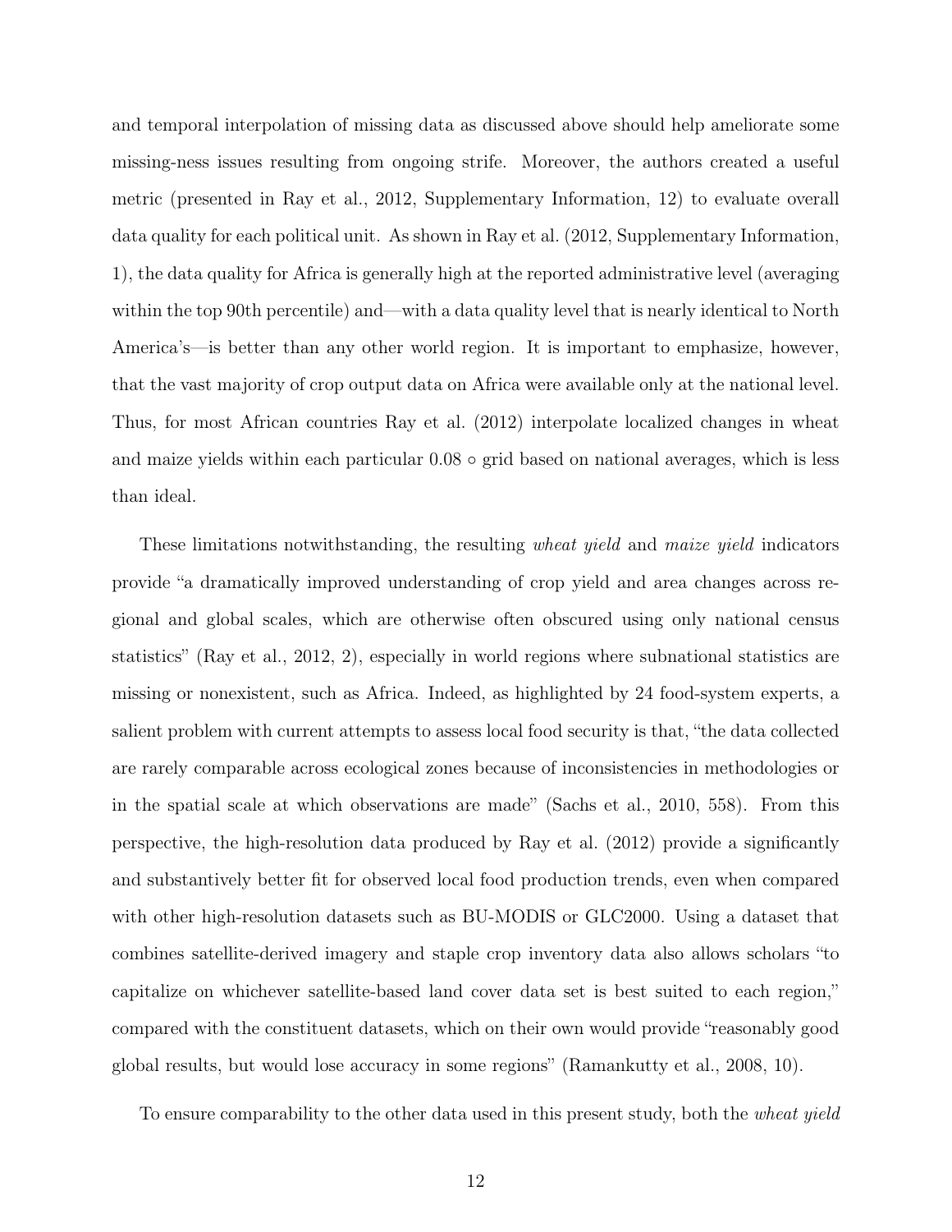and temporal interpolation of missing data as discussed above should help ameliorate some missing-ness issues resulting from ongoing strife. Moreover, the authors created a useful metric (presented in Ray et al., 2012, Supplementary Information, 12) to evaluate overall data quality for each political unit. As shown in Ray et al. (2012, Supplementary Information, 1), the data quality for Africa is generally high at the reported administrative level (averaging within the top 90th percentile) and—with a data quality level that is nearly identical to North America's—is better than any other world region. It is important to emphasize, however, that the vast majority of crop output data on Africa were available only at the national level. Thus, for most African countries Ray et al. (2012) interpolate localized changes in wheat and maize yields within each particular 0.08 $\circ$ grid based on national averages, which is less than ideal.

These limitations notwithstanding, the resulting *wheat yield* and *maize yield* indicators provide "a dramatically improved understanding of crop yield and area changes across regional and global scales, which are otherwise often obscured using only national census statistics" (Ray et al., 2012, 2), especially in world regions where subnational statistics are missing or nonexistent, such as Africa. Indeed, as highlighted by 24 food-system experts, a salient problem with current attempts to assess local food security is that, "the data collected are rarely comparable across ecological zones because of inconsistencies in methodologies or in the spatial scale at which observations are made" (Sachs et al., 2010, 558). From this perspective, the high-resolution data produced by Ray et al. (2012) provide a significantly and substantively better fit for observed local food production trends, even when compared with other high-resolution datasets such as BU-MODIS or GLC2000. Using a dataset that combines satellite-derived imagery and staple crop inventory data also allows scholars "to capitalize on whichever satellite-based land cover data set is best suited to each region," compared with the constituent datasets, which on their own would provide "reasonably good global results, but would lose accuracy in some regions" (Ramankutty et al., 2008, 10).

To ensure comparability to the other data used in this present study, both the *wheat yield*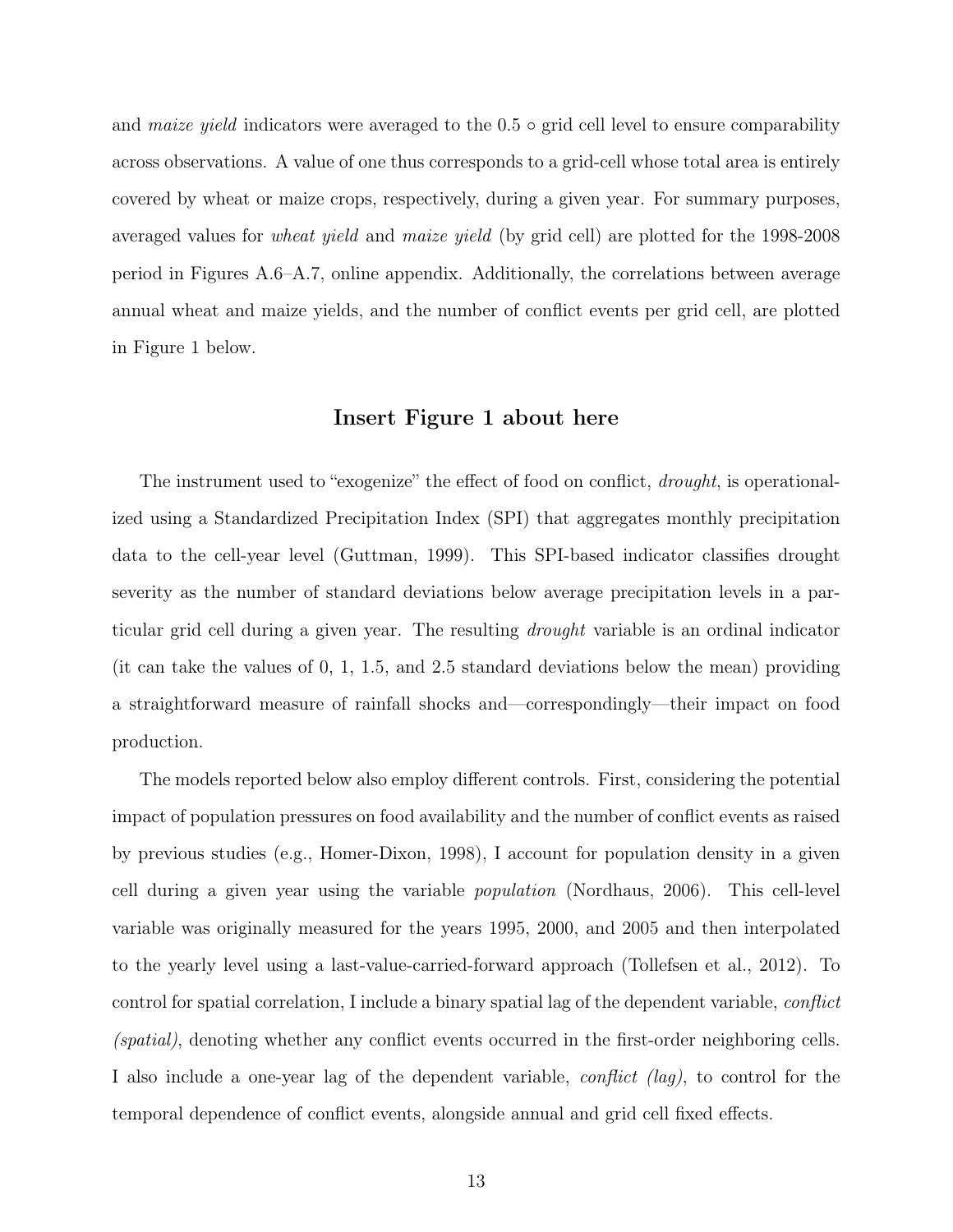and *maize yield* indicators were averaged to the 0.5 ∘ grid cell level to ensure comparability across observations. A value of one thus corresponds to a grid-cell whose total area is entirely covered by wheat or maize crops, respectively, during a given year. For summary purposes, averaged values for *wheat yield* and *maize yield* (by grid cell) are plotted for the 1998-2008 period in Figures A.6–A.7, online appendix. Additionally, the correlations between average annual wheat and maize yields, and the number of conflict events per grid cell, are plotted in Figure 1 below.

### Insert Figure 1 about here

The instrument used to "exogenize" the effect of food on conflict, *drought*, is operationalized using a Standardized Precipitation Index (SPI) that aggregates monthly precipitation data to the cell-year level (Guttman, 1999). This SPI-based indicator classifies drought severity as the number of standard deviations below average precipitation levels in a particular grid cell during a given year. The resulting *drought* variable is an ordinal indicator (it can take the values of 0, 1, 1.5, and 2.5 standard deviations below the mean) providing a straightforward measure of rainfall shocks and—correspondingly—their impact on food production.

The models reported below also employ different controls. First, considering the potential impact of population pressures on food availability and the number of conflict events as raised by previous studies (e.g., Homer-Dixon, 1998), I account for population density in a given cell during a given year using the variable *population* (Nordhaus, 2006). This cell-level variable was originally measured for the years 1995, 2000, and 2005 and then interpolated to the yearly level using a last-value-carried-forward approach (Tollefsen et al., 2012). To control for spatial correlation, I include a binary spatial lag of the dependent variable, *conflict (spatial)*, denoting whether any conflict events occurred in the first-order neighboring cells. I also include a one-year lag of the dependent variable, *conflict (lag)*, to control for the temporal dependence of conflict events, alongside annual and grid cell fixed effects.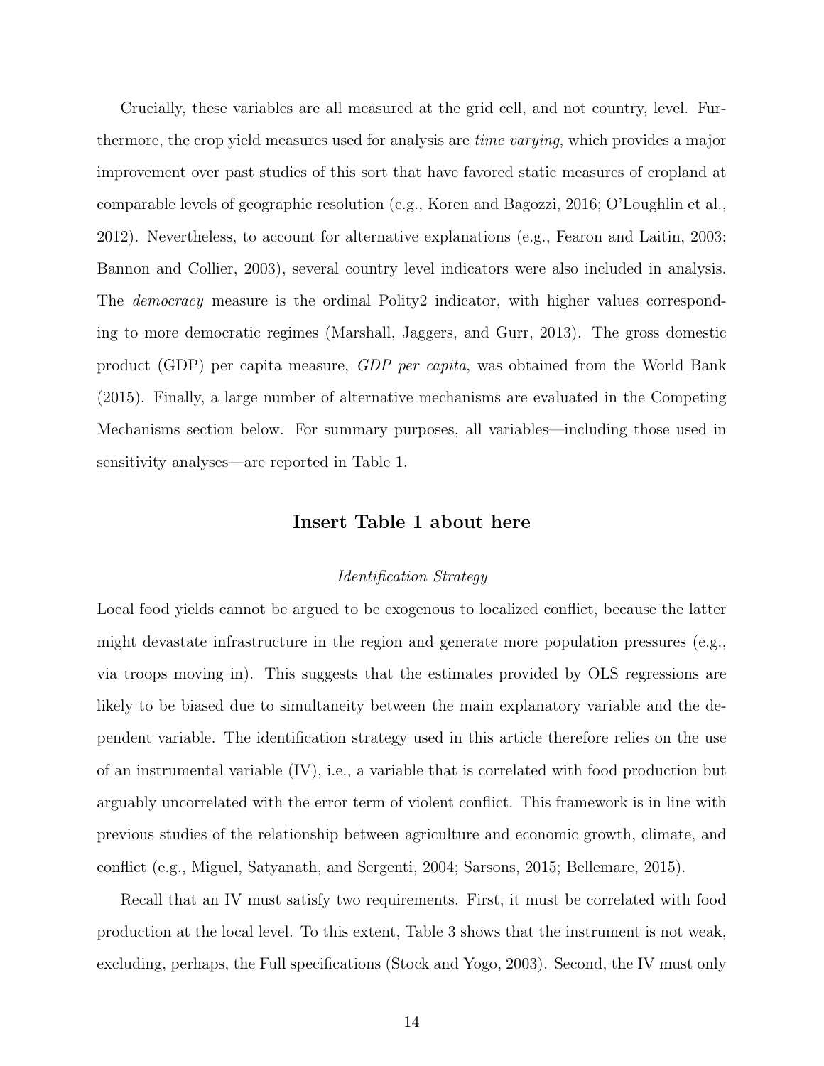Crucially, these variables are all measured at the grid cell, and not country, level. Furthermore, the crop yield measures used for analysis are *time varying*, which provides a major improvement over past studies of this sort that have favored static measures of cropland at comparable levels of geographic resolution (e.g., Koren and Bagozzi, 2016; O'Loughlin et al., 2012). Nevertheless, to account for alternative explanations (e.g., Fearon and Laitin, 2003; Bannon and Collier, 2003), several country level indicators were also included in analysis. The *democracy* measure is the ordinal Polity2 indicator, with higher values corresponding to more democratic regimes (Marshall, Jaggers, and Gurr, 2013). The gross domestic product (GDP) per capita measure, *GDP per capita*, was obtained from the World Bank (2015). Finally, a large number of alternative mechanisms are evaluated in the Competing Mechanisms section below. For summary purposes, all variables—including those used in sensitivity analyses—are reported in Table 1.

**Insert Table 1 about here**

*Identification Strategy*

Local food yields cannot be argued to be exogenous to localized conflict, because the latter might devastate infrastructure in the region and generate more population pressures (e.g., via troops moving in). This suggests that the estimates provided by OLS regressions are likely to be biased due to simultaneity between the main explanatory variable and the dependent variable. The identification strategy used in this article therefore relies on the use of an instrumental variable (IV), i.e., a variable that is correlated with food production but arguably uncorrelated with the error term of violent conflict. This framework is in line with previous studies of the relationship between agriculture and economic growth, climate, and conflict (e.g., Miguel, Satyanath, and Sergenti, 2004; Sarsons, 2015; Bellemare, 2015).

Recall that an IV must satisfy two requirements. First, it must be correlated with food production at the local level. To this extent, Table 3 shows that the instrument is not weak, excluding, perhaps, the Full specifications (Stock and Yogo, 2003). Second, the IV must only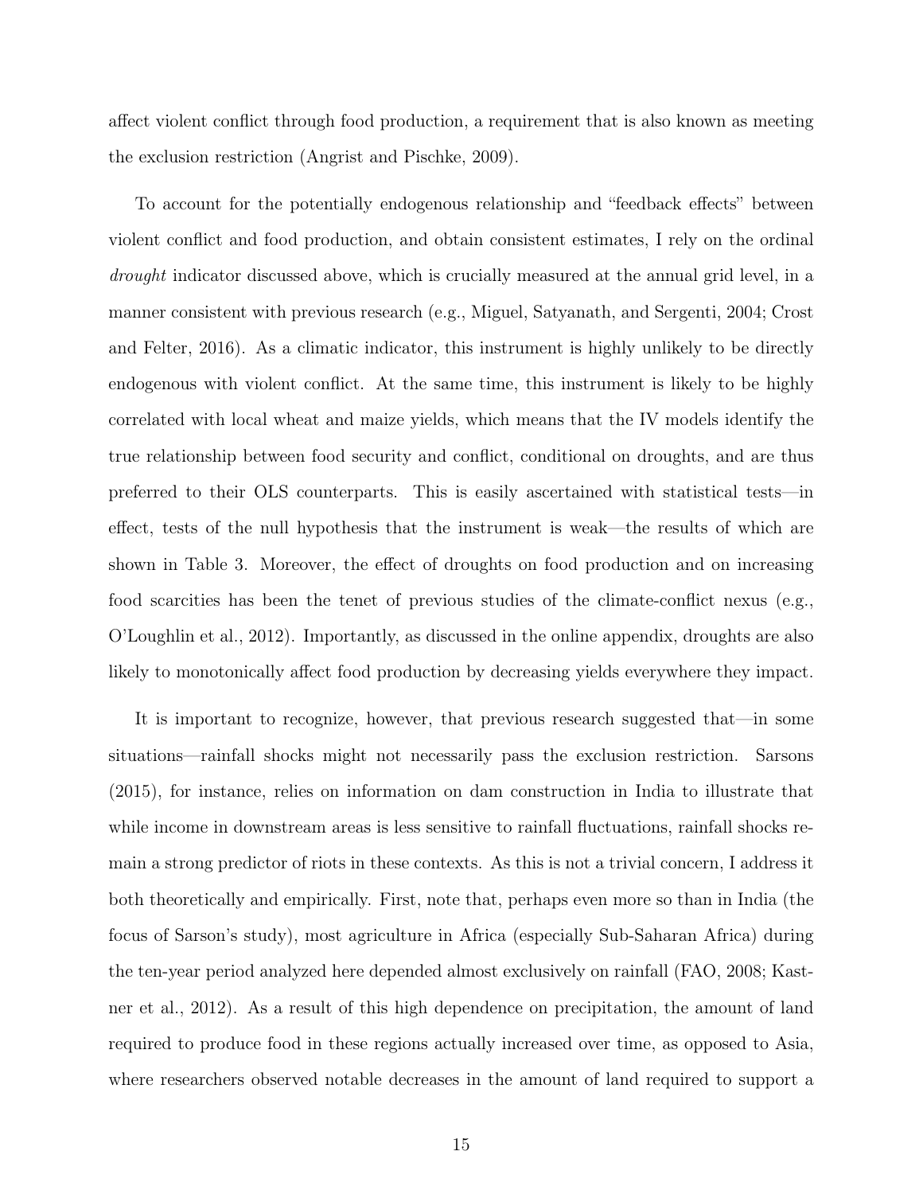affect violent conflict through food production, a requirement that is also known as meeting the exclusion restriction (Angrist and Pischke, 2009).

To account for the potentially endogenous relationship and "feedback effects" between violent conflict and food production, and obtain consistent estimates, I rely on the ordinal *drought* indicator discussed above, which is crucially measured at the annual grid level, in a manner consistent with previous research (e.g., Miguel, Satyanath, and Sergenti, 2004; Crost and Felter, 2016). As a climatic indicator, this instrument is highly unlikely to be directly endogenous with violent conflict. At the same time, this instrument is likely to be highly correlated with local wheat and maize yields, which means that the IV models identify the true relationship between food security and conflict, conditional on droughts, and are thus preferred to their OLS counterparts. This is easily ascertained with statistical tests—in effect, tests of the null hypothesis that the instrument is weak—the results of which are shown in Table 3. Moreover, the effect of droughts on food production and on increasing food scarcities has been the tenet of previous studies of the climate-conflict nexus (e.g., O'Loughlin et al., 2012). Importantly, as discussed in the online appendix, droughts are also likely to monotonically affect food production by decreasing yields everywhere they impact.

It is important to recognize, however, that previous research suggested that—in some situations—rainfall shocks might not necessarily pass the exclusion restriction. Sarsons (2015), for instance, relies on information on dam construction in India to illustrate that while income in downstream areas is less sensitive to rainfall fluctuations, rainfall shocks remain a strong predictor of riots in these contexts. As this is not a trivial concern, I address it both theoretically and empirically. First, note that, perhaps even more so than in India (the focus of Sarson's study), most agriculture in Africa (especially Sub-Saharan Africa) during the ten-year period analyzed here depended almost exclusively on rainfall (FAO, 2008; Kastner et al., 2012). As a result of this high dependence on precipitation, the amount of land required to produce food in these regions actually increased over time, as opposed to Asia, where researchers observed notable decreases in the amount of land required to support a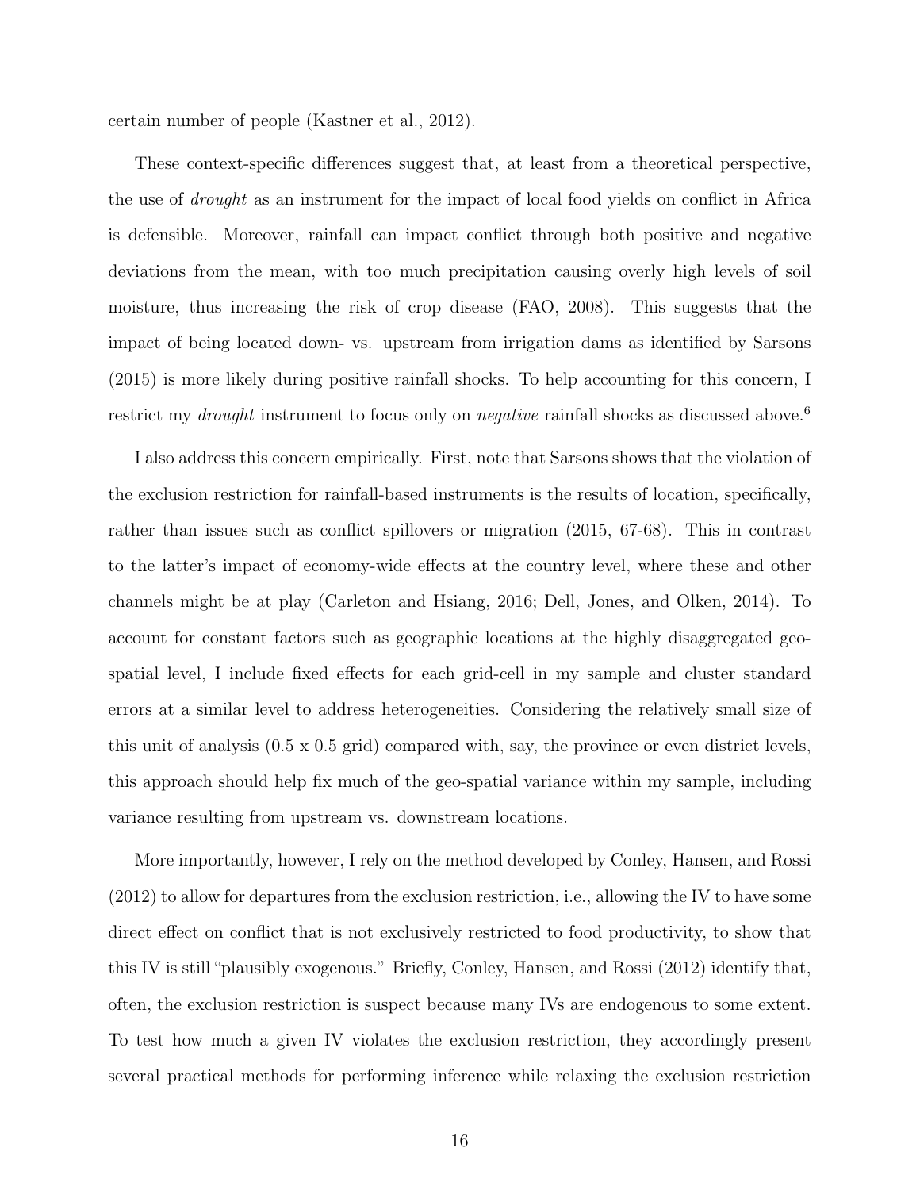certain number of people (Kastner et al., 2012).

These context-specific differences suggest that, at least from a theoretical perspective, the use of *drought* as an instrument for the impact of local food yields on conflict in Africa is defensible. Moreover, rainfall can impact conflict through both positive and negative deviations from the mean, with too much precipitation causing overly high levels of soil moisture, thus increasing the risk of crop disease (FAO, 2008). This suggests that the impact of being located down- vs. upstream from irrigation dams as identified by Sarsons (2015) is more likely during positive rainfall shocks. To help accounting for this concern, I restrict my *drought* instrument to focus only on *negative* rainfall shocks as discussed above.[6]

I also address this concern empirically. First, note that Sarsons shows that the violation of the exclusion restriction for rainfall-based instruments is the results of location, specifically, rather than issues such as conflict spillovers or migration (2015, 67-68). This in contrast to the latter's impact of economy-wide effects at the country level, where these and other channels might be at play (Carleton and Hsiang, 2016; Dell, Jones, and Olken, 2014). To account for constant factors such as geographic locations at the highly disaggregated geo-spatial level, I include fixed effects for each grid-cell in my sample and cluster standard errors at a similar level to address heterogeneities. Considering the relatively small size of this unit of analysis (0.5 x 0.5 grid) compared with, say, the province or even district levels, this approach should help fix much of the geo-spatial variance within my sample, including variance resulting from upstream vs. downstream locations.

More importantly, however, I rely on the method developed by Conley, Hansen, and Rossi (2012) to allow for departures from the exclusion restriction, i.e., allowing the IV to have some direct effect on conflict that is not exclusively restricted to food productivity, to show that this IV is still "plausibly exogenous." Briefly, Conley, Hansen, and Rossi (2012) identify that, often, the exclusion restriction is suspect because many IVs are endogenous to some extent. To test how much a given IV violates the exclusion restriction, they accordingly present several practical methods for performing inference while relaxing the exclusion restriction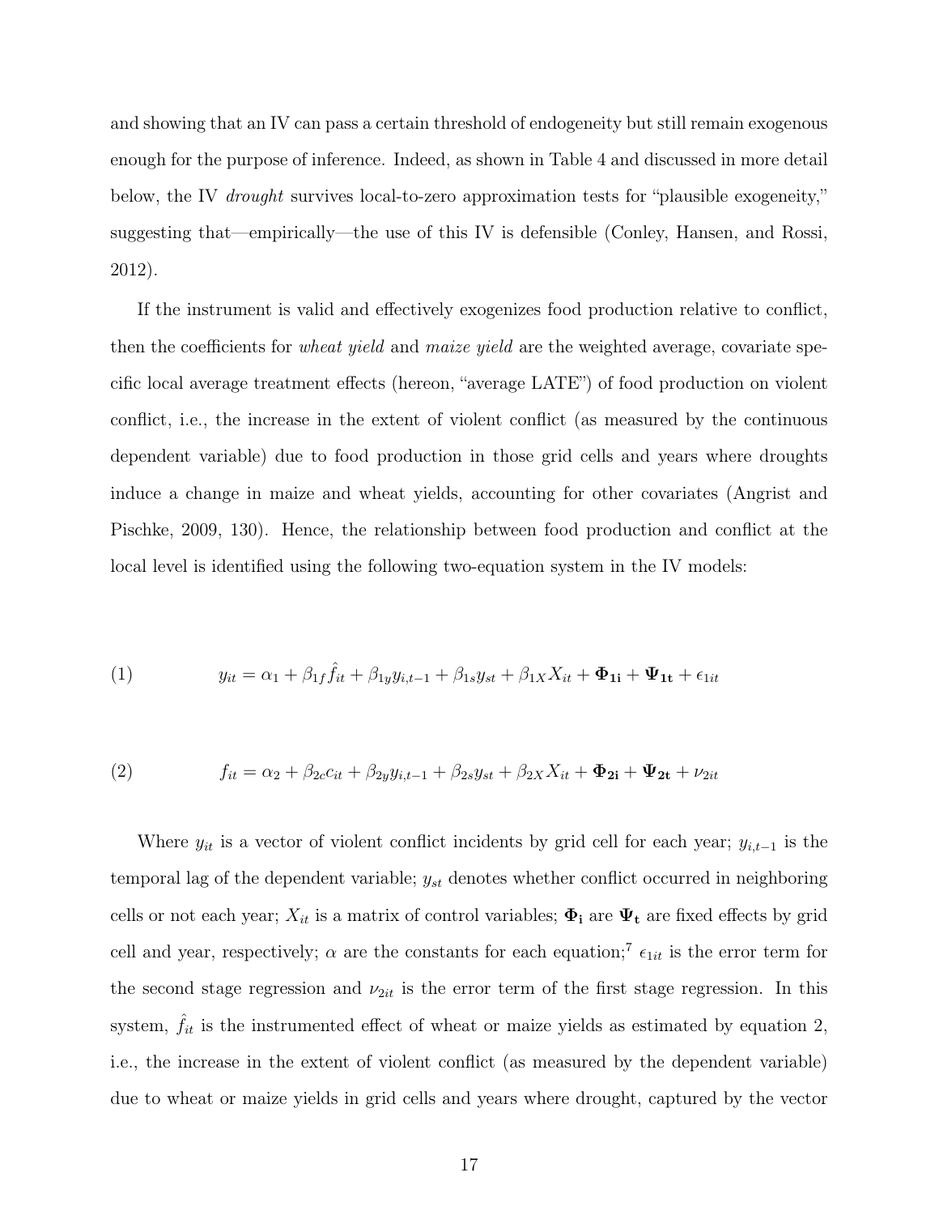and showing that an IV can pass a certain threshold of endogeneity but still remain exogenous enough for the purpose of inference. Indeed, as shown in Table 4 and discussed in more detail below, the IV *drought* survives local-to-zero approximation tests for "plausible exogeneity," suggesting that—empirically—the use of this IV is defensible (Conley, Hansen, and Rossi, 2012).

If the instrument is valid and effectively exogenizes food production relative to conflict, then the coefficients for *wheat yield* and *maize yield* are the weighted average, covariate specific local average treatment effects (hereon, "average LATE") of food production on violent conflict, i.e., the increase in the extent of violent conflict (as measured by the continuous dependent variable) due to food production in those grid cells and years where droughts induce a change in maize and wheat yields, accounting for other covariates (Angrist and Pischke, 2009, 130). Hence, the relationship between food production and conflict at the local level is identified using the following two-equation system in the IV models:

$$(1) \qquad y_{it} = \alpha_1 + \beta_{1f}\hat{f}_{it} + \beta_{1y}y_{i,t-1} + \beta_{1s}y_{st} + \beta_{1X}X_{it} + \mathbf{\Phi_{1i}} + \mathbf{\Psi_{1t}} + \epsilon_{1it}$$

$$(2) \qquad f_{it} = \alpha_2 + \beta_{2c}c_{it} + \beta_{2y}y_{i,t-1} + \beta_{2s}y_{st} + \beta_{2X}X_{it} + \mathbf{\Phi_{2i}} + \mathbf{\Psi_{2t}} + \nu_{2it}$$

Where $y_{it}$ is a vector of violent conflict incidents by grid cell for each year; $y_{i,t-1}$ is the temporal lag of the dependent variable; $y_{st}$ denotes whether conflict occurred in neighboring cells or not each year; $X_{it}$ is a matrix of control variables; $\mathbf{\Phi_i}$ are $\mathbf{\Psi_t}$ are fixed effects by grid cell and year, respectively; $\alpha$ are the constants for each equation;[7] $\epsilon_{1it}$ is the error term for the second stage regression and $\nu_{2it}$ is the error term of the first stage regression. In this system, $\hat{f}_{it}$ is the instrumented effect of wheat or maize yields as estimated by equation 2, i.e., the increase in the extent of violent conflict (as measured by the dependent variable) due to wheat or maize yields in grid cells and years where drought, captured by the vector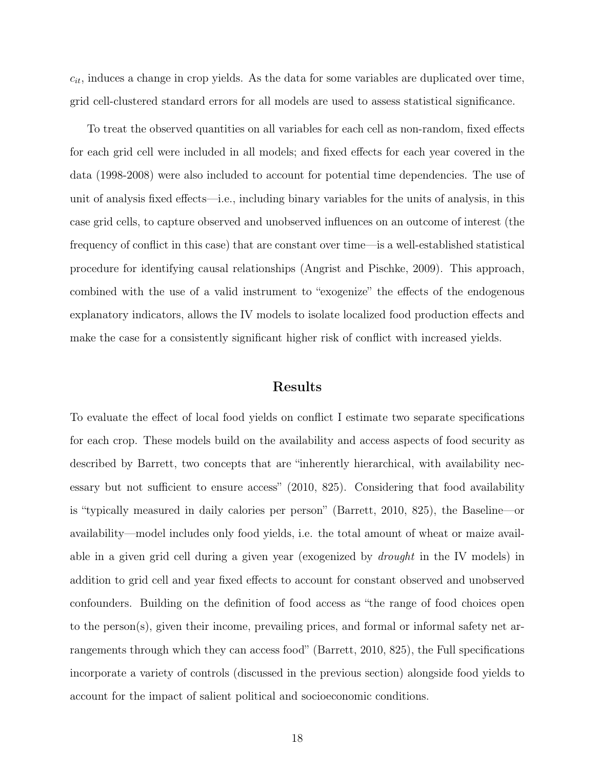$c_{it}$, induces a change in crop yields. As the data for some variables are duplicated over time, grid cell-clustered standard errors for all models are used to assess statistical significance.

To treat the observed quantities on all variables for each cell as non-random, fixed effects for each grid cell were included in all models; and fixed effects for each year covered in the data (1998-2008) were also included to account for potential time dependencies. The use of unit of analysis fixed effects—i.e., including binary variables for the units of analysis, in this case grid cells, to capture observed and unobserved influences on an outcome of interest (the frequency of conflict in this case) that are constant over time—is a well-established statistical procedure for identifying causal relationships (Angrist and Pischke, 2009). This approach, combined with the use of a valid instrument to "exogenize" the effects of the endogenous explanatory indicators, allows the IV models to isolate localized food production effects and make the case for a consistently significant higher risk of conflict with increased yields.

## Results

To evaluate the effect of local food yields on conflict I estimate two separate specifications for each crop. These models build on the availability and access aspects of food security as described by Barrett, two concepts that are "inherently hierarchical, with availability necessary but not sufficient to ensure access" (2010, 825). Considering that food availability is "typically measured in daily calories per person" (Barrett, 2010, 825), the Baseline—or availability—model includes only food yields, i.e. the total amount of wheat or maize available in a given grid cell during a given year (exogenized by *drought* in the IV models) in addition to grid cell and year fixed effects to account for constant observed and unobserved confounders. Building on the definition of food access as "the range of food choices open to the person(s), given their income, prevailing prices, and formal or informal safety net arrangements through which they can access food" (Barrett, 2010, 825), the Full specifications incorporate a variety of controls (discussed in the previous section) alongside food yields to account for the impact of salient political and socioeconomic conditions.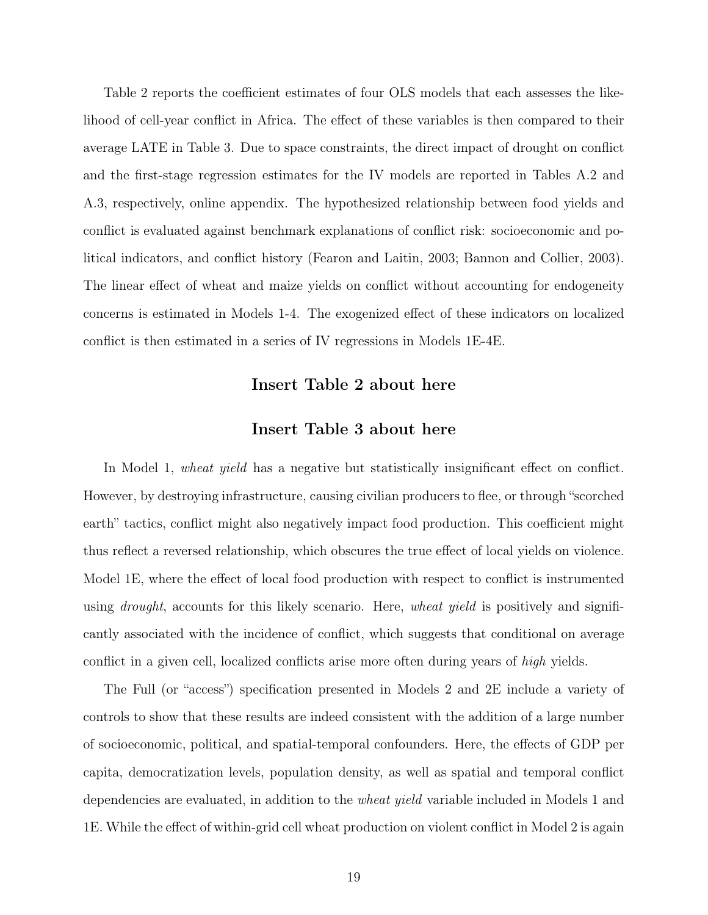Table 2 reports the coefficient estimates of four OLS models that each assesses the likelihood of cell-year conflict in Africa. The effect of these variables is then compared to their average LATE in Table 3. Due to space constraints, the direct impact of drought on conflict and the first-stage regression estimates for the IV models are reported in Tables A.2 and A.3, respectively, online appendix. The hypothesized relationship between food yields and conflict is evaluated against benchmark explanations of conflict risk: socioeconomic and political indicators, and conflict history (Fearon and Laitin, 2003; Bannon and Collier, 2003). The linear effect of wheat and maize yields on conflict without accounting for endogeneity concerns is estimated in Models 1-4. The exogenized effect of these indicators on localized conflict is then estimated in a series of IV regressions in Models 1E-4E.

**Insert Table 2 about here**

**Insert Table 3 about here**

In Model 1, *wheat yield* has a negative but statistically insignificant effect on conflict. However, by destroying infrastructure, causing civilian producers to flee, or through "scorched earth" tactics, conflict might also negatively impact food production. This coefficient might thus reflect a reversed relationship, which obscures the true effect of local yields on violence. Model 1E, where the effect of local food production with respect to conflict is instrumented using *drought*, accounts for this likely scenario. Here, *wheat yield* is positively and significantly associated with the incidence of conflict, which suggests that conditional on average conflict in a given cell, localized conflicts arise more often during years of *high* yields.

The Full (or "access") specification presented in Models 2 and 2E include a variety of controls to show that these results are indeed consistent with the addition of a large number of socioeconomic, political, and spatial-temporal confounders. Here, the effects of GDP per capita, democratization levels, population density, as well as spatial and temporal conflict dependencies are evaluated, in addition to the *wheat yield* variable included in Models 1 and 1E. While the effect of within-grid cell wheat production on violent conflict in Model 2 is again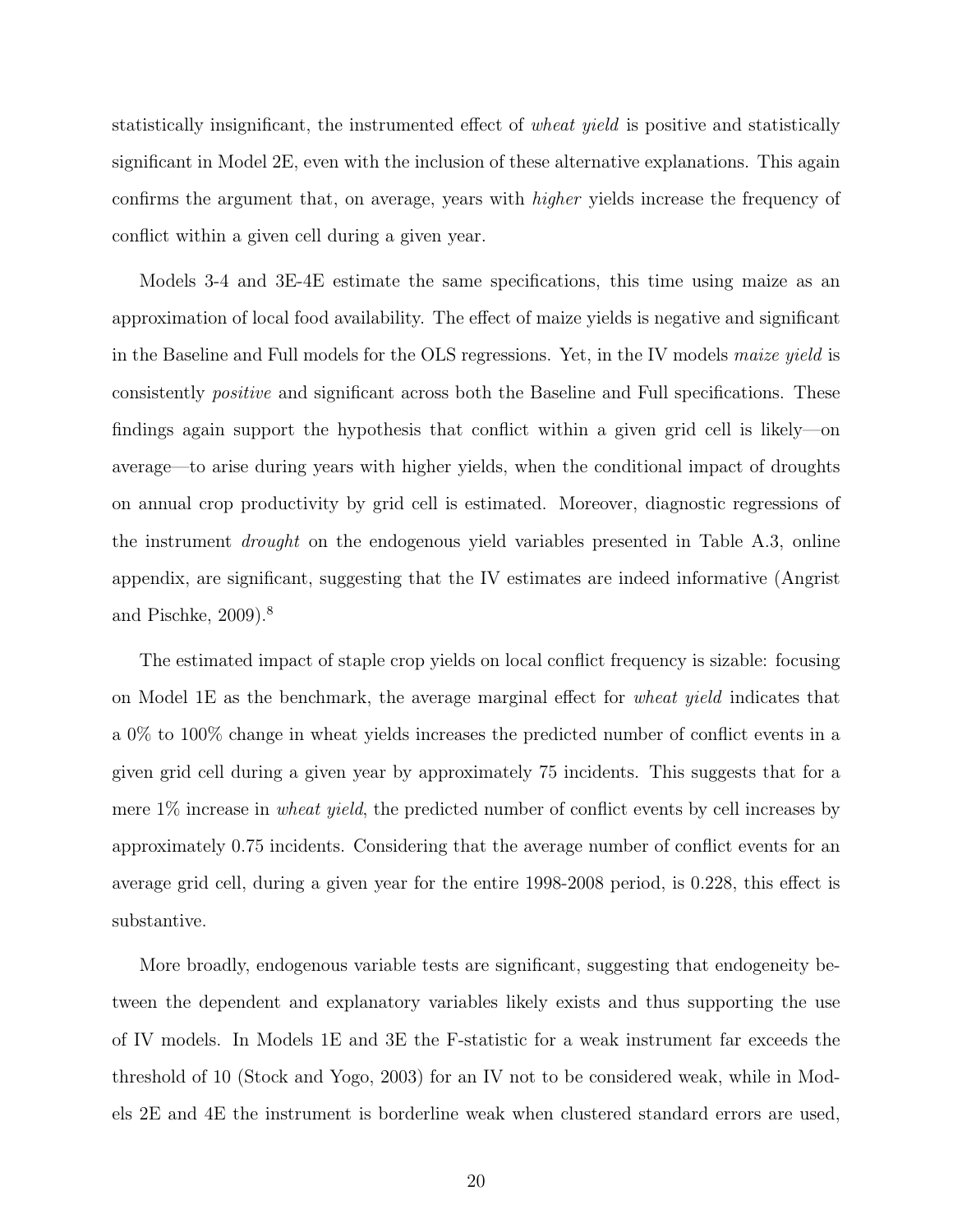statistically insignificant, the instrumented effect of *wheat yield* is positive and statistically significant in Model 2E, even with the inclusion of these alternative explanations. This again confirms the argument that, on average, years with *higher* yields increase the frequency of conflict within a given cell during a given year.

Models 3-4 and 3E-4E estimate the same specifications, this time using maize as an approximation of local food availability. The effect of maize yields is negative and significant in the Baseline and Full models for the OLS regressions. Yet, in the IV models *maize yield* is consistently *positive* and significant across both the Baseline and Full specifications. These findings again support the hypothesis that conflict within a given grid cell is likely—on average—to arise during years with higher yields, when the conditional impact of droughts on annual crop productivity by grid cell is estimated. Moreover, diagnostic regressions of the instrument *drought* on the endogenous yield variables presented in Table A.3, online appendix, are significant, suggesting that the IV estimates are indeed informative (Angrist and Pischke, 2009).[8]

The estimated impact of staple crop yields on local conflict frequency is sizable: focusing on Model 1E as the benchmark, the average marginal effect for *wheat yield* indicates that a 0% to 100% change in wheat yields increases the predicted number of conflict events in a given grid cell during a given year by approximately 75 incidents. This suggests that for a mere 1% increase in *wheat yield*, the predicted number of conflict events by cell increases by approximately 0.75 incidents. Considering that the average number of conflict events for an average grid cell, during a given year for the entire 1998-2008 period, is 0.228, this effect is substantive.

More broadly, endogenous variable tests are significant, suggesting that endogeneity between the dependent and explanatory variables likely exists and thus supporting the use of IV models. In Models 1E and 3E the F-statistic for a weak instrument far exceeds the threshold of 10 (Stock and Yogo, 2003) for an IV not to be considered weak, while in Models 2E and 4E the instrument is borderline weak when clustered standard errors are used,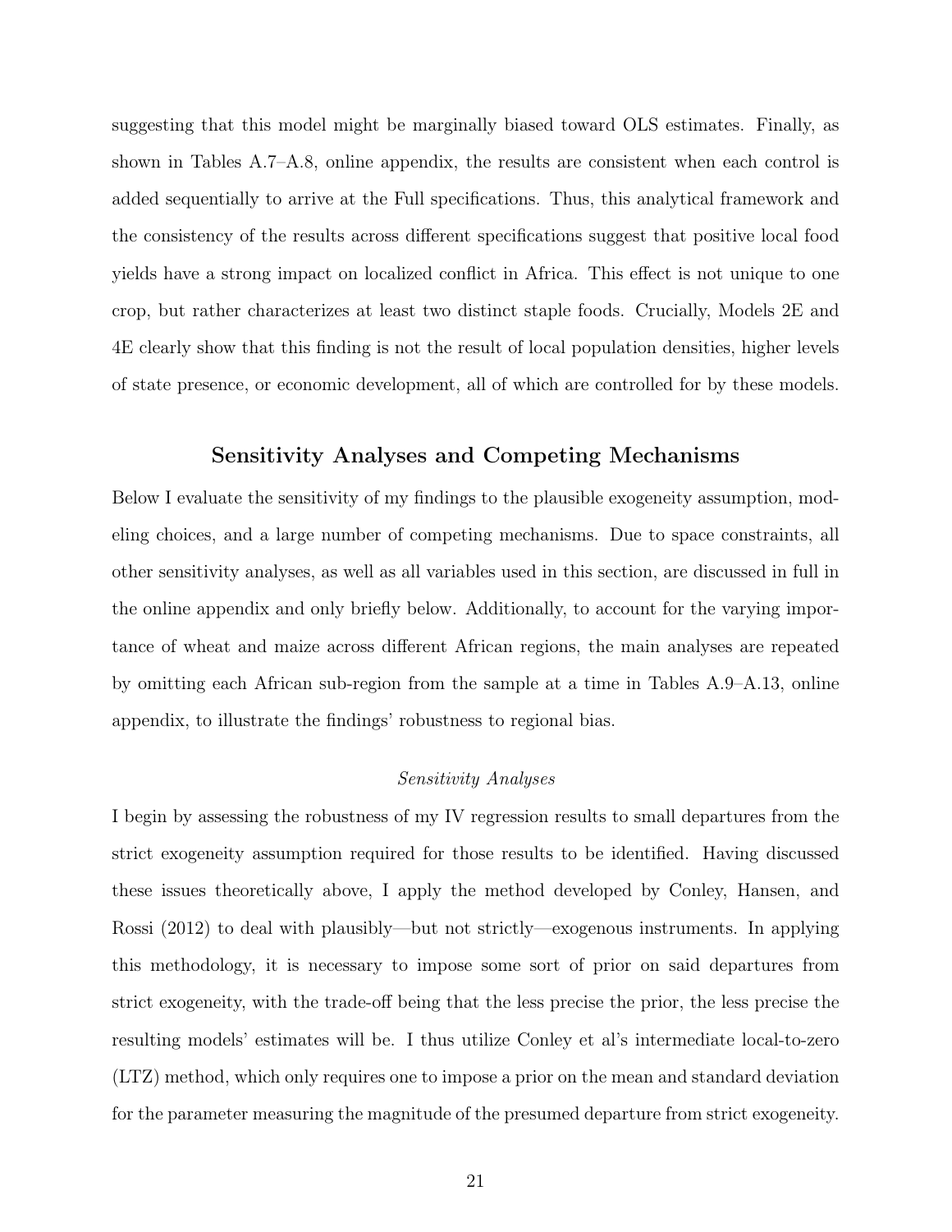suggesting that this model might be marginally biased toward OLS estimates. Finally, as shown in Tables A.7–A.8, online appendix, the results are consistent when each control is added sequentially to arrive at the Full specifications. Thus, this analytical framework and the consistency of the results across different specifications suggest that positive local food yields have a strong impact on localized conflict in Africa. This effect is not unique to one crop, but rather characterizes at least two distinct staple foods. Crucially, Models 2E and 4E clearly show that this finding is not the result of local population densities, higher levels of state presence, or economic development, all of which are controlled for by these models.

## Sensitivity Analyses and Competing Mechanisms

Below I evaluate the sensitivity of my findings to the plausible exogeneity assumption, modeling choices, and a large number of competing mechanisms. Due to space constraints, all other sensitivity analyses, as well as all variables used in this section, are discussed in full in the online appendix and only briefly below. Additionally, to account for the varying importance of wheat and maize across different African regions, the main analyses are repeated by omitting each African sub-region from the sample at a time in Tables A.9–A.13, online appendix, to illustrate the findings' robustness to regional bias.

### *Sensitivity Analyses*

I begin by assessing the robustness of my IV regression results to small departures from the strict exogeneity assumption required for those results to be identified. Having discussed these issues theoretically above, I apply the method developed by Conley, Hansen, and Rossi (2012) to deal with plausibly—but not strictly—exogenous instruments. In applying this methodology, it is necessary to impose some sort of prior on said departures from strict exogeneity, with the trade-off being that the less precise the prior, the less precise the resulting models' estimates will be. I thus utilize Conley et al's intermediate local-to-zero (LTZ) method, which only requires one to impose a prior on the mean and standard deviation for the parameter measuring the magnitude of the presumed departure from strict exogeneity.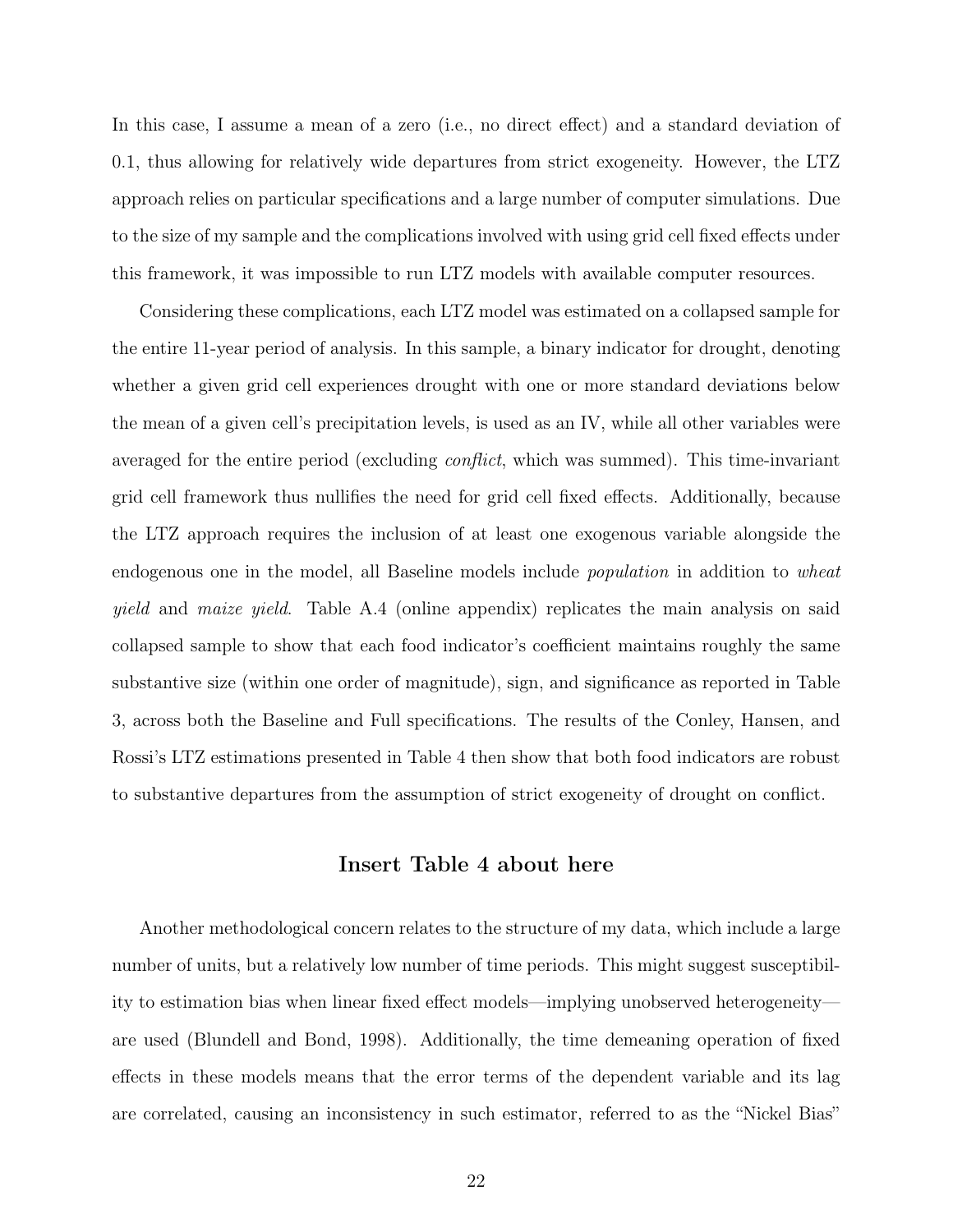In this case, I assume a mean of a zero (i.e., no direct effect) and a standard deviation of 0.1, thus allowing for relatively wide departures from strict exogeneity. However, the LTZ approach relies on particular specifications and a large number of computer simulations. Due to the size of my sample and the complications involved with using grid cell fixed effects under this framework, it was impossible to run LTZ models with available computer resources.

Considering these complications, each LTZ model was estimated on a collapsed sample for the entire 11-year period of analysis. In this sample, a binary indicator for drought, denoting whether a given grid cell experiences drought with one or more standard deviations below the mean of a given cell's precipitation levels, is used as an IV, while all other variables were averaged for the entire period (excluding *conflict*, which was summed). This time-invariant grid cell framework thus nullifies the need for grid cell fixed effects. Additionally, because the LTZ approach requires the inclusion of at least one exogenous variable alongside the endogenous one in the model, all Baseline models include *population* in addition to *wheat yield* and *maize yield*. Table A.4 (online appendix) replicates the main analysis on said collapsed sample to show that each food indicator's coefficient maintains roughly the same substantive size (within one order of magnitude), sign, and significance as reported in Table 3, across both the Baseline and Full specifications. The results of the Conley, Hansen, and Rossi's LTZ estimations presented in Table 4 then show that both food indicators are robust to substantive departures from the assumption of strict exogeneity of drought on conflict.

**Insert Table 4 about here**

Another methodological concern relates to the structure of my data, which include a large number of units, but a relatively low number of time periods. This might suggest susceptibility to estimation bias when linear fixed effect models—implying unobserved heterogeneity—are used (Blundell and Bond, 1998). Additionally, the time demeaning operation of fixed effects in these models means that the error terms of the dependent variable and its lag are correlated, causing an inconsistency in such estimator, referred to as the "Nickel Bias"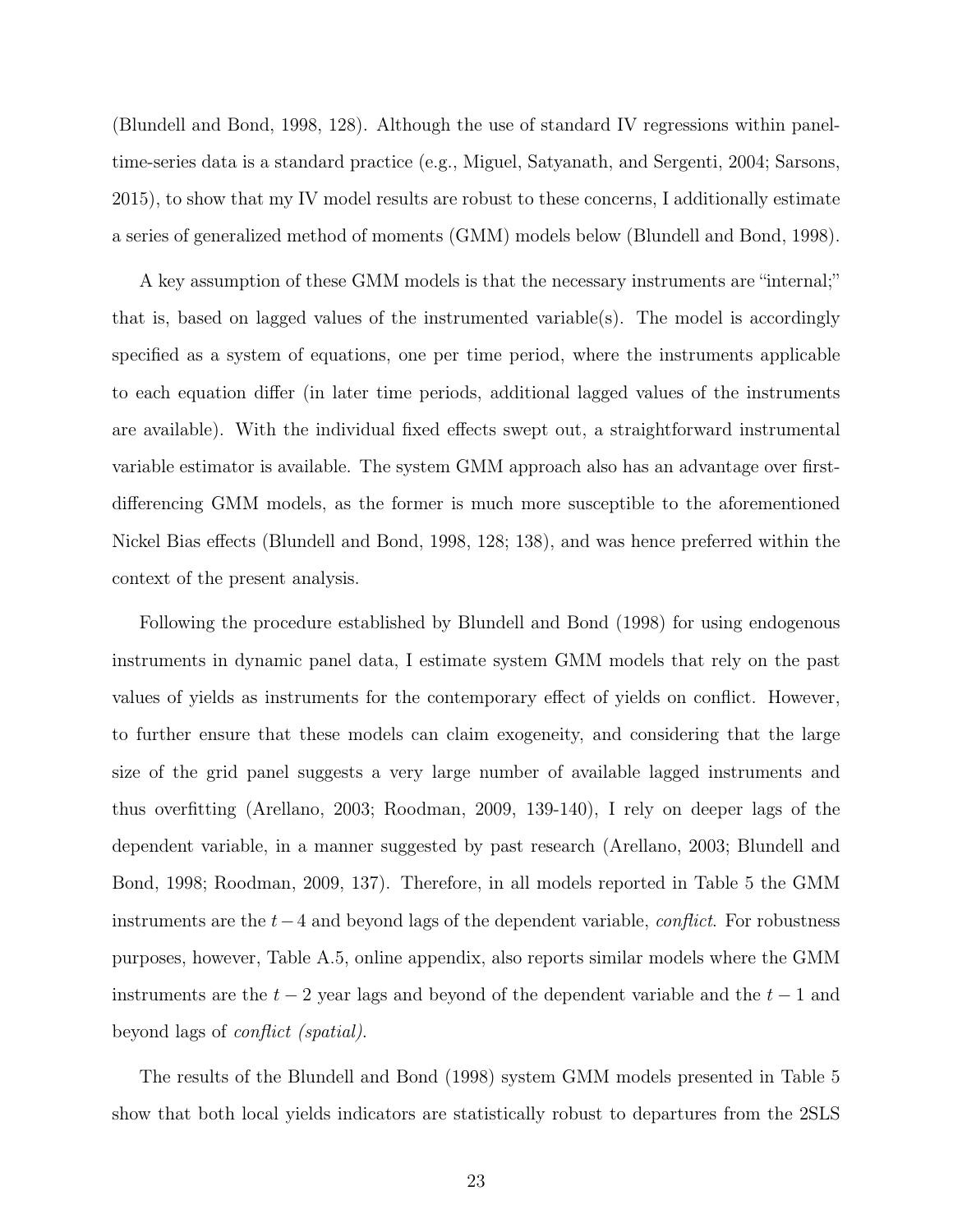(Blundell and Bond, 1998, 128). Although the use of standard IV regressions within panel-time-series data is a standard practice (e.g., Miguel, Satyanath, and Sergenti, 2004; Sarsons, 2015), to show that my IV model results are robust to these concerns, I additionally estimate a series of generalized method of moments (GMM) models below (Blundell and Bond, 1998).

A key assumption of these GMM models is that the necessary instruments are "internal;" that is, based on lagged values of the instrumented variable(s). The model is accordingly specified as a system of equations, one per time period, where the instruments applicable to each equation differ (in later time periods, additional lagged values of the instruments are available). With the individual fixed effects swept out, a straightforward instrumental variable estimator is available. The system GMM approach also has an advantage over first-differencing GMM models, as the former is much more susceptible to the aforementioned Nickel Bias effects (Blundell and Bond, 1998, 128; 138), and was hence preferred within the context of the present analysis.

Following the procedure established by Blundell and Bond (1998) for using endogenous instruments in dynamic panel data, I estimate system GMM models that rely on the past values of yields as instruments for the contemporary effect of yields on conflict. However, to further ensure that these models can claim exogeneity, and considering that the large size of the grid panel suggests a very large number of available lagged instruments and thus overfitting (Arellano, 2003; Roodman, 2009, 139-140), I rely on deeper lags of the dependent variable, in a manner suggested by past research (Arellano, 2003; Blundell and Bond, 1998; Roodman, 2009, 137). Therefore, in all models reported in Table 5 the GMM instruments are the $t-4$ and beyond lags of the dependent variable, *conflict*. For robustness purposes, however, Table A.5, online appendix, also reports similar models where the GMM instruments are the $t-2$ year lags and beyond of the dependent variable and the $t-1$ and beyond lags of *conflict (spatial)*.

The results of the Blundell and Bond (1998) system GMM models presented in Table 5 show that both local yields indicators are statistically robust to departures from the 2SLS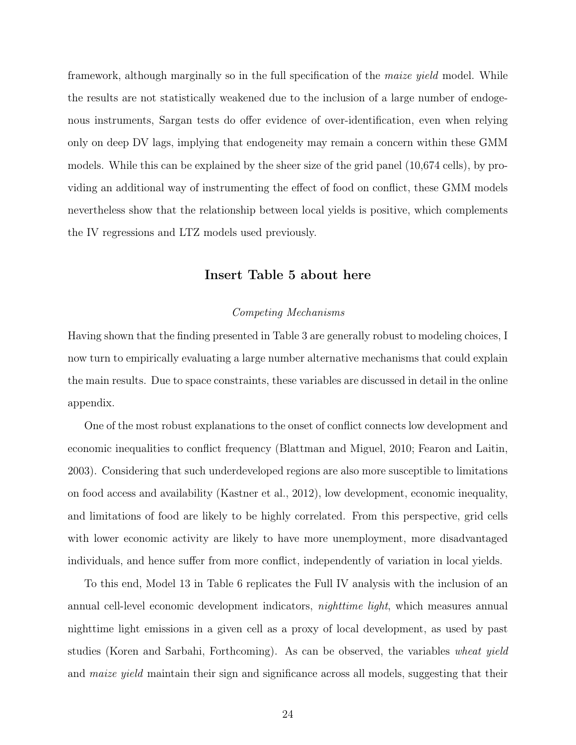framework, although marginally so in the full specification of the *maize yield* model. While the results are not statistically weakened due to the inclusion of a large number of endogenous instruments, Sargan tests do offer evidence of over-identification, even when relying only on deep DV lags, implying that endogeneity may remain a concern within these GMM models. While this can be explained by the sheer size of the grid panel (10,674 cells), by providing an additional way of instrumenting the effect of food on conflict, these GMM models nevertheless show that the relationship between local yields is positive, which complements the IV regressions and LTZ models used previously.

**Insert Table 5 about here**

*Competing Mechanisms*

Having shown that the finding presented in Table 3 are generally robust to modeling choices, I now turn to empirically evaluating a large number alternative mechanisms that could explain the main results. Due to space constraints, these variables are discussed in detail in the online appendix.

One of the most robust explanations to the onset of conflict connects low development and economic inequalities to conflict frequency (Blattman and Miguel, 2010; Fearon and Laitin, 2003). Considering that such underdeveloped regions are also more susceptible to limitations on food access and availability (Kastner et al., 2012), low development, economic inequality, and limitations of food are likely to be highly correlated. From this perspective, grid cells with lower economic activity are likely to have more unemployment, more disadvantaged individuals, and hence suffer from more conflict, independently of variation in local yields.

To this end, Model 13 in Table 6 replicates the Full IV analysis with the inclusion of an annual cell-level economic development indicators, *nighttime light*, which measures annual nighttime light emissions in a given cell as a proxy of local development, as used by past studies (Koren and Sarbahi, Forthcoming). As can be observed, the variables *wheat yield* and *maize yield* maintain their sign and significance across all models, suggesting that their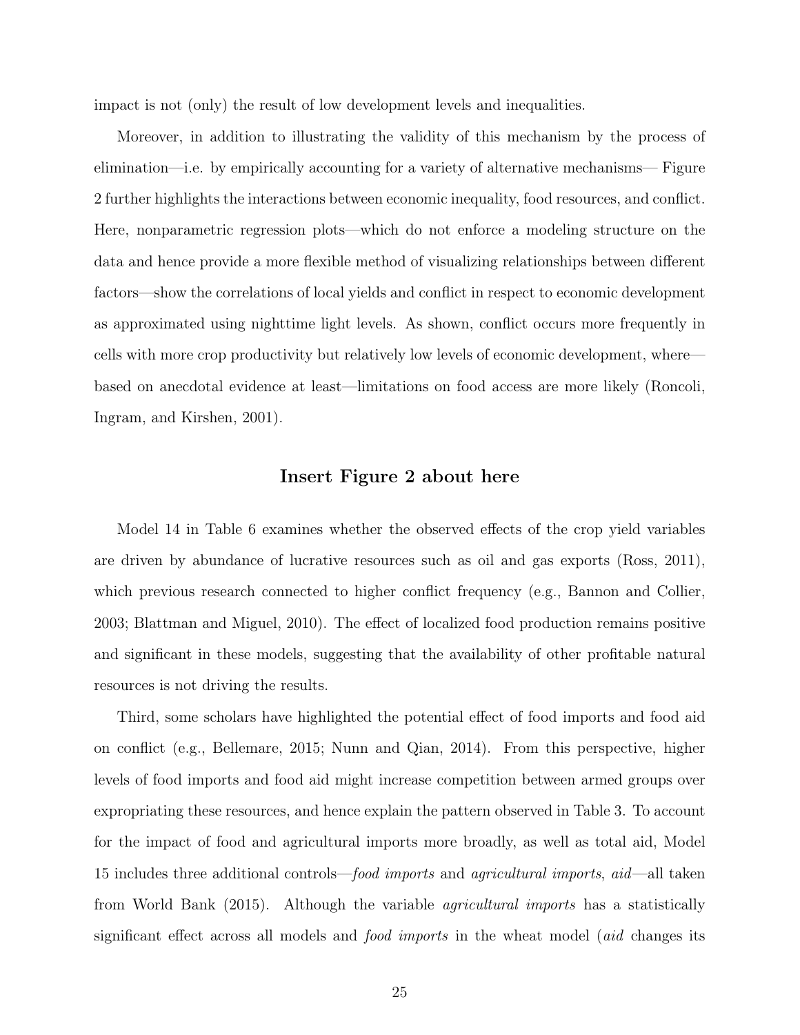impact is not (only) the result of low development levels and inequalities.

Moreover, in addition to illustrating the validity of this mechanism by the process of elimination—i.e. by empirically accounting for a variety of alternative mechanisms— Figure 2 further highlights the interactions between economic inequality, food resources, and conflict. Here, nonparametric regression plots—which do not enforce a modeling structure on the data and hence provide a more flexible method of visualizing relationships between different factors—show the correlations of local yields and conflict in respect to economic development as approximated using nighttime light levels. As shown, conflict occurs more frequently in cells with more crop productivity but relatively low levels of economic development, where—based on anecdotal evidence at least—limitations on food access are more likely (Roncoli, Ingram, and Kirshen, 2001).

### Insert Figure 2 about here

Model 14 in Table 6 examines whether the observed effects of the crop yield variables are driven by abundance of lucrative resources such as oil and gas exports (Ross, 2011), which previous research connected to higher conflict frequency (e.g., Bannon and Collier, 2003; Blattman and Miguel, 2010). The effect of localized food production remains positive and significant in these models, suggesting that the availability of other profitable natural resources is not driving the results.

Third, some scholars have highlighted the potential effect of food imports and food aid on conflict (e.g., Bellemare, 2015; Nunn and Qian, 2014). From this perspective, higher levels of food imports and food aid might increase competition between armed groups over expropriating these resources, and hence explain the pattern observed in Table 3. To account for the impact of food and agricultural imports more broadly, as well as total aid, Model 15 includes three additional controls—*food imports* and *agricultural imports*, *aid*—all taken from World Bank (2015). Although the variable *agricultural imports* has a statistically significant effect across all models and *food imports* in the wheat model (*aid* changes its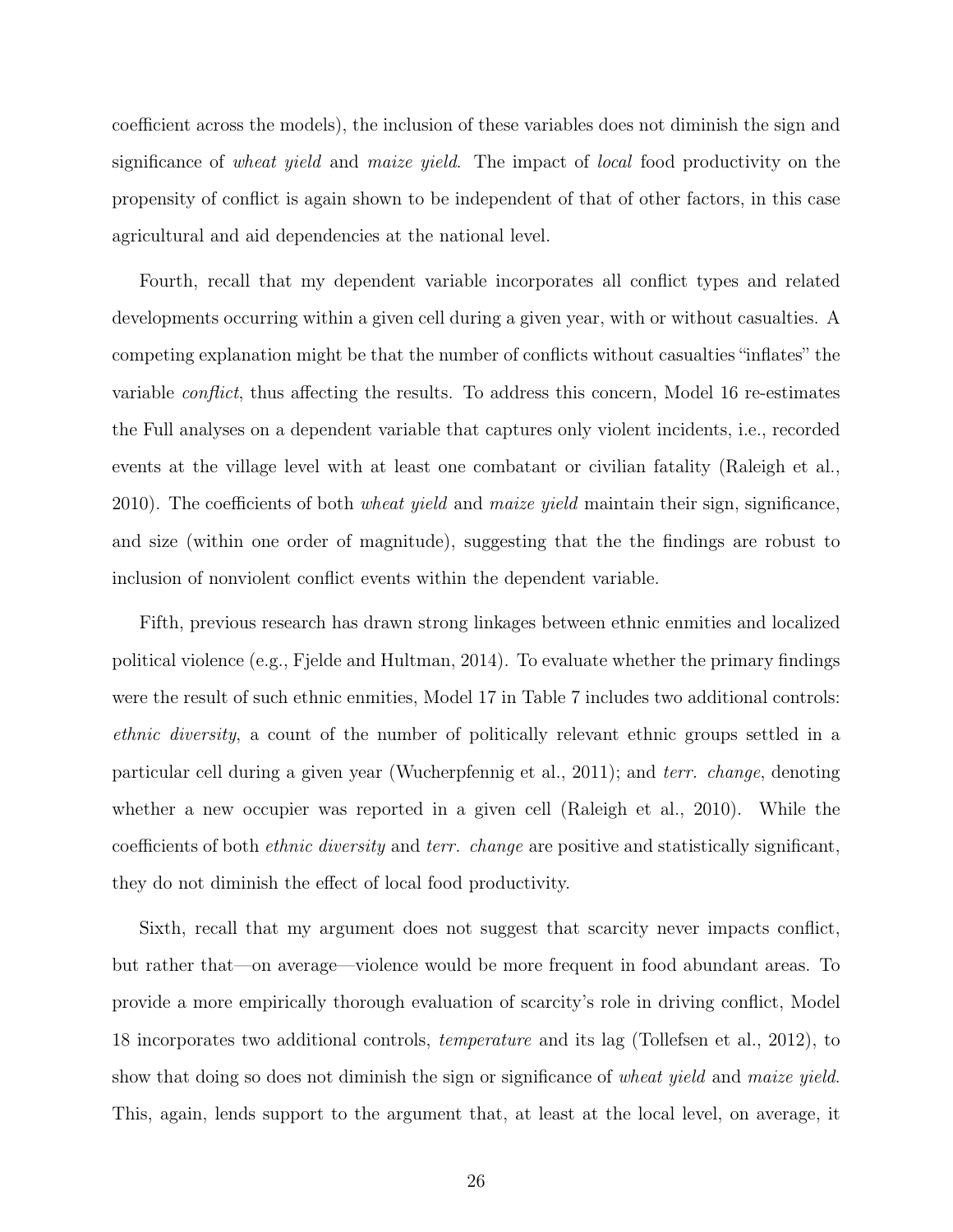coefficient across the models), the inclusion of these variables does not diminish the sign and significance of *wheat yield* and *maize yield*. The impact of *local* food productivity on the propensity of conflict is again shown to be independent of that of other factors, in this case agricultural and aid dependencies at the national level.

Fourth, recall that my dependent variable incorporates all conflict types and related developments occurring within a given cell during a given year, with or without casualties. A competing explanation might be that the number of conflicts without casualties "inflates" the variable *conflict*, thus affecting the results. To address this concern, Model 16 re-estimates the Full analyses on a dependent variable that captures only violent incidents, i.e., recorded events at the village level with at least one combatant or civilian fatality (Raleigh et al., 2010). The coefficients of both *wheat yield* and *maize yield* maintain their sign, significance, and size (within one order of magnitude), suggesting that the the findings are robust to inclusion of nonviolent conflict events within the dependent variable.

Fifth, previous research has drawn strong linkages between ethnic enmities and localized political violence (e.g., Fjelde and Hultman, 2014). To evaluate whether the primary findings were the result of such ethnic enmities, Model 17 in Table 7 includes two additional controls: *ethnic diversity*, a count of the number of politically relevant ethnic groups settled in a particular cell during a given year (Wucherpfennig et al., 2011); and *terr. change*, denoting whether a new occupier was reported in a given cell (Raleigh et al., 2010). While the coefficients of both *ethnic diversity* and *terr. change* are positive and statistically significant, they do not diminish the effect of local food productivity.

Sixth, recall that my argument does not suggest that scarcity never impacts conflict, but rather that—on average—violence would be more frequent in food abundant areas. To provide a more empirically thorough evaluation of scarcity's role in driving conflict, Model 18 incorporates two additional controls, *temperature* and its lag (Tollefsen et al., 2012), to show that doing so does not diminish the sign or significance of *wheat yield* and *maize yield*. This, again, lends support to the argument that, at least at the local level, on average, it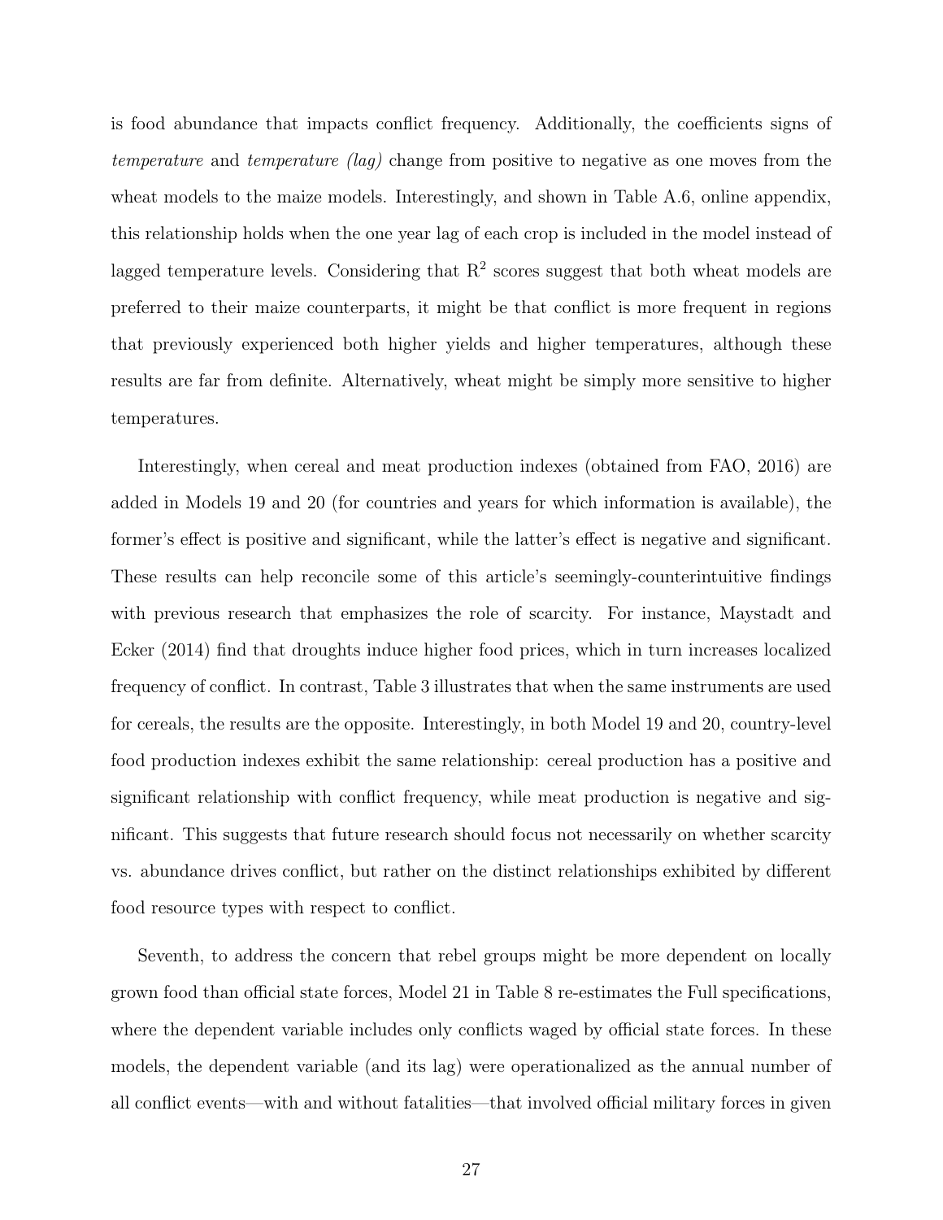is food abundance that impacts conflict frequency. Additionally, the coefficients signs of *temperature* and *temperature (lag)* change from positive to negative as one moves from the wheat models to the maize models. Interestingly, and shown in Table A.6, online appendix, this relationship holds when the one year lag of each crop is included in the model instead of lagged temperature levels. Considering that $R^2$ scores suggest that both wheat models are preferred to their maize counterparts, it might be that conflict is more frequent in regions that previously experienced both higher yields and higher temperatures, although these results are far from definite. Alternatively, wheat might be simply more sensitive to higher temperatures.

Interestingly, when cereal and meat production indexes (obtained from FAO, 2016) are added in Models 19 and 20 (for countries and years for which information is available), the former's effect is positive and significant, while the latter's effect is negative and significant. These results can help reconcile some of this article's seemingly-counterintuitive findings with previous research that emphasizes the role of scarcity. For instance, Maystadt and Ecker (2014) find that droughts induce higher food prices, which in turn increases localized frequency of conflict. In contrast, Table 3 illustrates that when the same instruments are used for cereals, the results are the opposite. Interestingly, in both Model 19 and 20, country-level food production indexes exhibit the same relationship: cereal production has a positive and significant relationship with conflict frequency, while meat production is negative and significant. This suggests that future research should focus not necessarily on whether scarcity vs. abundance drives conflict, but rather on the distinct relationships exhibited by different food resource types with respect to conflict.

Seventh, to address the concern that rebel groups might be more dependent on locally grown food than official state forces, Model 21 in Table 8 re-estimates the Full specifications, where the dependent variable includes only conflicts waged by official state forces. In these models, the dependent variable (and its lag) were operationalized as the annual number of all conflict events—with and without fatalities—that involved official military forces in given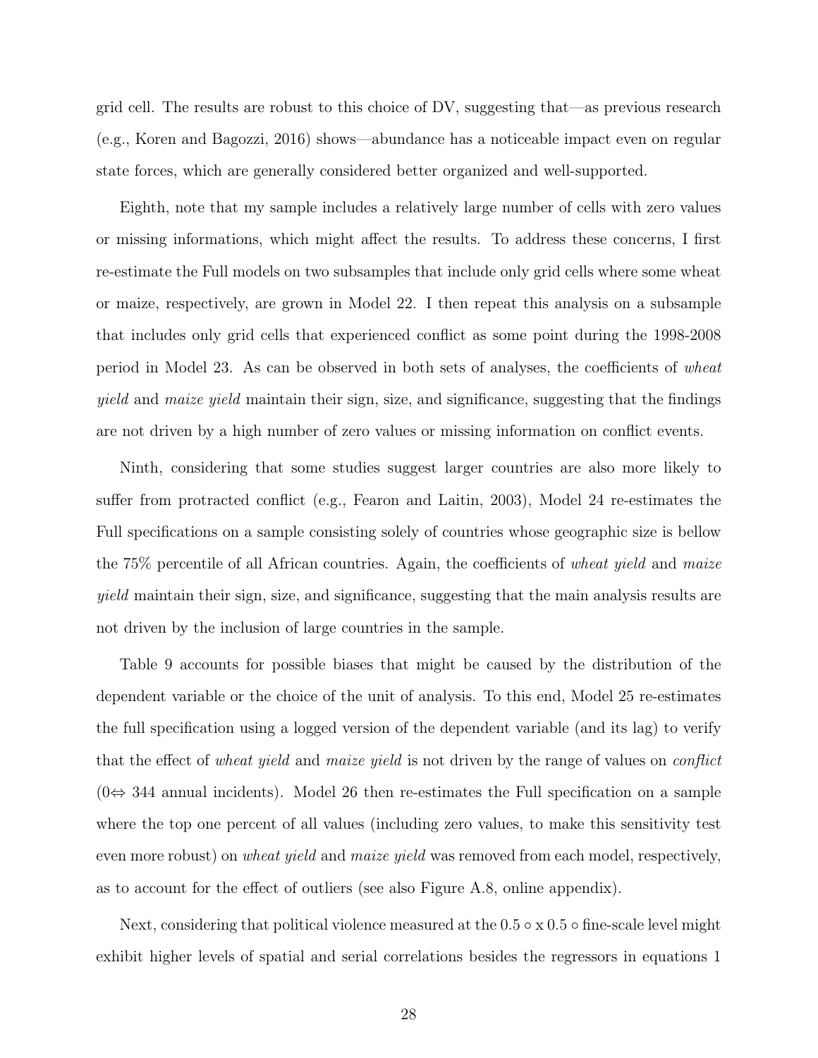grid cell. The results are robust to this choice of DV, suggesting that—as previous research (e.g., Koren and Bagozzi, 2016) shows—abundance has a noticeable impact even on regular state forces, which are generally considered better organized and well-supported.

Eighth, note that my sample includes a relatively large number of cells with zero values or missing informations, which might affect the results. To address these concerns, I first re-estimate the Full models on two subsamples that include only grid cells where some wheat or maize, respectively, are grown in Model 22. I then repeat this analysis on a subsample that includes only grid cells that experienced conflict as some point during the 1998-2008 period in Model 23. As can be observed in both sets of analyses, the coefficients of *wheat yield* and *maize yield* maintain their sign, size, and significance, suggesting that the findings are not driven by a high number of zero values or missing information on conflict events.

Ninth, considering that some studies suggest larger countries are also more likely to suffer from protracted conflict (e.g., Fearon and Laitin, 2003), Model 24 re-estimates the Full specifications on a sample consisting solely of countries whose geographic size is bellow the 75% percentile of all African countries. Again, the coefficients of *wheat yield* and *maize yield* maintain their sign, size, and significance, suggesting that the main analysis results are not driven by the inclusion of large countries in the sample.

Table 9 accounts for possible biases that might be caused by the distribution of the dependent variable or the choice of the unit of analysis. To this end, Model 25 re-estimates the full specification using a logged version of the dependent variable (and its lag) to verify that the effect of *wheat yield* and *maize yield* is not driven by the range of values on *conflict* ($0 \Leftrightarrow 344$ annual incidents). Model 26 then re-estimates the Full specification on a sample where the top one percent of all values (including zero values, to make this sensitivity test even more robust) on *wheat yield* and *maize yield* was removed from each model, respectively, as to account for the effect of outliers (see also Figure A.8, online appendix).

Next, considering that political violence measured at the $0.5\circ$ x $0.5\circ$ fine-scale level might exhibit higher levels of spatial and serial correlations besides the regressors in equations 1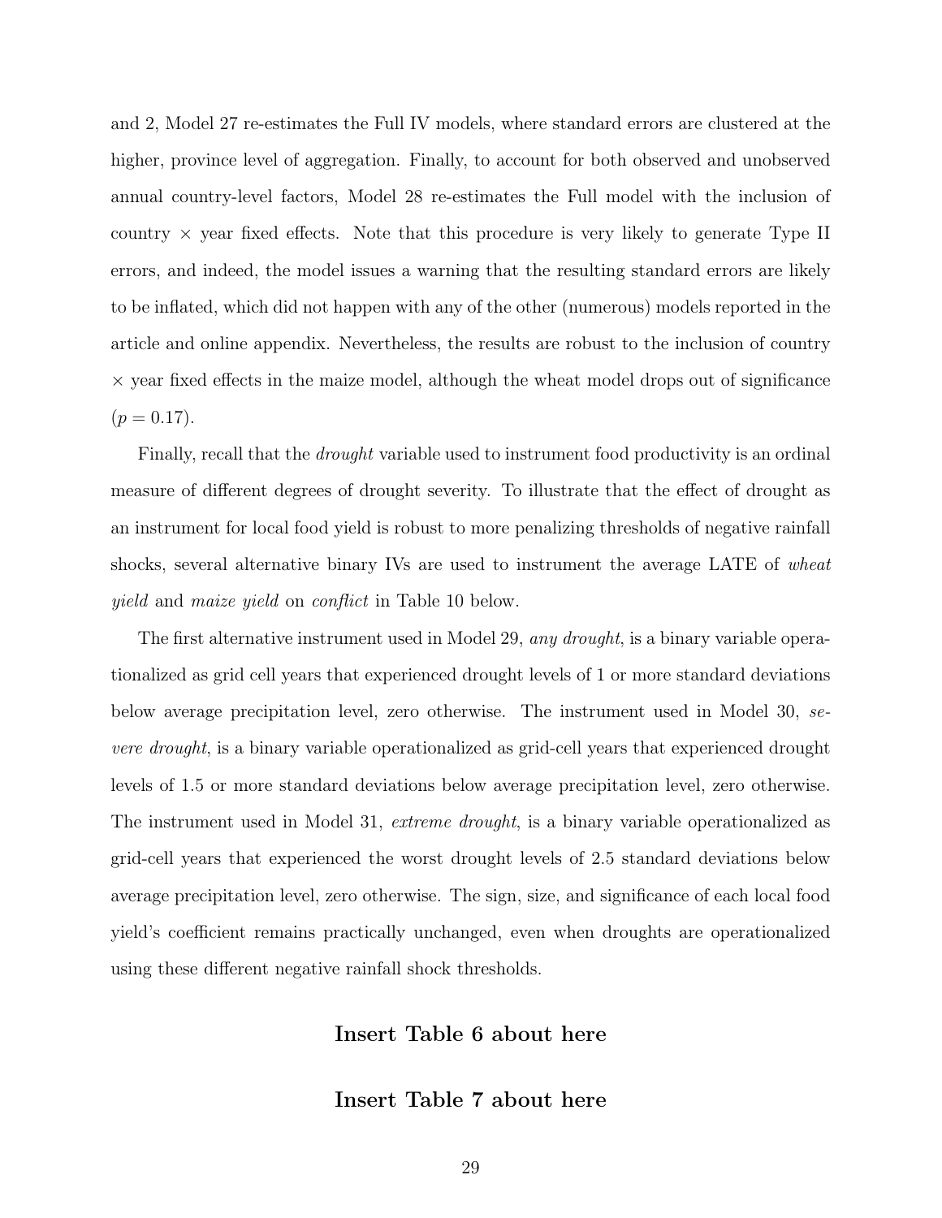and 2, Model 27 re-estimates the Full IV models, where standard errors are clustered at the higher, province level of aggregation. Finally, to account for both observed and unobserved annual country-level factors, Model 28 re-estimates the Full model with the inclusion of country × year fixed effects. Note that this procedure is very likely to generate Type II errors, and indeed, the model issues a warning that the resulting standard errors are likely to be inflated, which did not happen with any of the other (numerous) models reported in the article and online appendix. Nevertheless, the results are robust to the inclusion of country × year fixed effects in the maize model, although the wheat model drops out of significance ($p = 0.17$).

Finally, recall that the *drought* variable used to instrument food productivity is an ordinal measure of different degrees of drought severity. To illustrate that the effect of drought as an instrument for local food yield is robust to more penalizing thresholds of negative rainfall shocks, several alternative binary IVs are used to instrument the average LATE of *wheat yield* and *maize yield* on *conflict* in Table 10 below.

The first alternative instrument used in Model 29, *any drought*, is a binary variable operationalized as grid cell years that experienced drought levels of 1 or more standard deviations below average precipitation level, zero otherwise. The instrument used in Model 30, *severe drought*, is a binary variable operationalized as grid-cell years that experienced drought levels of 1.5 or more standard deviations below average precipitation level, zero otherwise. The instrument used in Model 31, *extreme drought*, is a binary variable operationalized as grid-cell years that experienced the worst drought levels of 2.5 standard deviations below average precipitation level, zero otherwise. The sign, size, and significance of each local food yield's coefficient remains practically unchanged, even when droughts are operationalized using these different negative rainfall shock thresholds.

**Insert Table 6 about here**

**Insert Table 7 about here**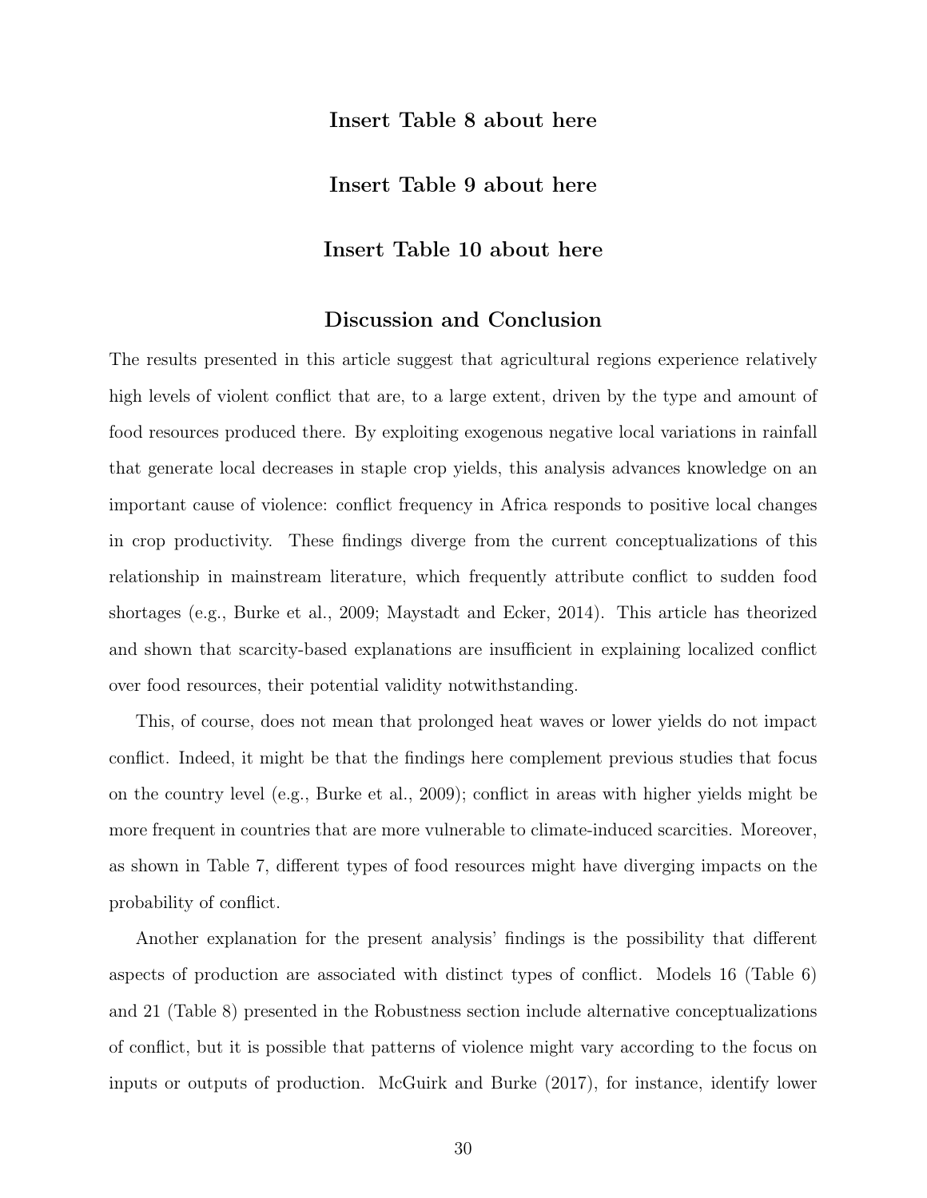**Insert Table 8 about here**

**Insert Table 9 about here**

**Insert Table 10 about here**

## Discussion and Conclusion

The results presented in this article suggest that agricultural regions experience relatively high levels of violent conflict that are, to a large extent, driven by the type and amount of food resources produced there. By exploiting exogenous negative local variations in rainfall that generate local decreases in staple crop yields, this analysis advances knowledge on an important cause of violence: conflict frequency in Africa responds to positive local changes in crop productivity. These findings diverge from the current conceptualizations of this relationship in mainstream literature, which frequently attribute conflict to sudden food shortages (e.g., Burke et al., 2009; Maystadt and Ecker, 2014). This article has theorized and shown that scarcity-based explanations are insufficient in explaining localized conflict over food resources, their potential validity notwithstanding.

This, of course, does not mean that prolonged heat waves or lower yields do not impact conflict. Indeed, it might be that the findings here complement previous studies that focus on the country level (e.g., Burke et al., 2009); conflict in areas with higher yields might be more frequent in countries that are more vulnerable to climate-induced scarcities. Moreover, as shown in Table 7, different types of food resources might have diverging impacts on the probability of conflict.

Another explanation for the present analysis' findings is the possibility that different aspects of production are associated with distinct types of conflict. Models 16 (Table 6) and 21 (Table 8) presented in the Robustness section include alternative conceptualizations of conflict, but it is possible that patterns of violence might vary according to the focus on inputs or outputs of production. McGuirk and Burke (2017), for instance, identify lower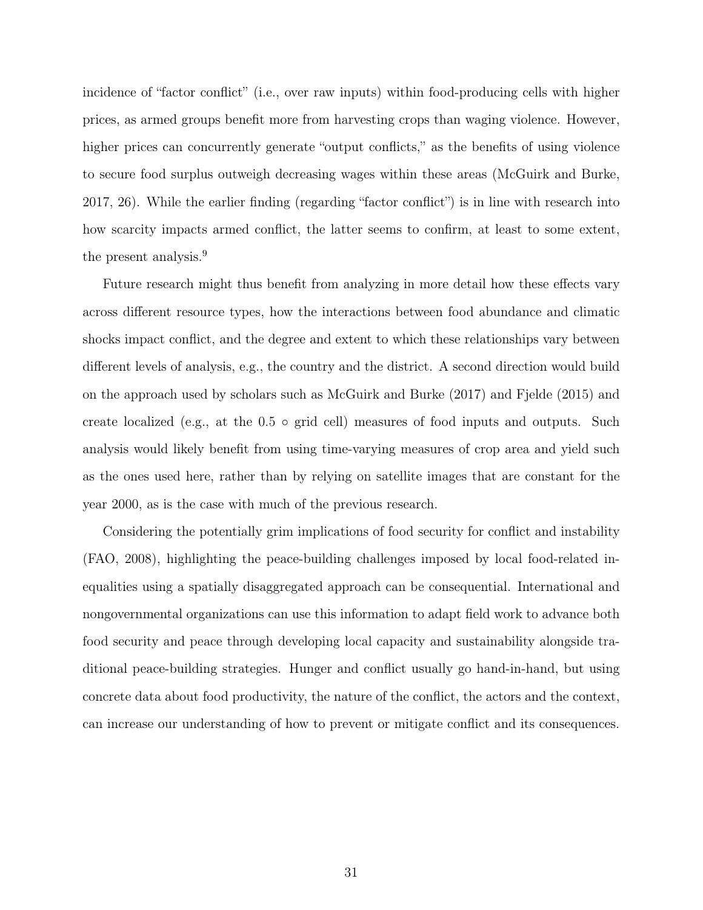incidence of "factor conflict" (i.e., over raw inputs) within food-producing cells with higher prices, as armed groups benefit more from harvesting crops than waging violence. However, higher prices can concurrently generate "output conflicts," as the benefits of using violence to secure food surplus outweigh decreasing wages within these areas (McGuirk and Burke, 2017, 26). While the earlier finding (regarding "factor conflict") is in line with research into how scarcity impacts armed conflict, the latter seems to confirm, at least to some extent, the present analysis.[9]

Future research might thus benefit from analyzing in more detail how these effects vary across different resource types, how the interactions between food abundance and climatic shocks impact conflict, and the degree and extent to which these relationships vary between different levels of analysis, e.g., the country and the district. A second direction would build on the approach used by scholars such as McGuirk and Burke (2017) and Fjelde (2015) and create localized (e.g., at the $0.5\circ$ grid cell) measures of food inputs and outputs. Such analysis would likely benefit from using time-varying measures of crop area and yield such as the ones used here, rather than by relying on satellite images that are constant for the year 2000, as is the case with much of the previous research.

Considering the potentially grim implications of food security for conflict and instability (FAO, 2008), highlighting the peace-building challenges imposed by local food-related inequalities using a spatially disaggregated approach can be consequential. International and nongovernmental organizations can use this information to adapt field work to advance both food security and peace through developing local capacity and sustainability alongside traditional peace-building strategies. Hunger and conflict usually go hand-in-hand, but using concrete data about food productivity, the nature of the conflict, the actors and the context, can increase our understanding of how to prevent or mitigate conflict and its consequences.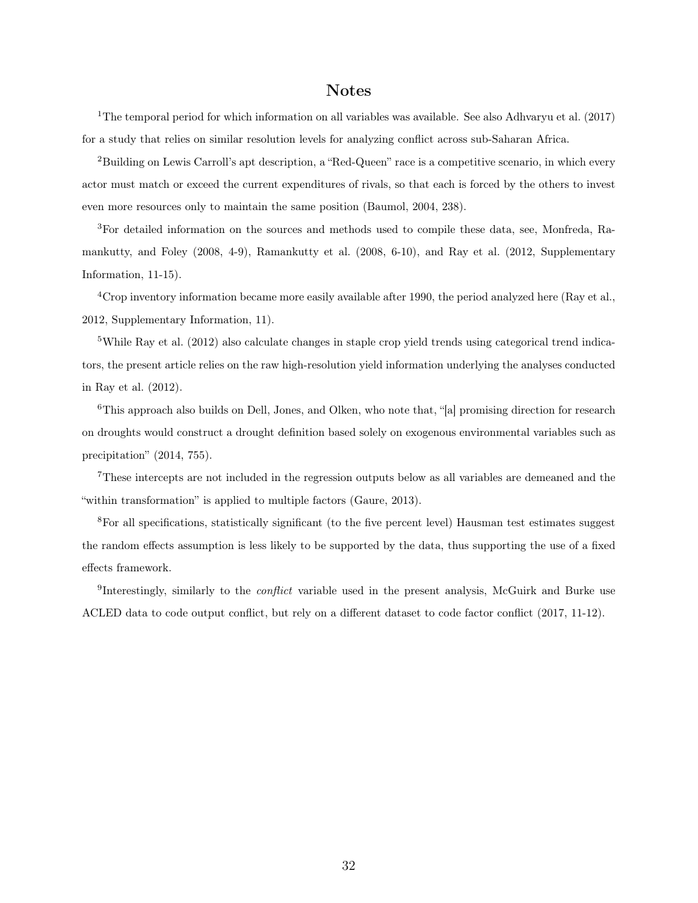# Notes

[1]The temporal period for which information on all variables was available. See also Adhvaryu et al. (2017) for a study that relies on similar resolution levels for analyzing conflict across sub-Saharan Africa.

[2]Building on Lewis Carroll's apt description, a "Red-Queen" race is a competitive scenario, in which every actor must match or exceed the current expenditures of rivals, so that each is forced by the others to invest even more resources only to maintain the same position (Baumol, 2004, 238).

[3]For detailed information on the sources and methods used to compile these data, see, Monfreda, Ramankutty, and Foley (2008, 4-9), Ramankutty et al. (2008, 6-10), and Ray et al. (2012, Supplementary Information, 11-15).

[4]Crop inventory information became more easily available after 1990, the period analyzed here (Ray et al., 2012, Supplementary Information, 11).

[5]While Ray et al. (2012) also calculate changes in staple crop yield trends using categorical trend indicators, the present article relies on the raw high-resolution yield information underlying the analyses conducted in Ray et al. (2012).

[6]This approach also builds on Dell, Jones, and Olken, who note that, "[a] promising direction for research on droughts would construct a drought definition based solely on exogenous environmental variables such as precipitation" (2014, 755).

[7]These intercepts are not included in the regression outputs below as all variables are demeaned and the "within transformation" is applied to multiple factors (Gaure, 2013).

[8]For all specifications, statistically significant (to the five percent level) Hausman test estimates suggest the random effects assumption is less likely to be supported by the data, thus supporting the use of a fixed effects framework.

[9]Interestingly, similarly to the *conflict* variable used in the present analysis, McGuirk and Burke use ACLED data to code output conflict, but rely on a different dataset to code factor conflict (2017, 11-12).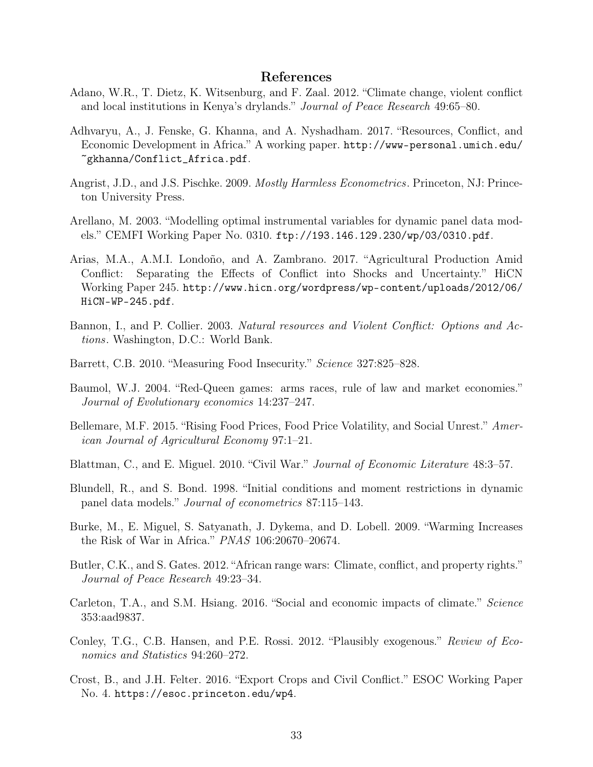## References

Adano, W.R., T. Dietz, K. Witsenburg, and F. Zaal. 2012. "Climate change, violent conflict and local institutions in Kenya's drylands." *Journal of Peace Research* 49:65–80.

Adhvaryu, A., J. Fenske, G. Khanna, and A. Nyshadham. 2017. "Resources, Conflict, and Economic Development in Africa." A working paper. http://www-personal.umich.edu/~gkhanna/Conflict_Africa.pdf.

Angrist, J.D., and J.S. Pischke. 2009. *Mostly Harmless Econometrics*. Princeton, NJ: Princeton University Press.

Arellano, M. 2003. "Modelling optimal instrumental variables for dynamic panel data models." CEMFI Working Paper No. 0310. ftp://193.146.129.230/wp/03/0310.pdf.

Arias, M.A., A.M.I. Londoño, and A. Zambrano. 2017. "Agricultural Production Amid Conflict: Separating the Effects of Conflict into Shocks and Uncertainty." HiCN Working Paper 245. http://www.hicn.org/wordpress/wp-content/uploads/2012/06/HiCN-WP-245.pdf.

Bannon, I., and P. Collier. 2003. *Natural resources and Violent Conflict: Options and Actions*. Washington, D.C.: World Bank.

Barrett, C.B. 2010. "Measuring Food Insecurity." *Science* 327:825–828.

Baumol, W.J. 2004. "Red-Queen games: arms races, rule of law and market economies." *Journal of Evolutionary economics* 14:237–247.

Bellemare, M.F. 2015. "Rising Food Prices, Food Price Volatility, and Social Unrest." *American Journal of Agricultural Economy* 97:1–21.

Blattman, C., and E. Miguel. 2010. "Civil War." *Journal of Economic Literature* 48:3–57.

Blundell, R., and S. Bond. 1998. "Initial conditions and moment restrictions in dynamic panel data models." *Journal of econometrics* 87:115–143.

Burke, M., E. Miguel, S. Satyanath, J. Dykema, and D. Lobell. 2009. "Warming Increases the Risk of War in Africa." *PNAS* 106:20670–20674.

Butler, C.K., and S. Gates. 2012. "African range wars: Climate, conflict, and property rights." *Journal of Peace Research* 49:23–34.

Carleton, T.A., and S.M. Hsiang. 2016. "Social and economic impacts of climate." *Science* 353:aad9837.

Conley, T.G., C.B. Hansen, and P.E. Rossi. 2012. "Plausibly exogenous." *Review of Economics and Statistics* 94:260–272.

Crost, B., and J.H. Felter. 2016. "Export Crops and Civil Conflict." ESOC Working Paper No. 4. https://esoc.princeton.edu/wp4.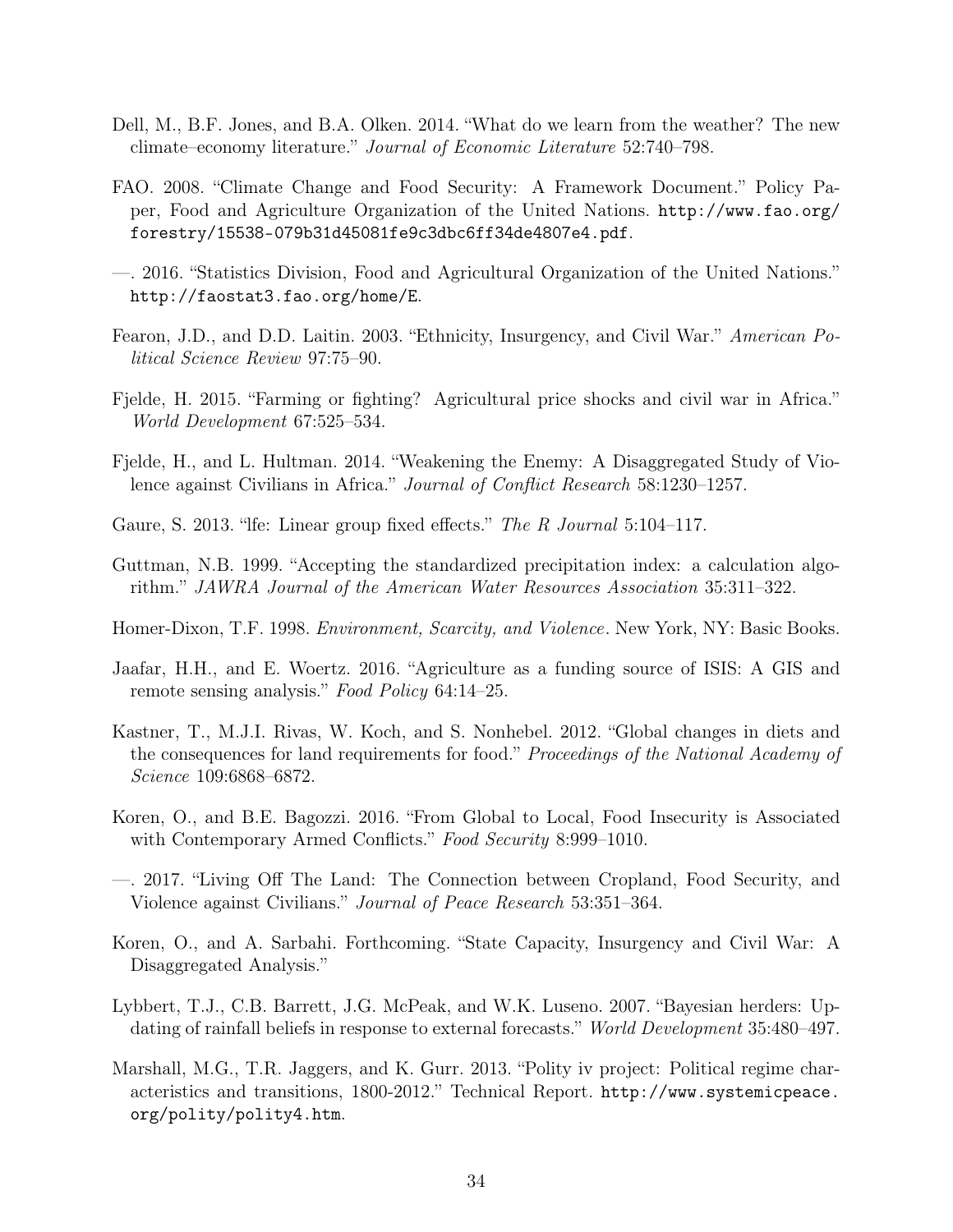Dell, M., B.F. Jones, and B.A. Olken. 2014. "What do we learn from the weather? The new climate–economy literature." *Journal of Economic Literature* 52:740–798.

FAO. 2008. "Climate Change and Food Security: A Framework Document." Policy Paper, Food and Agriculture Organization of the United Nations. http://www.fao.org/forestry/15538-079b31d45081fe9c3dbc6ff34de4807e4.pdf.

—. 2016. "Statistics Division, Food and Agricultural Organization of the United Nations." http://faostat3.fao.org/home/E.

Fearon, J.D., and D.D. Laitin. 2003. "Ethnicity, Insurgency, and Civil War." *American Political Science Review* 97:75–90.

Fjelde, H. 2015. "Farming or fighting? Agricultural price shocks and civil war in Africa." *World Development* 67:525–534.

Fjelde, H., and L. Hultman. 2014. "Weakening the Enemy: A Disaggregated Study of Violence against Civilians in Africa." *Journal of Conflict Research* 58:1230–1257.

Gaure, S. 2013. "lfe: Linear group fixed effects." *The R Journal* 5:104–117.

Guttman, N.B. 1999. "Accepting the standardized precipitation index: a calculation algorithm." *JAWRA Journal of the American Water Resources Association* 35:311–322.

Homer-Dixon, T.F. 1998. *Environment, Scarcity, and Violence*. New York, NY: Basic Books.

Jaafar, H.H., and E. Woertz. 2016. "Agriculture as a funding source of ISIS: A GIS and remote sensing analysis." *Food Policy* 64:14–25.

Kastner, T., M.J.I. Rivas, W. Koch, and S. Nonhebel. 2012. "Global changes in diets and the consequences for land requirements for food." *Proceedings of the National Academy of Science* 109:6868–6872.

Koren, O., and B.E. Bagozzi. 2016. "From Global to Local, Food Insecurity is Associated with Contemporary Armed Conflicts." *Food Security* 8:999–1010.

—. 2017. "Living Off The Land: The Connection between Cropland, Food Security, and Violence against Civilians." *Journal of Peace Research* 53:351–364.

Koren, O., and A. Sarbahi. Forthcoming. "State Capacity, Insurgency and Civil War: A Disaggregated Analysis."

Lybbert, T.J., C.B. Barrett, J.G. McPeak, and W.K. Luseno. 2007. "Bayesian herders: Updating of rainfall beliefs in response to external forecasts." *World Development* 35:480–497.

Marshall, M.G., T.R. Jaggers, and K. Gurr. 2013. "Polity iv project: Political regime characteristics and transitions, 1800-2012." Technical Report. http://www.systemicpeace.org/polity/polity4.htm.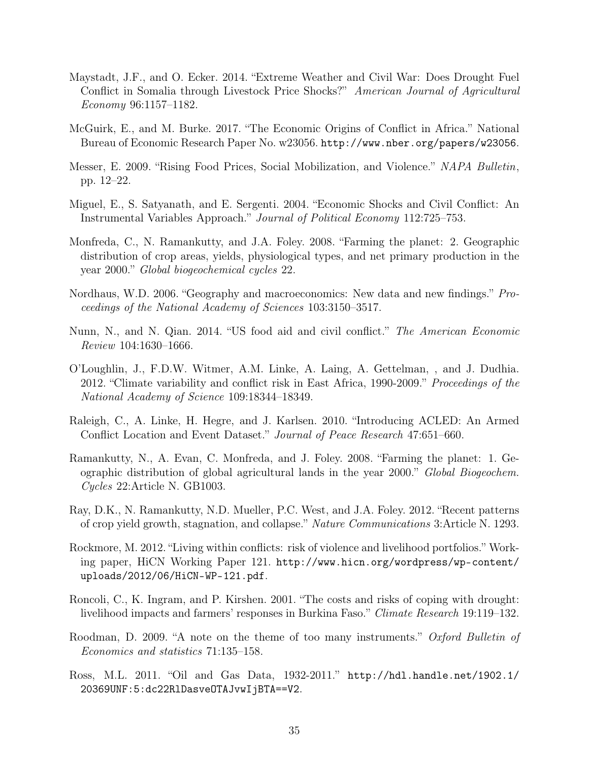Maystadt, J.F., and O. Ecker. 2014. "Extreme Weather and Civil War: Does Drought Fuel Conflict in Somalia through Livestock Price Shocks?" *American Journal of Agricultural Economy* 96:1157–1182.

McGuirk, E., and M. Burke. 2017. "The Economic Origins of Conflict in Africa." National Bureau of Economic Research Paper No. w23056. http://www.nber.org/papers/w23056.

Messer, E. 2009. "Rising Food Prices, Social Mobilization, and Violence." *NAPA Bulletin*, pp. 12–22.

Miguel, E., S. Satyanath, and E. Sergenti. 2004. "Economic Shocks and Civil Conflict: An Instrumental Variables Approach." *Journal of Political Economy* 112:725–753.

Monfreda, C., N. Ramankutty, and J.A. Foley. 2008. "Farming the planet: 2. Geographic distribution of crop areas, yields, physiological types, and net primary production in the year 2000." *Global biogeochemical cycles* 22.

Nordhaus, W.D. 2006. "Geography and macroeconomics: New data and new findings." *Proceedings of the National Academy of Sciences* 103:3150–3517.

Nunn, N., and N. Qian. 2014. "US food aid and civil conflict." *The American Economic Review* 104:1630–1666.

O'Loughlin, J., F.D.W. Witmer, A.M. Linke, A. Laing, A. Gettelman, , and J. Dudhia. 2012. "Climate variability and conflict risk in East Africa, 1990-2009." *Proceedings of the National Academy of Science* 109:18344–18349.

Raleigh, C., A. Linke, H. Hegre, and J. Karlsen. 2010. "Introducing ACLED: An Armed Conflict Location and Event Dataset." *Journal of Peace Research* 47:651–660.

Ramankutty, N., A. Evan, C. Monfreda, and J. Foley. 2008. "Farming the planet: 1. Geographic distribution of global agricultural lands in the year 2000." *Global Biogeochem. Cycles* 22:Article N. GB1003.

Ray, D.K., N. Ramankutty, N.D. Mueller, P.C. West, and J.A. Foley. 2012. "Recent patterns of crop yield growth, stagnation, and collapse." *Nature Communications* 3:Article N. 1293.

Rockmore, M. 2012. "Living within conflicts: risk of violence and livelihood portfolios." Working paper, HiCN Working Paper 121. http://www.hicn.org/wordpress/wp-content/uploads/2012/06/HiCN-WP-121.pdf.

Roncoli, C., K. Ingram, and P. Kirshen. 2001. "The costs and risks of coping with drought: livelihood impacts and farmers' responses in Burkina Faso." *Climate Research* 19:119–132.

Roodman, D. 2009. "A note on the theme of too many instruments." *Oxford Bulletin of Economics and statistics* 71:135–158.

Ross, M.L. 2011. "Oil and Gas Data, 1932-2011." http://hdl.handle.net/1902.1/20369UNF:5:dc22RlDasveOTAJvwIjBTA==V2.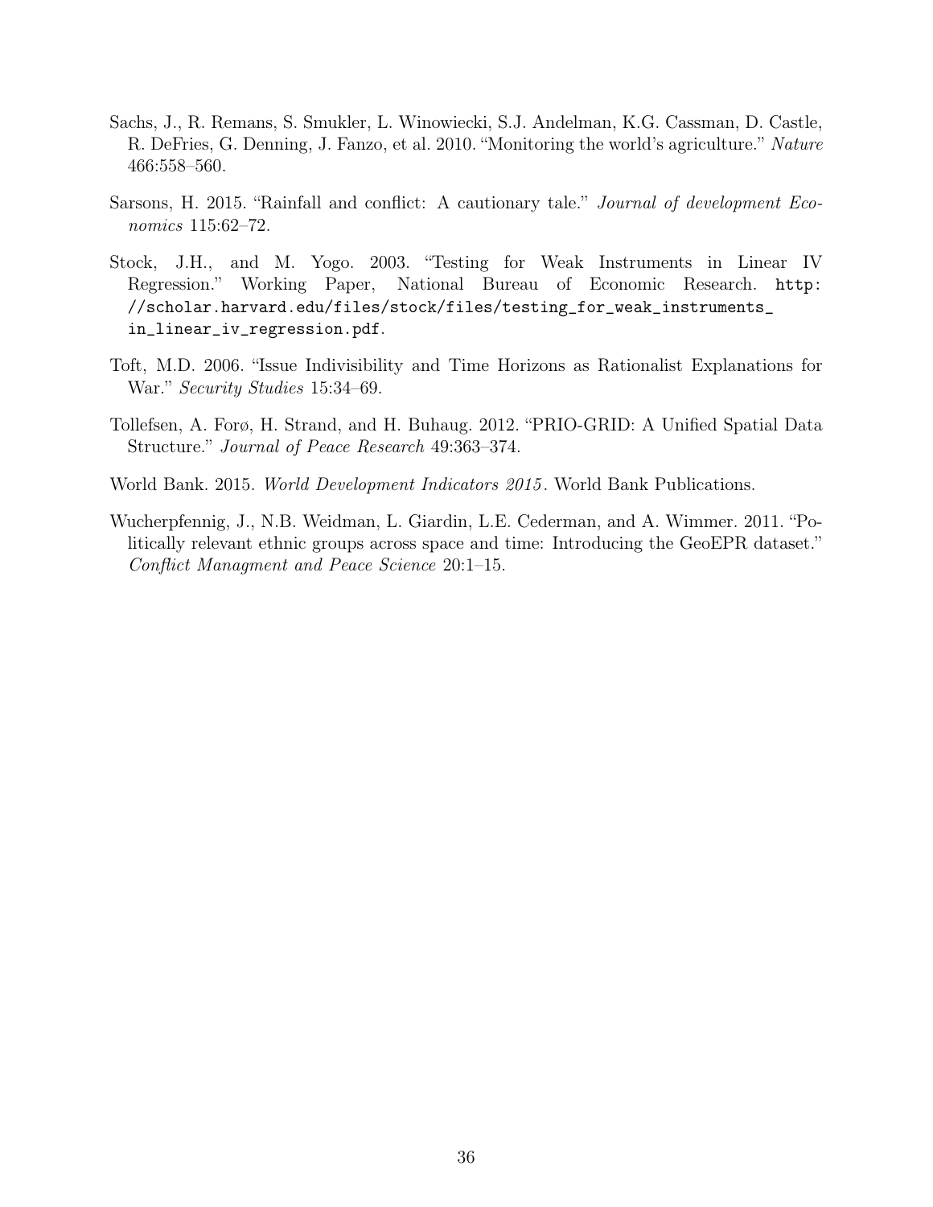Sachs, J., R. Remans, S. Smukler, L. Winowiecki, S.J. Andelman, K.G. Cassman, D. Castle, R. DeFries, G. Denning, J. Fanzo, et al. 2010. "Monitoring the world's agriculture." *Nature* 466:558–560.

Sarsons, H. 2015. "Rainfall and conflict: A cautionary tale." *Journal of development Economics* 115:62–72.

Stock, J.H., and M. Yogo. 2003. "Testing for Weak Instruments in Linear IV Regression." Working Paper, National Bureau of Economic Research. `http://scholar.harvard.edu/files/stock/files/testing_for_weak_instruments_in_linear_iv_regression.pdf`.

Toft, M.D. 2006. "Issue Indivisibility and Time Horizons as Rationalist Explanations for War." *Security Studies* 15:34–69.

Tollefsen, A. Forø, H. Strand, and H. Buhaug. 2012. "PRIO-GRID: A Unified Spatial Data Structure." *Journal of Peace Research* 49:363–374.

World Bank. 2015. *World Development Indicators 2015*. World Bank Publications.

Wucherpfennig, J., N.B. Weidman, L. Giardin, L.E. Cederman, and A. Wimmer. 2011. "Politically relevant ethnic groups across space and time: Introducing the GeoEPR dataset." *Conflict Managment and Peace Science* 20:1–15.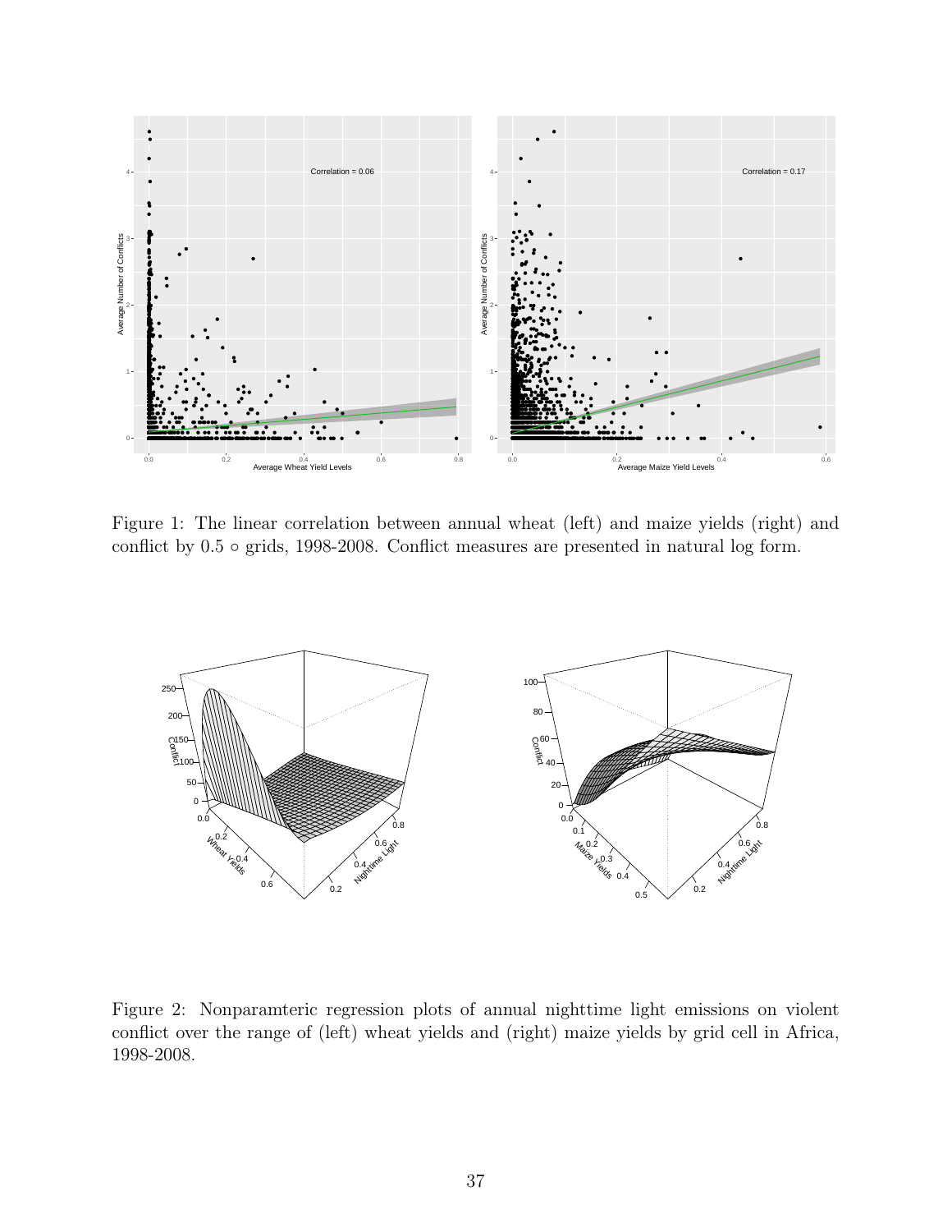Figure 1: The linear correlation between annual wheat (left) and maize yields (right) and conflict by 0.5 ∘ grids, 1998-2008. Conflict measures are presented in natural log form.

Figure 2: Nonparamteric regression plots of annual nighttime light emissions on violent conflict over the range of (left) wheat yields and (right) maize yields by grid cell in Africa, 1998-2008.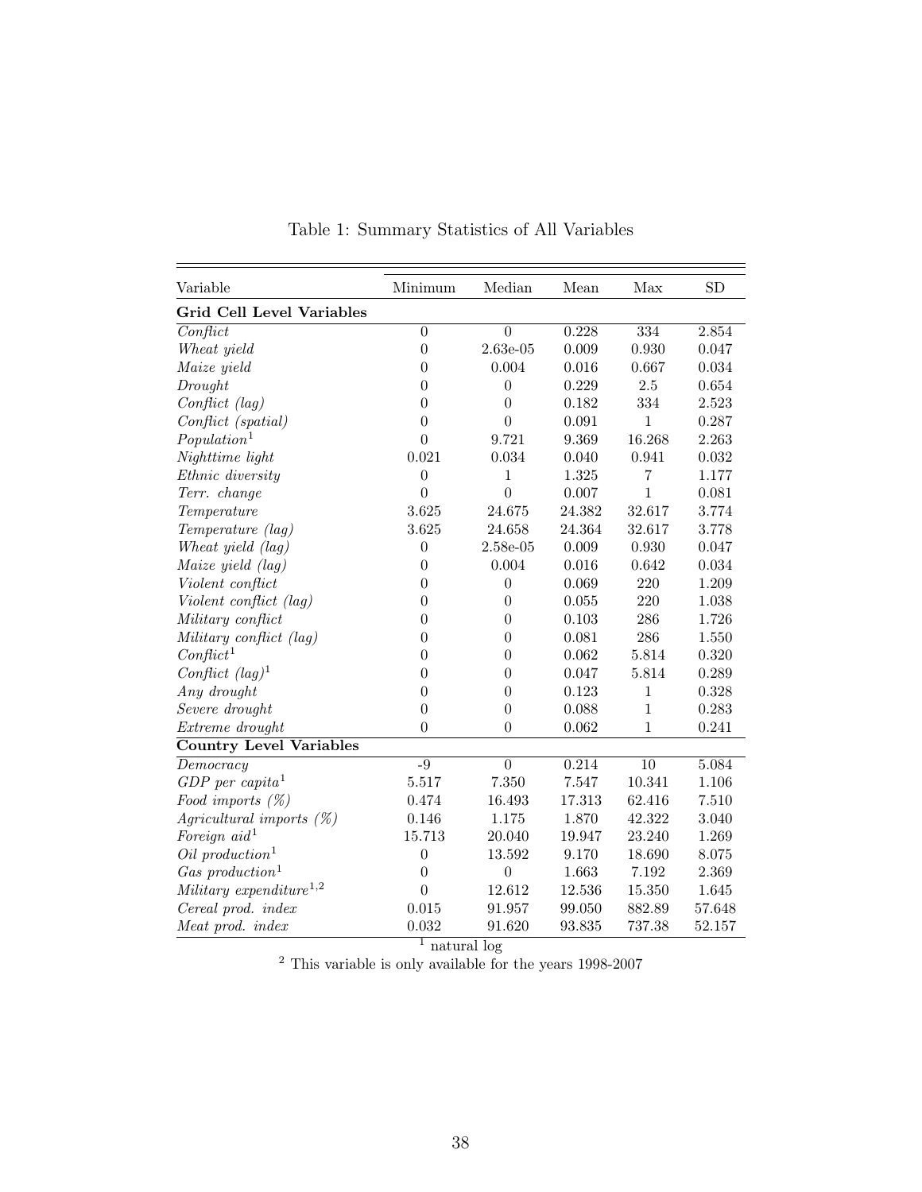Table 1: Summary Statistics of All Variables

| Variable | Minimum | Median | Mean | Max | SD |
|---|---|---|---|---|---|
| **Grid Cell Level Variables** | | | | | |
| *Conflict* | 0 | 0 | 0.228 | 334 | 2.854 |
| *Wheat yield* | 0 | 2.63e-05 | 0.009 | 0.930 | 0.047 |
| *Maize yield* | 0 | 0.004 | 0.016 | 0.667 | 0.034 |
| *Drought* | 0 | 0 | 0.229 | 2.5 | 0.654 |
| *Conflict (lag)* | 0 | 0 | 0.182 | 334 | 2.523 |
| *Conflict (spatial)* | 0 | 0 | 0.091 | 1 | 0.287 |
| *Population*[1] | 0 | 9.721 | 9.369 | 16.268 | 2.263 |
| *Nighttime light* | 0.021 | 0.034 | 0.040 | 0.941 | 0.032 |
| *Ethnic diversity* | 0 | 1 | 1.325 | 7 | 1.177 |
| *Terr. change* | 0 | 0 | 0.007 | 1 | 0.081 |
| *Temperature* | 3.625 | 24.675 | 24.382 | 32.617 | 3.774 |
| *Temperature (lag)* | 3.625 | 24.658 | 24.364 | 32.617 | 3.778 |
| *Wheat yield (lag)* | 0 | 2.58e-05 | 0.009 | 0.930 | 0.047 |
| *Maize yield (lag)* | 0 | 0.004 | 0.016 | 0.642 | 0.034 |
| *Violent conflict* | 0 | 0 | 0.069 | 220 | 1.209 |
| *Violent conflict (lag)* | 0 | 0 | 0.055 | 220 | 1.038 |
| *Military conflict* | 0 | 0 | 0.103 | 286 | 1.726 |
| *Military conflict (lag)* | 0 | 0 | 0.081 | 286 | 1.550 |
| *Conflict*[1] | 0 | 0 | 0.062 | 5.814 | 0.320 |
| *Conflict (lag)*[1] | 0 | 0 | 0.047 | 5.814 | 0.289 |
| *Any drought* | 0 | 0 | 0.123 | 1 | 0.328 |
| *Severe drought* | 0 | 0 | 0.088 | 1 | 0.283 |
| *Extreme drought* | 0 | 0 | 0.062 | 1 | 0.241 |
| **Country Level Variables** | | | | | |
| *Democracy* | -9 | 0 | 0.214 | 10 | 5.084 |
| *GDP per capita*[1] | 5.517 | 7.350 | 7.547 | 10.341 | 1.106 |
| *Food imports (%)* | 0.474 | 16.493 | 17.313 | 62.416 | 7.510 |
| *Agricultural imports (%)* | 0.146 | 1.175 | 1.870 | 42.322 | 3.040 |
| *Foreign aid*[1] | 15.713 | 20.040 | 19.947 | 23.240 | 1.269 |
| *Oil production*[1] | 0 | 13.592 | 9.170 | 18.690 | 8.075 |
| *Gas production*[1] | 0 | 0 | 1.663 | 7.192 | 2.369 |
| *Military expenditure*[1,2] | 0 | 12.612 | 12.536 | 15.350 | 1.645 |
| *Cereal prod. index* | 0.015 | 91.957 | 99.050 | 882.89 | 57.648 |
| *Meat prod. index* | 0.032 | 91.620 | 93.835 | 737.38 | 52.157 |

[1] natural log

[2] This variable is only available for the years 1998-2007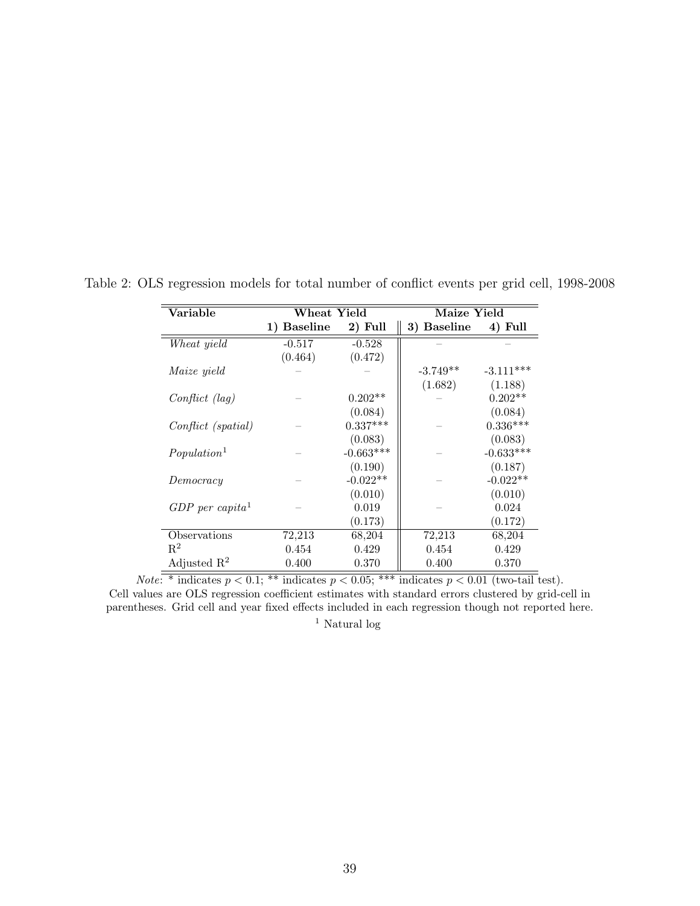Table 2: OLS regression models for total number of conflict events per grid cell, 1998-2008

| **Variable** | **Wheat Yield** | | **Maize Yield** | |
|---|---|---|---|---|
| | **1) Baseline** | **2) Full** | **3) Baseline** | **4) Full** |
| *Wheat yield* | -0.517 | -0.528 | – | – |
| | (0.464) | (0.472) | | |
| *Maize yield* | – | – | -3.749** | -3.111*** |
| | | | (1.682) | (1.188) |
| *Conflict (lag)* | – | 0.202** | – | 0.202** |
| | | (0.084) | | (0.084) |
| *Conflict (spatial)* | – | 0.337*** | – | 0.336*** |
| | | (0.083) | | (0.083) |
| *Population*[1] | – | -0.663*** | – | -0.633*** |
| | | (0.190) | | (0.187) |
| *Democracy* | – | -0.022** | – | -0.022** |
| | | (0.010) | | (0.010) |
| *GDP per capita*[1] | – | 0.019 | – | 0.024 |
| | | (0.173) | | (0.172) |
| Observations | 72,213 | 68,204 | 72,213 | 68,204 |
| $R^2$ | 0.454 | 0.429 | 0.454 | 0.429 |
| Adjusted $R^2$ | 0.400 | 0.370 | 0.400 | 0.370 |

*Note*: * indicates $p < 0.1$; ** indicates $p < 0.05$; *** indicates $p < 0.01$ (two-tail test).
Cell values are OLS regression coefficient estimates with standard errors clustered by grid-cell in parentheses. Grid cell and year fixed effects included in each regression though not reported here.

[1] Natural log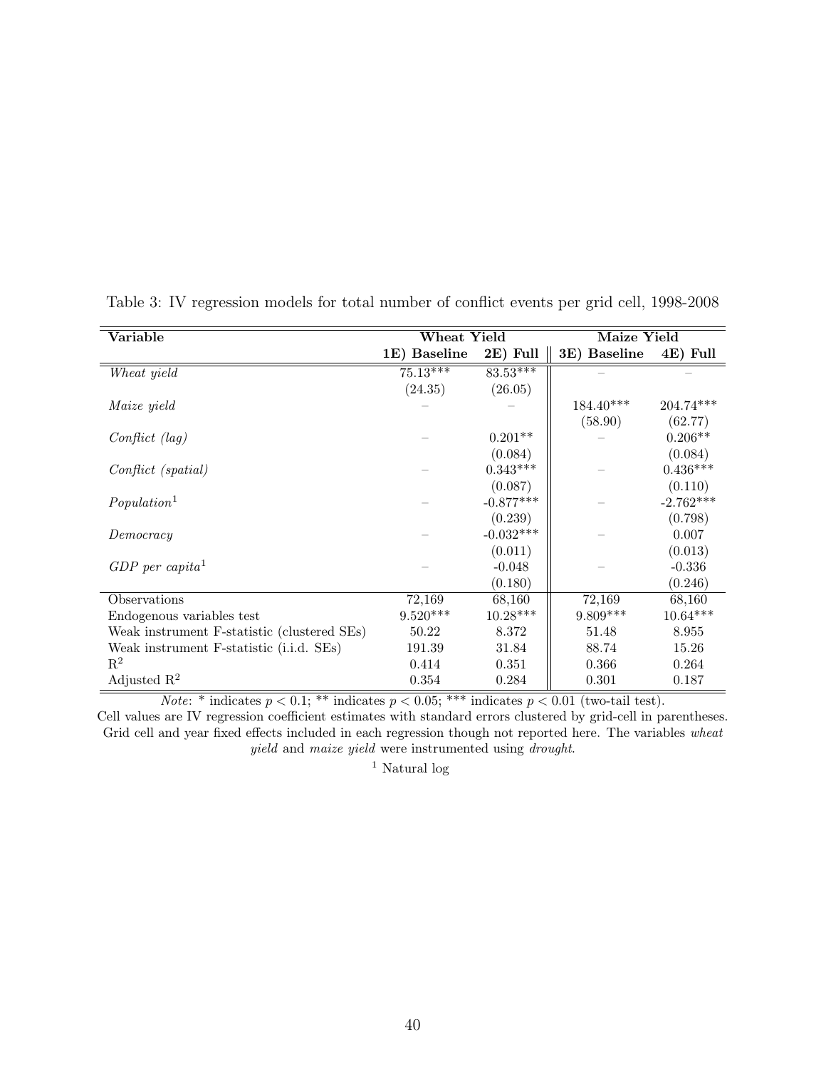Table 3: IV regression models for total number of conflict events per grid cell, 1998-2008

| **Variable** | **Wheat Yield** | | **Maize Yield** | |
|---|---|---|---|---|
| | **1E) Baseline** | **2E) Full** | **3E) Baseline** | **4E) Full** |
| *Wheat yield* | 75.13*** | 83.53*** | – | – |
| | (24.35) | (26.05) | | |
| *Maize yield* | – | – | 184.40*** | 204.74*** |
| | | | (58.90) | (62.77) |
| *Conflict (lag)* | – | 0.201** | – | 0.206** |
| | | (0.084) | | (0.084) |
| *Conflict (spatial)* | – | 0.343*** | – | 0.436*** |
| | | (0.087) | | (0.110) |
| *Population*[1] | – | -0.877*** | – | -2.762*** |
| | | (0.239) | | (0.798) |
| *Democracy* | – | -0.032*** | – | 0.007 |
| | | (0.011) | | (0.013) |
| *GDP per capita*[1] | – | -0.048 | – | -0.336 |
| | | (0.180) | | (0.246) |
| Observations | 72,169 | 68,160 | 72,169 | 68,160 |
| Endogenous variables test | 9.520*** | 10.28*** | 9.809*** | 10.64*** |
| Weak instrument F-statistic (clustered SEs) | 50.22 | 8.372 | 51.48 | 8.955 |
| Weak instrument F-statistic (i.i.d. SEs) | 191.39 | 31.84 | 88.74 | 15.26 |
| $R^2$ | 0.414 | 0.351 | 0.366 | 0.264 |
| Adjusted $R^2$ | 0.354 | 0.284 | 0.301 | 0.187 |

*Note*: * indicates $p < 0.1$; ** indicates $p < 0.05$; *** indicates $p < 0.01$ (two-tail test).
Cell values are IV regression coefficient estimates with standard errors clustered by grid-cell in parentheses. Grid cell and year fixed effects included in each regression though not reported here. The variables *wheat yield* and *maize yield* were instrumented using *drought*.

[1] Natural log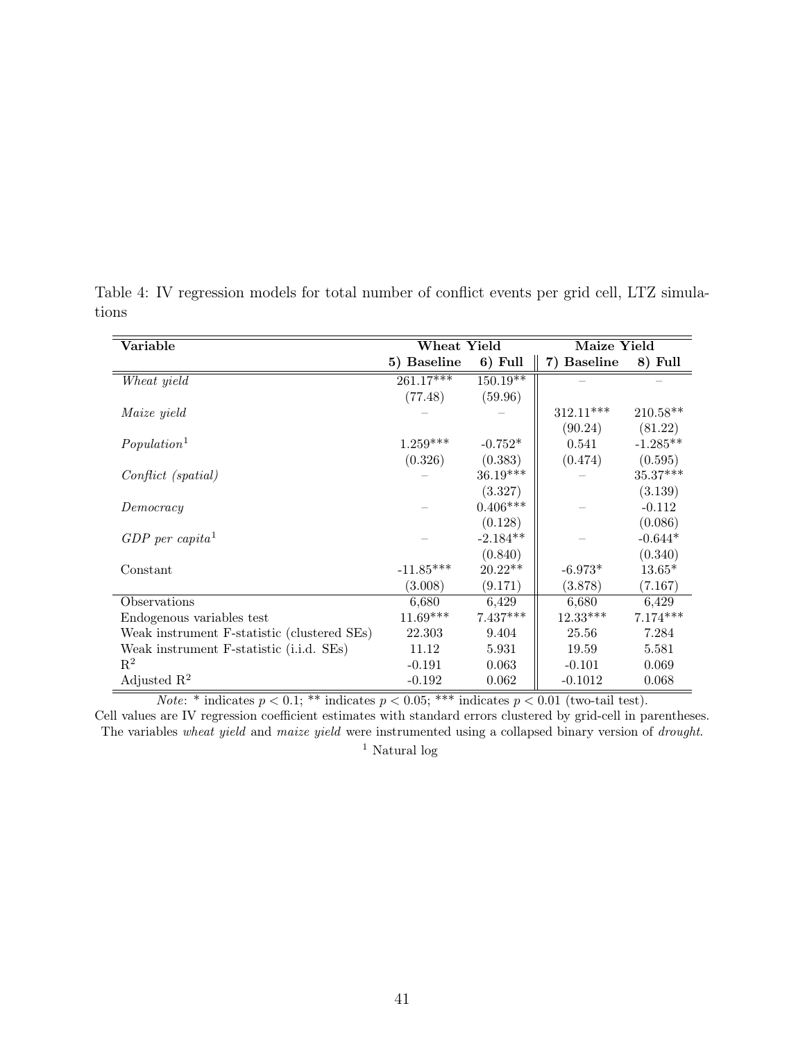Table 4: IV regression models for total number of conflict events per grid cell, LTZ simulations

| Variable | Wheat Yield | | Maize Yield | |
|---|---|---|---|---|
| | 5) Baseline | 6) Full | 7) Baseline | 8) Full |
| *Wheat yield* | 261.17*** | 150.19** | – | – |
| | (77.48) | (59.96) | | |
| *Maize yield* | – | – | 312.11*** | 210.58** |
| | | | (90.24) | (81.22) |
| *Population*[1] | 1.259*** | -0.752* | 0.541 | -1.285** |
| | (0.326) | (0.383) | (0.474) | (0.595) |
| *Conflict (spatial)* | – | 36.19*** | – | 35.37*** |
| | | (3.327) | | (3.139) |
| *Democracy* | – | 0.406*** | – | -0.112 |
| | | (0.128) | | (0.086) |
| *GDP per capita*[1] | – | -2.184** | – | -0.644* |
| | | (0.840) | | (0.340) |
| Constant | -11.85*** | 20.22** | -6.973* | 13.65* |
| | (3.008) | (9.171) | (3.878) | (7.167) |
| Observations | 6,680 | 6,429 | 6,680 | 6,429 |
| Endogenous variables test | 11.69*** | 7.437*** | 12.33*** | 7.174*** |
| Weak instrument F-statistic (clustered SEs) | 22.303 | 9.404 | 25.56 | 7.284 |
| Weak instrument F-statistic (i.i.d. SEs) | 11.12 | 5.931 | 19.59 | 5.581 |
| $R^2$ | -0.191 | 0.063 | -0.101 | 0.069 |
| Adjusted $R^2$ | -0.192 | 0.062 | -0.1012 | 0.068 |

*Note*: * indicates $p < 0.1$; ** indicates $p < 0.05$; *** indicates $p < 0.01$ (two-tail test).
Cell values are IV regression coefficient estimates with standard errors clustered by grid-cell in parentheses.
The variables *wheat yield* and *maize yield* were instrumented using a collapsed binary version of *drought*.

[1] Natural log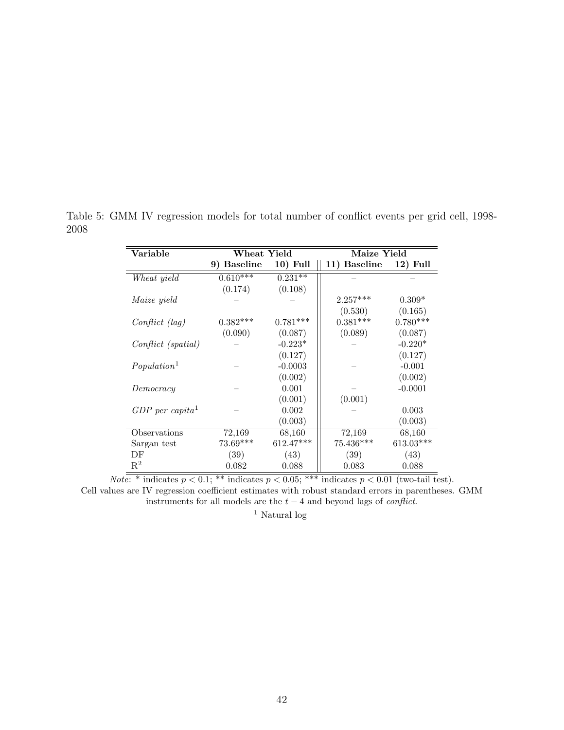Table 5: GMM IV regression models for total number of conflict events per grid cell, 1998-2008

| **Variable** | **Wheat Yield** | | **Maize Yield** | |
|---|---|---|---|---|
| | **9) Baseline** | **10) Full** | **11) Baseline** | **12) Full** |
| *Wheat yield* | 0.610*** | 0.231** | – | – |
| | (0.174) | (0.108) | | |
| *Maize yield* | – | – | 2.257*** | 0.309* |
| | | | (0.530) | (0.165) |
| *Conflict (lag)* | 0.382*** | 0.781*** | 0.381*** | 0.780*** |
| | (0.090) | (0.087) | (0.089) | (0.087) |
| *Conflict (spatial)* | – | -0.223* | – | -0.220* |
| | | (0.127) | | (0.127) |
| *Population*[1] | – | -0.0003 | – | -0.001 |
| | | (0.002) | | (0.002) |
| *Democracy* | – | 0.001 | – | -0.0001 |
| | | (0.001) | (0.001) | |
| *GDP per capita*[1] | – | 0.002 | – | 0.003 |
| | | (0.003) | | (0.003) |
| Observations | 72,169 | 68,160 | 72,169 | 68,160 |
| Sargan test | 73.69*** | 612.47*** | 75.436*** | 613.03*** |
| DF | (39) | (43) | (39) | (43) |
| $R^2$ | 0.082 | 0.088 | 0.083 | 0.088 |

*Note*: * indicates $p < 0.1$; ** indicates $p < 0.05$; *** indicates $p < 0.01$ (two-tail test).
Cell values are IV regression coefficient estimates with robust standard errors in parentheses. GMM instruments for all models are the $t-4$ and beyond lags of *conflict*.

[1] Natural log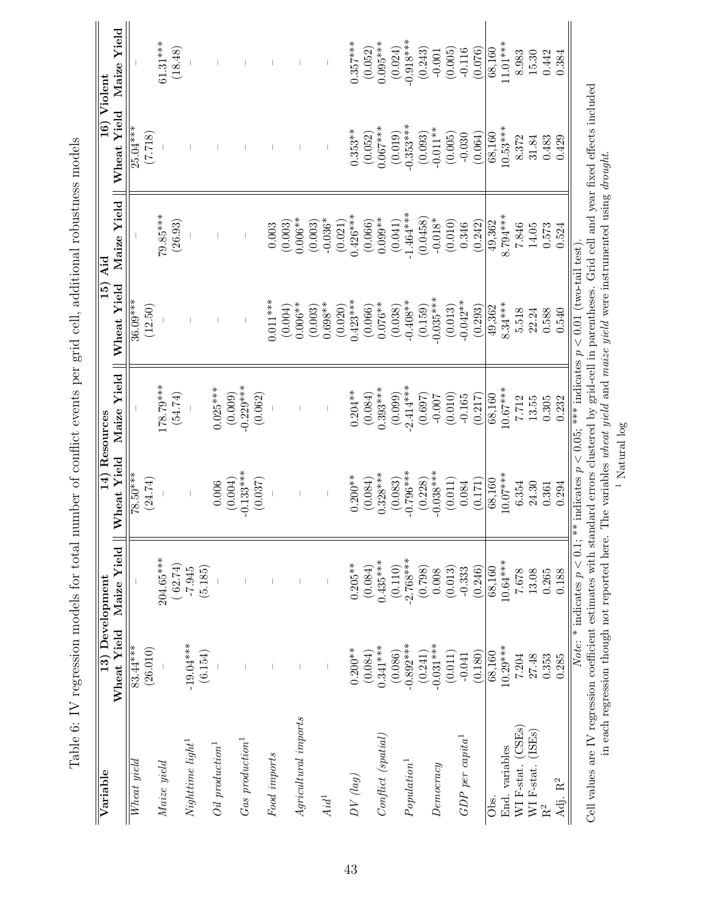Table 6: IV regression models for total number of conflict events per grid cell, additional robustness models

| Variable | 13) Development | | 14) Resources | | 15) Aid | | 16) Violent | |
|---|---|---|---|---|---|---|---|---|
| | Wheat Yield | Maize Yield | Wheat Yield | Maize Yield | Wheat Yield | Maize Yield | Wheat Yield | Maize Yield |
| *Wheat yield* | 83.44*** | – | 78.50*** | – | 36.09*** | – | 25.04*** | – |
| | (26.010) | | (24.74) | | (12.50) | | (7.718) | |
| *Maize yield* | – | 204.65*** | – | 178.79*** | – | 79.85*** | – | 61.31*** |
| | | ( 62.74) | | (54.74) | | (26.93) | | (18.48) |
| *Nighttime light*[1] | -19.04*** | -7.945 | – | – | – | – | – | – |
| | (6.154) | (5.185) | | | | | | |
| *Oil production*[1] | – | – | 0.006 | 0.025*** | – | – | – | – |
| | | | (0.004) | (0.009) | | | | |
| *Gas production*[1] | – | – | -0.133*** | -0.229*** | – | – | – | – |
| | | | (0.037) | (0.062) | | | | |
| *Food imports* | – | – | – | – | 0.011*** | 0.003 | – | – |
| | | | | | (0.004) | (0.003) | | |
| *Agricultural imports* | – | – | – | – | 0.006** | 0.006** | – | – |
| | | | | | (0.003) | (0.003) | | |
| *Aid*[1] | – | – | – | – | 0.698** | -0.036* | – | – |
| | | | | | (0.020) | (0.021) | | |
| *DV (lag)* | 0.200** | 0.205** | 0.200** | 0.204** | 0.423*** | 0.426*** | 0.353** | 0.357*** |
| | (0.084) | (0.084) | (0.084) | (0.084) | (0.066) | (0.066) | (0.052) | (0.052) |
| *Conflict (spatial)* | 0.341*** | 0.435*** | 0.328*** | 0.393*** | 0.076** | 0.099** | 0.067*** | 0.095*** |
| | (0.086) | (0.110) | (0.083) | (0.099) | (0.038) | (0.041) | (0.019) | (0.024) |
| *Population*[1] | -0.892*** | -2.768*** | -0.796*** | -2.414*** | -0.408** | -1.464*** | -0.353*** | -0.918*** |
| | (0.241) | (0.798) | (0.228) | (0.697) | (0.159) | (0.0458) | (0.093) | (0.243) |
| *Democracy* | -0.031*** | 0.008 | -0.038*** | -0.007 | -0.035*** | -0.018* | -0.011** | -0.001 |
| | (0.011) | (0.013) | (0.011) | (0.010) | (0.013) | (0.010) | (0.005) | (0.005) |
| *GDP per capita*[1] | -0.041 | -0.333 | 0.084 | -0.165 | -0.042** | 0.346 | -0.030 | -0.116 |
| | (0.180) | (0.246) | (0.171) | (0.217) | (0.293) | (0.242) | (0.064) | (0.076) |
| Obs. | 68,160 | 68,160 | 68,160 | 68,160 | 49,362 | 49,362 | 68,160 | 68,160 |
| End. variables | 10.29*** | 10.64*** | 10.07*** | 10.67*** | 8.34*** | 8.794*** | 10.53*** | 11.01*** |
| WI F-stat. (CSEs) | 7.204 | 7.678 | 6.354 | 7.712 | 5.518 | 7.846 | 8.372 | 8.983 |
| WI F-stat. (ISEs) | 27.48 | 13.08 | 24.30 | 13.55 | 22.24 | 14.05 | 31.84 | 15.30 |
| $R^2$ | 0.353 | 0.265 | 0.361 | 0.305 | 0.588 | 0.573 | 0.483 | 0.442 |
| Adj. $R^2$ | 0.285 | 0.188 | 0.294 | 0.232 | 0.540 | 0.524 | 0.429 | 0.384 |

*Note:* * indicates $p < 0.1$; ** indicates $p < 0.05$; *** indicates $p < 0.01$ (two-tail test).

Cell values are IV regression coefficient estimates with standard errors clustered by grid-cell in parentheses. Grid cell and year fixed effects included in each regression though not reported here. The variables *wheat yield* and *maize yield* were instrumented using *drought*.

[1] Natural log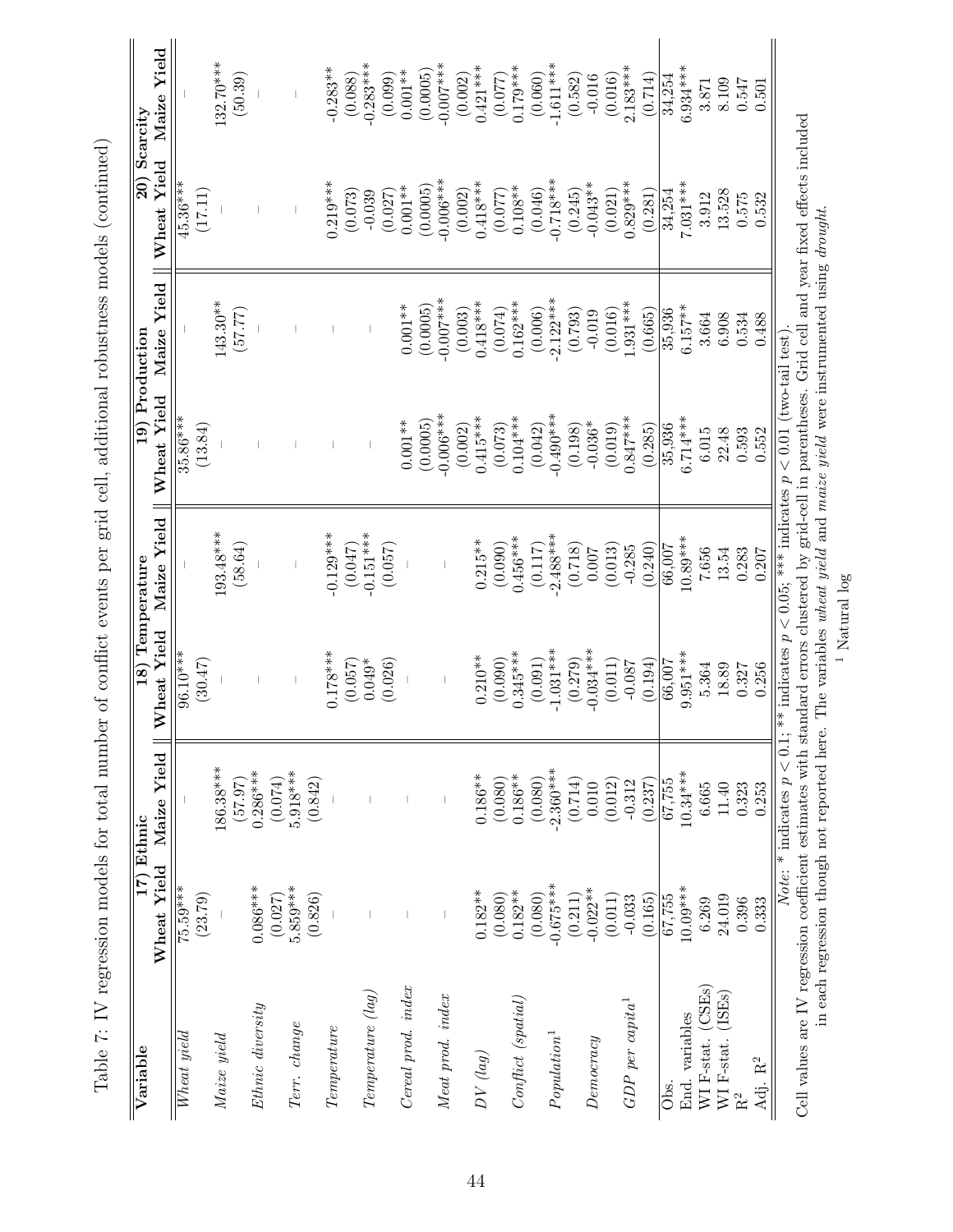Table 7: IV regression models for total number of conflict events per grid cell, additional robustness models (continued)

| Variable | 17) Ethnic | | 18) Temperature | | 19) Production | | 20) Scarcity | |
|---|---|---|---|---|---|---|---|---|
| | **Wheat Yield** | **Maize Yield** | **Wheat Yield** | **Maize Yield** | **Wheat Yield** | **Maize Yield** | **Wheat Yield** | **Maize Yield** |
| *Wheat yield* | 75.59*** | – | 96.10*** | – | 35.86*** | – | 45.36*** | – |
| | (23.79) | | (30.47) | | (13.84) | | (17.11) | |
| *Maize yield* | – | 186.38*** | – | 193.48*** | – | 143.30** | – | 132.70*** |
| | | (57.97) | | (58.64) | | (57.77) | | (50.39) |
| *Ethnic diversity* | 0.086*** | 0.286*** | – | – | – | – | – | – |
| | (0.027) | (0.074) | | | | | | |
| *Terr. change* | 5.859*** | 5.918*** | – | – | – | – | – | – |
| | (0.826) | (0.842) | | | | | | |
| *Temperature* | – | – | 0.178*** | -0.129*** | – | – | 0.219*** | -0.283** |
| | | | (0.057) | (0.047) | | | (0.073) | (0.088) |
| *Temperature (lag)* | – | – | 0.049* | -0.151*** | – | – | -0.039 | -0.283*** |
| | | | (0.026) | (0.057) | | | (0.027) | (0.099) |
| *Cereal prod. index* | – | – | – | – | 0.001** | 0.001** | 0.001** | 0.001** |
| | | | | | (0.0005) | (0.0005) | (0.0005) | (0.0005) |
| *Meat prod. index* | – | – | – | – | -0.006*** | -0.007*** | -0.006*** | -0.007*** |
| | | | | | (0.002) | (0.003) | (0.002) | (0.002) |
| *DV (lag)* | 0.182** | 0.186** | 0.210** | 0.215** | 0.415*** | 0.418*** | 0.418*** | 0.421*** |
| | (0.080) | (0.080) | (0.090) | (0.090) | (0.073) | (0.074) | (0.077) | (0.077) |
| *Conflict (spatial)* | 0.182** | 0.186** | 0.345*** | 0.456*** | 0.104*** | 0.162*** | 0.108** | 0.179*** |
| | (0.080) | (0.080) | (0.091) | (0.117) | (0.042) | (0.006) | (0.046) | (0.060) |
| *Population*[1] | -0.675*** | -2.360*** | -1.031*** | -2.488*** | -0.490*** | -2.122*** | -0.718*** | -1.611*** |
| | (0.211) | (0.714) | (0.279) | (0.718) | (0.198) | (0.793) | (0.245) | (0.582) |
| *Democracy* | -0.022** | 0.010 | -0.034*** | 0.007 | -0.036* | -0.019 | -0.043** | -0.016 |
| | (0.011) | (0.012) | (0.011) | (0.013) | (0.019) | (0.016) | (0.021) | (0.016) |
| *GDP per capita*[1] | -0.033 | -0.312 | -0.087 | -0.285 | 0.847*** | 1.931*** | 0.829*** | 2.183*** |
| | (0.165) | (0.237) | (0.194) | (0.240) | (0.285) | (0.665) | (0.281) | (0.714) |
| Obs. | 67,755 | 67,755 | 66,007 | 66,007 | 35,936 | 35,936 | 34,254 | 34,254 |
| End. variables | 10.09*** | 10.34*** | 9.951*** | 10.89*** | 6.714*** | 6.157** | 7.031*** | 6.934*** |
| WI F-stat. (CSEs) | 6.269 | 6.665 | 5.364 | 7.656 | 6.015 | 3.664 | 3.912 | 3.871 |
| WI F-stat. (ISEs) | 24.019 | 11.40 | 18.89 | 13.54 | 22.48 | 6.908 | 13.528 | 8.109 |
| $R^2$ | 0.396 | 0.323 | 0.327 | 0.283 | 0.593 | 0.534 | 0.575 | 0.547 |
| Adj. $R^2$ | 0.333 | 0.253 | 0.256 | 0.207 | 0.552 | 0.488 | 0.532 | 0.501 |

*Note*: * indicates $p < 0.1$; ** indicates $p < 0.05$; *** indicates $p < 0.01$ (two-tail test).

Cell values are IV regression coefficient estimates with standard errors clustered by grid-cell in parentheses. Grid cell and year fixed effects included in each regression though not reported here. The variables *wheat yield* and *maize yield* were instrumented using *drought*.

[1] Natural log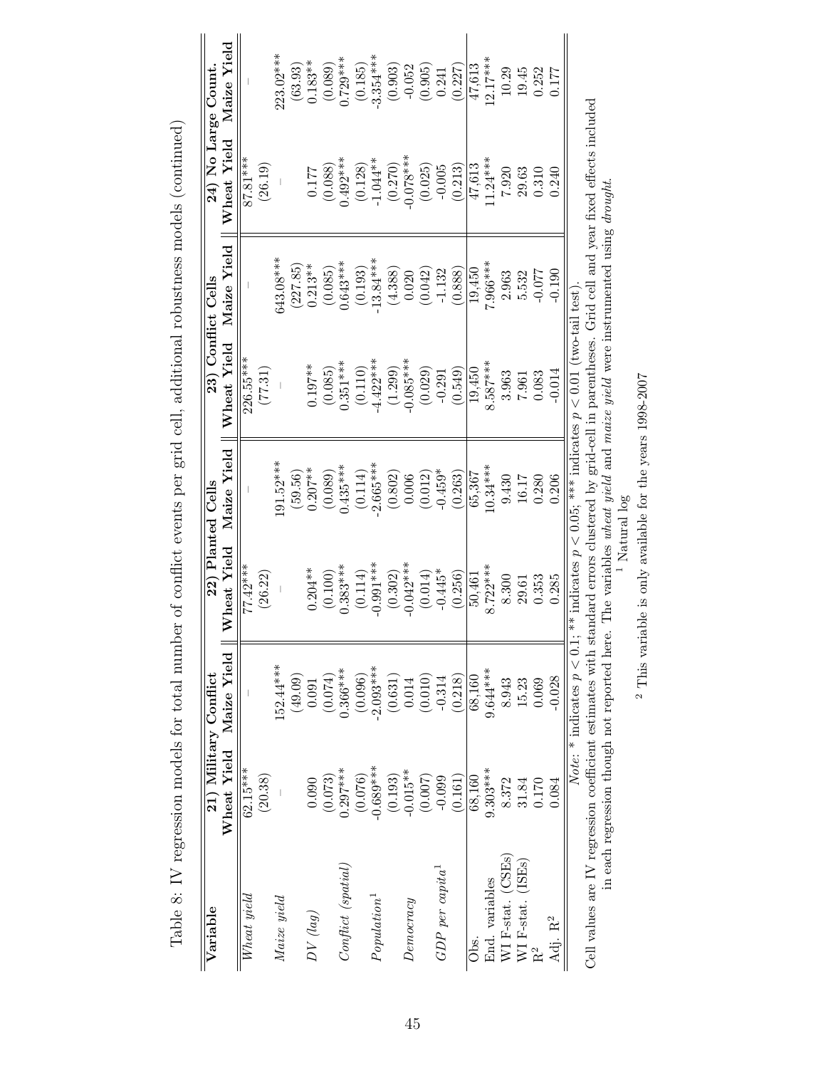Table 8: IV regression models for total number of conflict events per grid cell, additional robustness models (continued)

| Variable | 21) Military Conflict | | 22) Planted Cells | | 23) Conflict Cells | | 24) No Large Count. | |
|---|---|---|---|---|---|---|---|---|
| | Wheat Yield | Maize Yield | Wheat Yield | Maize Yield | Wheat Yield | Maize Yield | Wheat Yield | Maize Yield |
| *Wheat yield* | 62.15*** | – | 77.42*** | – | 226.55*** | – | 87.81*** | – |
| | (20.38) | | (26.22) | | (77.31) | | (26.19) | |
| *Maize yield* | – | 152.44*** | – | 191.52*** | – | 643.08*** | – | 223.02*** |
| | | (49.09) | | (59.56) | | (227.85) | | (63.93) |
| *DV (lag)* | 0.090 | 0.091 | 0.204** | 0.207** | 0.197** | 0.213** | 0.177 | 0.183** |
| | (0.073) | (0.074) | (0.100) | (0.089) | (0.085) | (0.085) | (0.088) | (0.089) |
| *Conflict (spatial)* | 0.297*** | 0.366*** | 0.383*** | 0.435*** | 0.351*** | 0.643*** | 0.492*** | 0.729*** |
| | (0.076) | (0.096) | (0.114) | (0.114) | (0.110) | (0.193) | (0.128) | (0.185) |
| *Population*[1] | -0.689*** | -2.093*** | -0.991*** | -2.665*** | -4.422*** | -13.84*** | -1.044** | -3.354*** |
| | (0.193) | (0.631) | (0.302) | (0.802) | (1.299) | (4.388) | (0.270) | (0.903) |
| *Democracy* | -0.015** | 0.014 | -0.042*** | 0.006 | -0.085*** | 0.020 | -0.078*** | -0.052 |
| | (0.007) | (0.010) | (0.014) | (0.012) | (0.029) | (0.042) | (0.025) | (0.905) |
| *GDP per capita*[1] | -0.099 | -0.314 | -0.445* | -0.459* | -0.291 | -1.132 | -0.005 | 0.241 |
| | (0.161) | (0.218) | (0.256) | (0.263) | (0.549) | (0.888) | (0.213) | (0.227) |
| Obs. | 68,160 | 68,160 | 50,461 | 65,367 | 19,450 | 19,450 | 47,613 | 47,613 |
| End. variables | 9.303*** | 9.644*** | 8.722*** | 10.34*** | 8.587*** | 7.966*** | 11.24*** | 12.17*** |
| WI F-stat. (CSEs) | 8.372 | 8.943 | 8.300 | 9.430 | 3.963 | 2.963 | 7.920 | 10.29 |
| WI F-stat. (ISEs) | 31.84 | 15.23 | 29.61 | 16.17 | 7.961 | 5.532 | 29.63 | 19.45 |
| $R^2$ | 0.170 | 0.069 | 0.353 | 0.280 | 0.083 | -0.077 | 0.310 | 0.252 |
| Adj. $R^2$ | 0.084 | -0.028 | 0.285 | 0.206 | -0.014 | -0.190 | 0.240 | 0.177 |

*Note*: * indicates $p < 0.1$; ** indicates $p < 0.05$; *** indicates $p < 0.01$ (two-tail test).

Cell values are IV regression coefficient estimates with standard errors clustered by grid-cell in parentheses. Grid cell and year fixed effects included in each regression though not reported here. The variables *wheat yield* and *maize yield* were instrumented using *drought*.

[1] Natural log

[2] This variable is only available for the years 1998-2007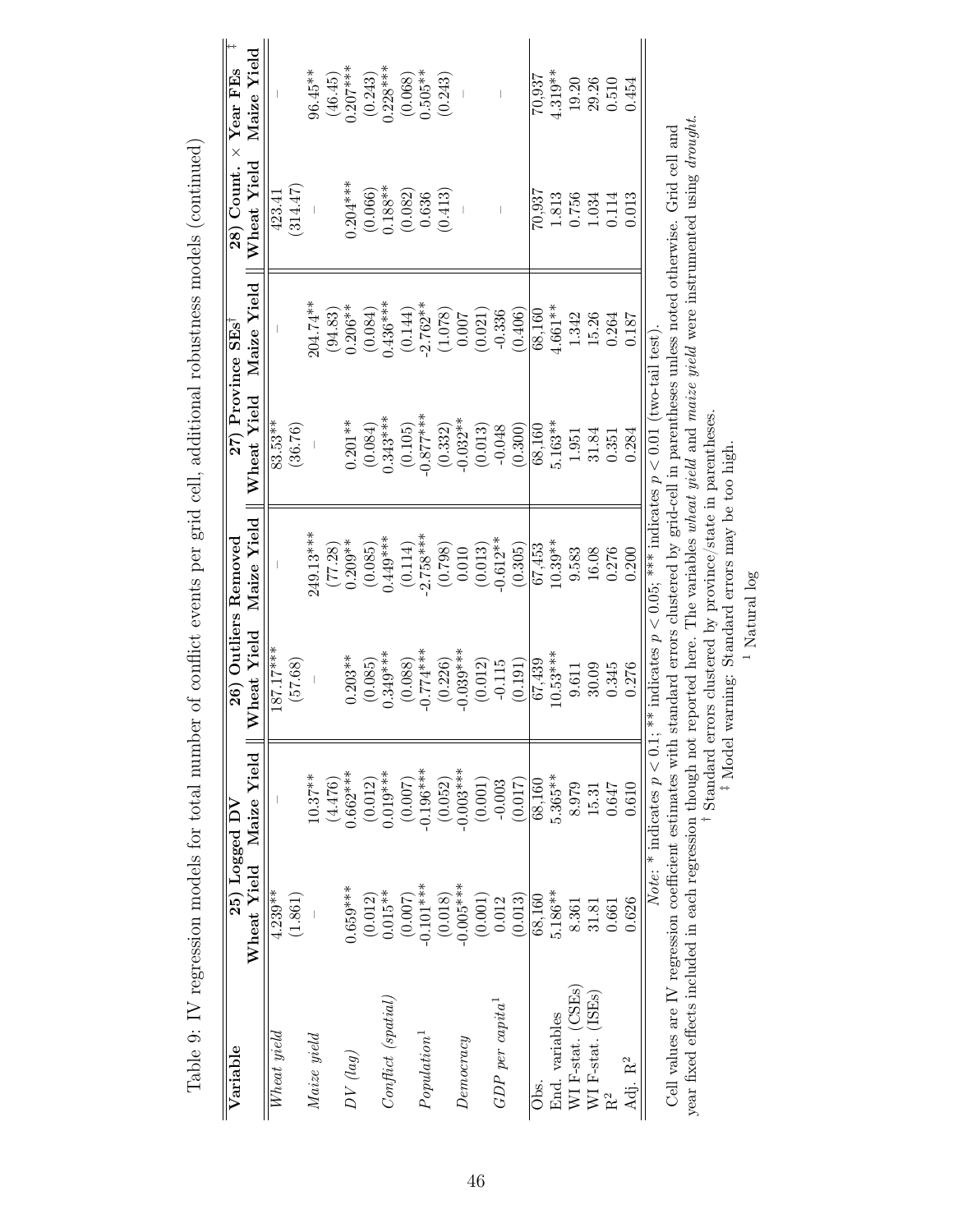Table 9: IV regression models for total number of conflict events per grid cell, additional robustness models (continued)

| Variable | 25) Logged DV | | 26) Outliers Removed | | 27) Province SEs[†] | | 28) Count. × Year FEs[‡] | |
|---|---|---|---|---|---|---|---|---|
| | Wheat Yield | Maize Yield | Wheat Yield | Maize Yield | Wheat Yield | Maize Yield | Wheat Yield | Maize Yield |
| *Wheat yield* | 4.239** | – | 187.17*** | – | 83.53** | – | 423.41 | – |
| | (1.861) | | (57.68) | | (36.76) | | (314.47) | |
| *Maize yield* | – | 10.37** | – | 249.13*** | – | 204.74** | – | 96.45** |
| | | (4.476) | | (77.28) | | (94.83) | | (46.45) |
| *DV (lag)* | 0.659*** | 0.662*** | 0.203** | 0.209** | 0.201** | 0.206** | 0.204*** | 0.207*** |
| | (0.012) | (0.012) | (0.085) | (0.085) | (0.084) | (0.084) | (0.066) | (0.243) |
| *Conflict (spatial)* | 0.015** | 0.019*** | 0.349*** | 0.449*** | 0.343*** | 0.436*** | 0.188** | 0.228*** |
| | (0.007) | (0.007) | (0.088) | (0.114) | (0.105) | (0.144) | (0.082) | (0.068) |
| *Population*[1] | -0.101*** | -0.196*** | -0.774*** | -2.758*** | -0.877*** | -2.762** | 0.636 | 0.505** |
| | (0.018) | (0.052) | (0.226) | (0.798) | (0.332) | (1.078) | (0.413) | (0.243) |
| *Democracy* | -0.005*** | -0.003*** | -0.039*** | 0.010 | -0.032** | 0.007 | – | – |
| | (0.001) | (0.001) | (0.012) | (0.013) | (0.013) | (0.021) | | |
| *GDP per capita*[1] | 0.012 | -0.003 | -0.115 | -0.612** | -0.048 | -0.336 | – | – |
| | (0.013) | (0.017) | (0.191) | (0.305) | (0.300) | (0.406) | | |
| Obs. | 68,160 | 68,160 | 67,439 | 67,453 | 68,160 | 68,160 | 70,937 | 70,937 |
| End. variables | 5.186** | 5.365** | 10.53*** | 10.39** | 5.163** | 4.661** | 1.813 | 4.319** |
| WI F-stat. (CSEs) | 8.361 | 8.979 | 9.611 | 9.583 | 1.951 | 1.342 | 0.756 | 19.20 |
| WI F-stat. (ISEs) | 31.81 | 15.31 | 30.09 | 16.08 | 31.84 | 15.26 | 1.034 | 29.26 |
| $R^2$ | 0.661 | 0.647 | 0.345 | 0.276 | 0.351 | 0.264 | 0.114 | 0.510 |
| Adj. $R^2$ | 0.626 | 0.610 | 0.276 | 0.200 | 0.284 | 0.187 | 0.013 | 0.454 |

*Note:* * indicates $p < 0.1$; ** indicates $p < 0.05$; *** indicates $p < 0.01$ (two-tail test).

Cell values are IV regression coefficient estimates with standard errors clustered by grid-cell in parentheses unless noted otherwise. Grid cell and year fixed effects included in each regression though not reported here. The variables *wheat yield* and *maize yield* were instrumented using *drought*.

[†] Standard errors clustered by province/state in parentheses.

[‡] Model warning: Standard errors may be too high.

[1] Natural log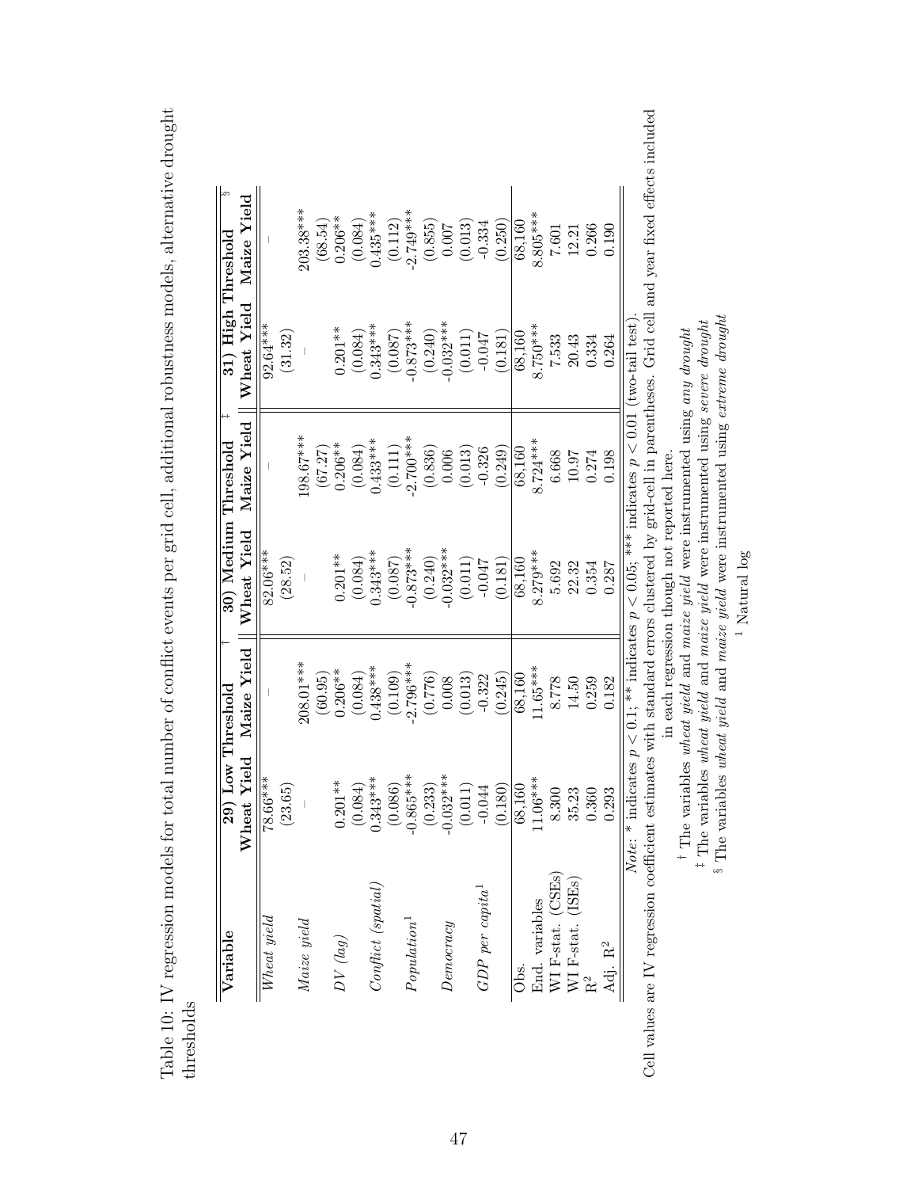Table 10: IV regression models for total number of conflict events per grid cell, additional robustness models, alternative drought thresholds

| Variable | 29) Low Threshold[†] | | 30) Medium Threshold[‡] | | 31) High Threshold[§] | |
|---|---|---|---|---|---|---|
| | Wheat Yield | Maize Yield | Wheat Yield | Maize Yield | Wheat Yield | Maize Yield |
| *Wheat yield* | 78.66*** | – | 82.06*** | – | 92.64*** | – |
| | (23.65) | | (28.52) | | (31.32) | |
| *Maize yield* | – | 208.01*** | – | 198.67*** | – | 203.38*** |
| | | (60.95) | | (67.27) | | (68.54) |
| *DV (lag)* | 0.201** | 0.206** | 0.201** | 0.206** | 0.201** | 0.206** |
| | (0.084) | (0.084) | (0.084) | (0.084) | (0.084) | (0.084) |
| *Conflict (spatial)* | 0.343*** | 0.438*** | 0.343*** | 0.433*** | 0.343*** | 0.435*** |
| | (0.086) | (0.109) | (0.087) | (0.111) | (0.087) | (0.112) |
| *Population*[1] | -0.865*** | -2.796*** | -0.873*** | -2.700*** | -0.873*** | -2.749*** |
| | (0.233) | (0.776) | (0.240) | (0.836) | (0.240) | (0.855) |
| *Democracy* | -0.032*** | 0.008 | -0.032*** | 0.006 | -0.032*** | 0.007 |
| | (0.011) | (0.013) | (0.011) | (0.013) | (0.011) | (0.013) |
| *GDP per capita*[1] | -0.044 | -0.322 | -0.047 | -0.326 | -0.047 | -0.334 |
| | (0.180) | (0.245) | (0.181) | (0.249) | (0.181) | (0.250) |
| Obs. | 68,160 | 68,160 | 68,160 | 68,160 | 68,160 | 68,160 |
| End. variables | 11.06*** | 11.65*** | 8.279*** | 8.724*** | 8.750*** | 8.805*** |
| WI F-stat. (CSEs) | 8.300 | 8.778 | 5.692 | 6.668 | 7.533 | 7.601 |
| WI F-stat. (ISEs) | 35.23 | 14.50 | 22.32 | 10.97 | 20.43 | 12.21 |
| $R^2$ | 0.360 | 0.259 | 0.354 | 0.274 | 0.334 | 0.266 |
| Adj. $R^2$ | 0.293 | 0.182 | 0.287 | 0.198 | 0.264 | 0.190 |

*Note:* * indicates $p < 0.1$; ** indicates $p < 0.05$; *** indicates $p < 0.01$ (two-tail test).

Cell values are IV regression coefficient estimates with standard errors clustered by grid-cell in parentheses. Grid cell and year fixed effects included in each regression though not reported here.

[†] The variables *wheat yield* and *maize yield* were instrumented using *any drought*

[‡] The variables *wheat yield* and *maize yield* were instrumented using *severe drought*

[§] The variables *wheat yield* and *maize yield* were instrumented using *extreme drought*

[1] Natural log